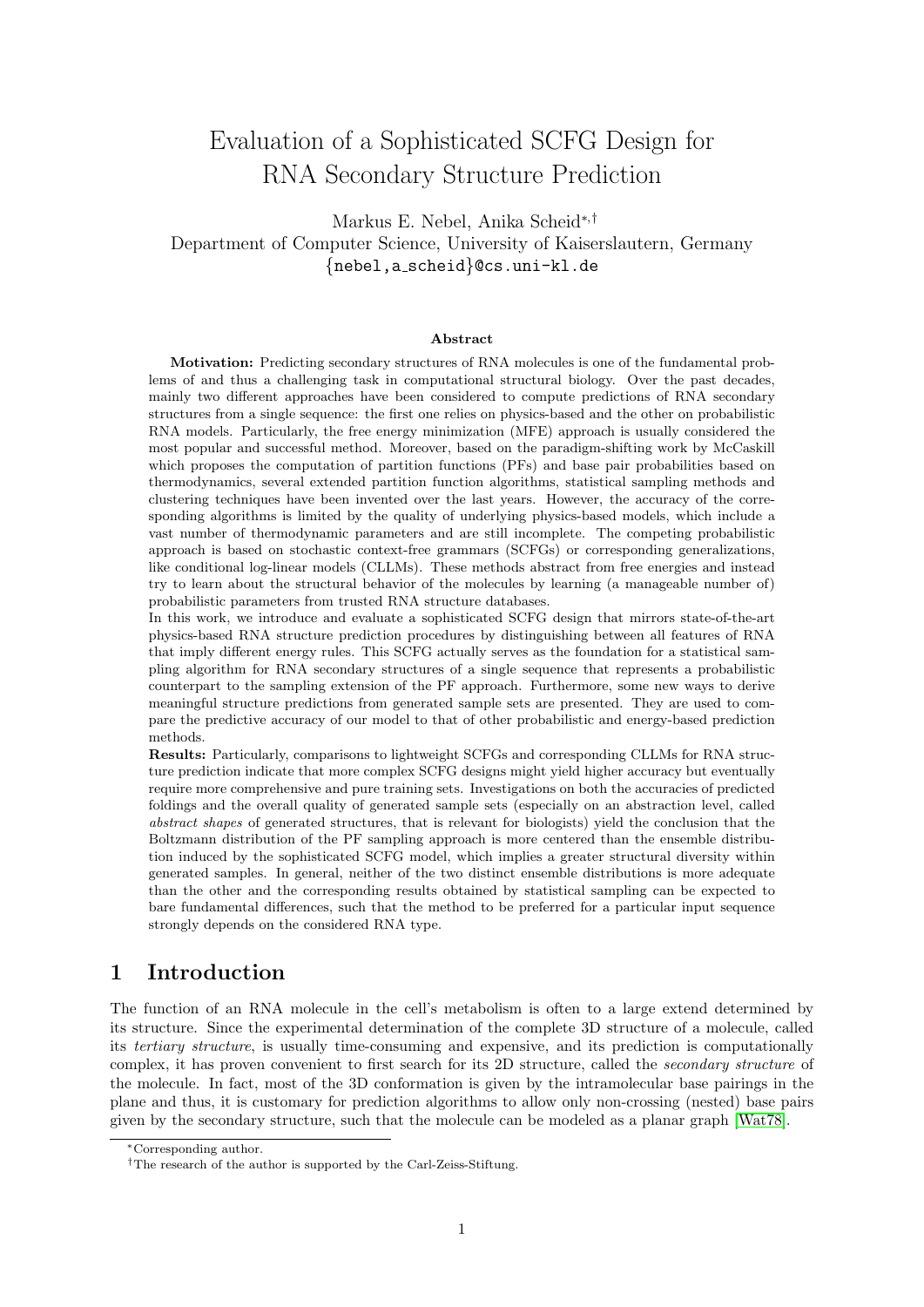# Evaluation of a Sophisticated SCFG Design for RNA Secondary Structure Prediction

Markus E. Nebel, Anika Scheid[*,†]

Department of Computer Science, University of Kaiserslautern, Germany

{nebel,a_scheid}@cs.uni-kl.de

### Abstract

**Motivation:** Predicting secondary structures of RNA molecules is one of the fundamental problems of and thus a challenging task in computational structural biology. Over the past decades, mainly two different approaches have been considered to compute predictions of RNA secondary structures from a single sequence: the first one relies on physics-based and the other on probabilistic RNA models. Particularly, the free energy minimization (MFE) approach is usually considered the most popular and successful method. Moreover, based on the paradigm-shifting work by McCaskill which proposes the computation of partition functions (PFs) and base pair probabilities based on thermodynamics, several extended partition function algorithms, statistical sampling methods and clustering techniques have been invented over the last years. However, the accuracy of the corresponding algorithms is limited by the quality of underlying physics-based models, which include a vast number of thermodynamic parameters and are still incomplete. The competing probabilistic approach is based on stochastic context-free grammars (SCFGs) or corresponding generalizations, like conditional log-linear models (CLLMs). These methods abstract from free energies and instead try to learn about the structural behavior of the molecules by learning (a manageable number of) probabilistic parameters from trusted RNA structure databases.

In this work, we introduce and evaluate a sophisticated SCFG design that mirrors state-of-the-art physics-based RNA structure prediction procedures by distinguishing between all features of RNA that imply different energy rules. This SCFG actually serves as the foundation for a statistical sampling algorithm for RNA secondary structures of a single sequence that represents a probabilistic counterpart to the sampling extension of the PF approach. Furthermore, some new ways to derive meaningful structure predictions from generated sample sets are presented. They are used to compare the predictive accuracy of our model to that of other probabilistic and energy-based prediction methods.

**Results:** Particularly, comparisons to lightweight SCFGs and corresponding CLLMs for RNA structure prediction indicate that more complex SCFG designs might yield higher accuracy but eventually require more comprehensive and pure training sets. Investigations on both the accuracies of predicted foldings and the overall quality of generated sample sets (especially on an abstraction level, called *abstract shapes* of generated structures, that is relevant for biologists) yield the conclusion that the Boltzmann distribution of the PF sampling approach is more centered than the ensemble distribution induced by the sophisticated SCFG model, which implies a greater structural diversity within generated samples. In general, neither of the two distinct ensemble distributions is more adequate than the other and the corresponding results obtained by statistical sampling can be expected to bare fundamental differences, such that the method to be preferred for a particular input sequence strongly depends on the considered RNA type.

## 1 Introduction

The function of an RNA molecule in the cell's metabolism is often to a large extend determined by its structure. Since the experimental determination of the complete 3D structure of a molecule, called its *tertiary structure*, is usually time-consuming and expensive, and its prediction is computationally complex, it has proven convenient to first search for its 2D structure, called the *secondary structure* of the molecule. In fact, most of the 3D conformation is given by the intramolecular base pairings in the plane and thus, it is customary for prediction algorithms to allow only non-crossing (nested) base pairs given by the secondary structure, such that the molecule can be modeled as a planar graph [Wat78].

[*] Corresponding author.

[†] The research of the author is supported by the Carl-Zeiss-Stiftung.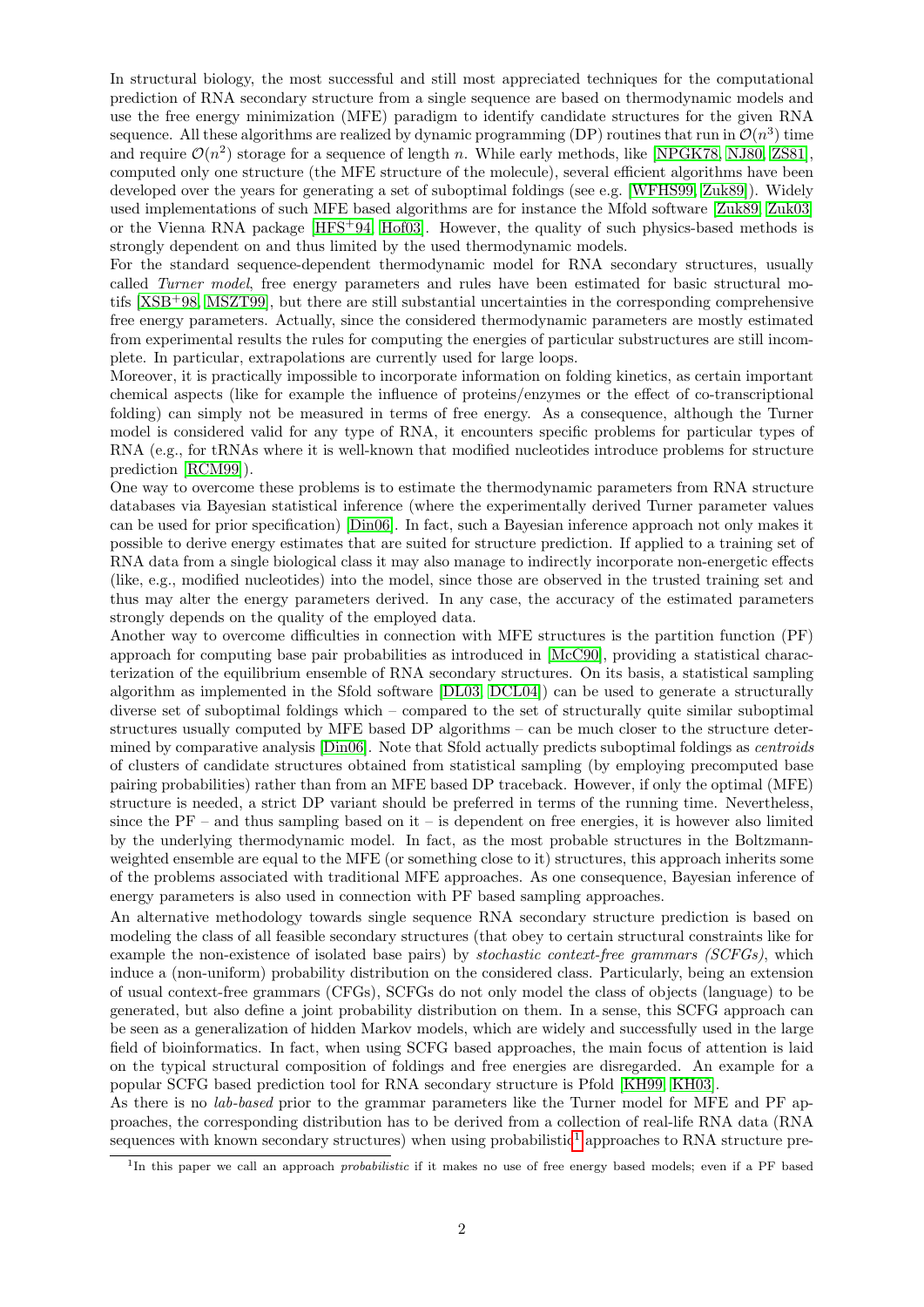In structural biology, the most successful and still most appreciated techniques for the computational prediction of RNA secondary structure from a single sequence are based on thermodynamic models and use the free energy minimization (MFE) paradigm to identify candidate structures for the given RNA sequence. All these algorithms are realized by dynamic programming (DP) routines that run in $\mathcal{O}(n^3)$ time and require $\mathcal{O}(n^2)$ storage for a sequence of length $n$. While early methods, like [NPGK78, NJ80, ZS81], computed only one structure (the MFE structure of the molecule), several efficient algorithms have been developed over the years for generating a set of suboptimal foldings (see e.g. [WFHS99, Zuk89]). Widely used implementations of such MFE based algorithms are for instance the Mfold software [Zuk89, Zuk03] or the Vienna RNA package [HFS+94, Hof03]. However, the quality of such physics-based methods is strongly dependent on and thus limited by the used thermodynamic models.

For the standard sequence-dependent thermodynamic model for RNA secondary structures, usually called *Turner model*, free energy parameters and rules have been estimated for basic structural motifs [XSB+98, MSZT99], but there are still substantial uncertainties in the corresponding comprehensive free energy parameters. Actually, since the considered thermodynamic parameters are mostly estimated from experimental results the rules for computing the energies of particular substructures are still incomplete. In particular, extrapolations are currently used for large loops.

Moreover, it is practically impossible to incorporate information on folding kinetics, as certain important chemical aspects (like for example the influence of proteins/enzymes or the effect of co-transcriptional folding) can simply not be measured in terms of free energy. As a consequence, although the Turner model is considered valid for any type of RNA, it encounters specific problems for particular types of RNA (e.g., for tRNAs where it is well-known that modified nucleotides introduce problems for structure prediction [RCM99]).

One way to overcome these problems is to estimate the thermodynamic parameters from RNA structure databases via Bayesian statistical inference (where the experimentally derived Turner parameter values can be used for prior specification) [Din06]. In fact, such a Bayesian inference approach not only makes it possible to derive energy estimates that are suited for structure prediction. If applied to a training set of RNA data from a single biological class it may also manage to indirectly incorporate non-energetic effects (like, e.g., modified nucleotides) into the model, since those are observed in the trusted training set and thus may alter the energy parameters derived. In any case, the accuracy of the estimated parameters strongly depends on the quality of the employed data.

Another way to overcome difficulties in connection with MFE structures is the partition function (PF) approach for computing base pair probabilities as introduced in [McC90], providing a statistical characterization of the equilibrium ensemble of RNA secondary structures. On its basis, a statistical sampling algorithm as implemented in the Sfold software [DL03, DCL04]) can be used to generate a structurally diverse set of suboptimal foldings which – compared to the set of structurally quite similar suboptimal structures usually computed by MFE based DP algorithms – can be much closer to the structure determined by comparative analysis [Din06]. Note that Sfold actually predicts suboptimal foldings as *centroids* of clusters of candidate structures obtained from statistical sampling (by employing precomputed base pairing probabilities) rather than from an MFE based DP traceback. However, if only the optimal (MFE) structure is needed, a strict DP variant should be preferred in terms of the running time. Nevertheless, since the PF – and thus sampling based on it – is dependent on free energies, it is however also limited by the underlying thermodynamic model. In fact, as the most probable structures in the Boltzmann-weighted ensemble are equal to the MFE (or something close to it) structures, this approach inherits some of the problems associated with traditional MFE approaches. As one consequence, Bayesian inference of energy parameters is also used in connection with PF based sampling approaches.

An alternative methodology towards single sequence RNA secondary structure prediction is based on modeling the class of all feasible secondary structures (that obey to certain structural constraints like for example the non-existence of isolated base pairs) by *stochastic context-free grammars (SCFGs)*, which induce a (non-uniform) probability distribution on the considered class. Particularly, being an extension of usual context-free grammars (CFGs), SCFGs do not only model the class of objects (language) to be generated, but also define a joint probability distribution on them. In a sense, this SCFG approach can be seen as a generalization of hidden Markov models, which are widely and successfully used in the large field of bioinformatics. In fact, when using SCFG based approaches, the main focus of attention is laid on the typical structural composition of foldings and free energies are disregarded. An example for a popular SCFG based prediction tool for RNA secondary structure is Pfold [KH99, KH03].

As there is no *lab-based* prior to the grammar parameters like the Turner model for MFE and PF approaches, the corresponding distribution has to be derived from a collection of real-life RNA data (RNA sequences with known secondary structures) when using probabilistic[1] approaches to RNA structure pre-

[1] In this paper we call an approach *probabilistic* if it makes no use of free energy based models; even if a PF based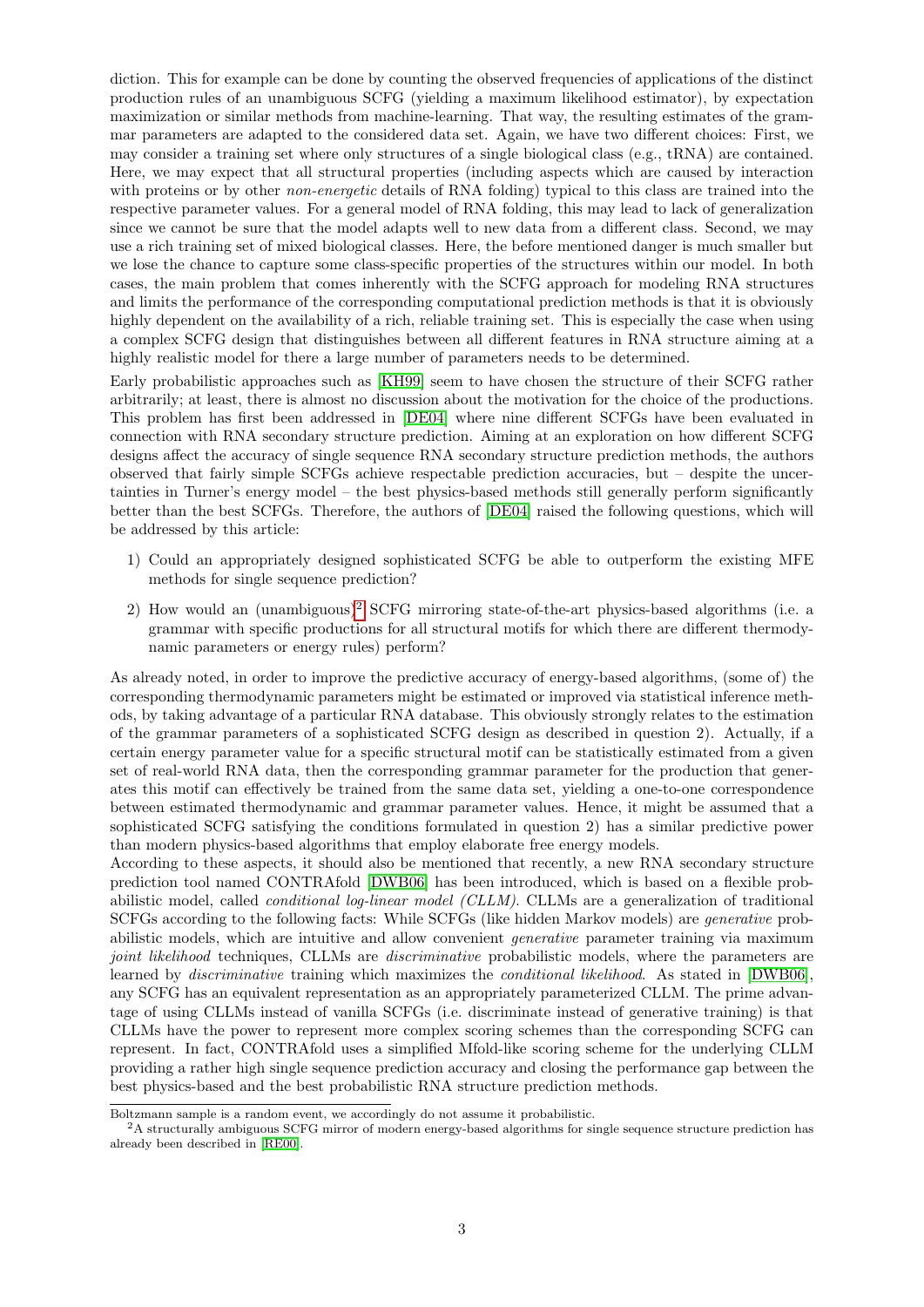diction. This for example can be done by counting the observed frequencies of applications of the distinct production rules of an unambiguous SCFG (yielding a maximum likelihood estimator), by expectation maximization or similar methods from machine-learning. That way, the resulting estimates of the grammar parameters are adapted to the considered data set. Again, we have two different choices: First, we may consider a training set where only structures of a single biological class (e.g., tRNA) are contained. Here, we may expect that all structural properties (including aspects which are caused by interaction with proteins or by other *non-energetic* details of RNA folding) typical to this class are trained into the respective parameter values. For a general model of RNA folding, this may lead to lack of generalization since we cannot be sure that the model adapts well to new data from a different class. Second, we may use a rich training set of mixed biological classes. Here, the before mentioned danger is much smaller but we lose the chance to capture some class-specific properties of the structures within our model. In both cases, the main problem that comes inherently with the SCFG approach for modeling RNA structures and limits the performance of the corresponding computational prediction methods is that it is obviously highly dependent on the availability of a rich, reliable training set. This is especially the case when using a complex SCFG design that distinguishes between all different features in RNA structure aiming at a highly realistic model for there a large number of parameters needs to be determined.

Early probabilistic approaches such as [KH99] seem to have chosen the structure of their SCFG rather arbitrarily; at least, there is almost no discussion about the motivation for the choice of the productions. This problem has first been addressed in [DE04] where nine different SCFGs have been evaluated in connection with RNA secondary structure prediction. Aiming at an exploration on how different SCFG designs affect the accuracy of single sequence RNA secondary structure prediction methods, the authors observed that fairly simple SCFGs achieve respectable prediction accuracies, but – despite the uncertainties in Turner's energy model – the best physics-based methods still generally perform significantly better than the best SCFGs. Therefore, the authors of [DE04] raised the following questions, which will be addressed by this article:

1) Could an appropriately designed sophisticated SCFG be able to outperform the existing MFE methods for single sequence prediction?

2) How would an (unambiguous)[2] SCFG mirroring state-of-the-art physics-based algorithms (i.e. a grammar with specific productions for all structural motifs for which there are different thermodynamic parameters or energy rules) perform?

As already noted, in order to improve the predictive accuracy of energy-based algorithms, (some of) the corresponding thermodynamic parameters might be estimated or improved via statistical inference methods, by taking advantage of a particular RNA database. This obviously strongly relates to the estimation of the grammar parameters of a sophisticated SCFG design as described in question 2). Actually, if a certain energy parameter value for a specific structural motif can be statistically estimated from a given set of real-world RNA data, then the corresponding grammar parameter for the production that generates this motif can effectively be trained from the same data set, yielding a one-to-one correspondence between estimated thermodynamic and grammar parameter values. Hence, it might be assumed that a sophisticated SCFG satisfying the conditions formulated in question 2) has a similar predictive power than modern physics-based algorithms that employ elaborate free energy models.

According to these aspects, it should also be mentioned that recently, a new RNA secondary structure prediction tool named CONTRAfold [DWB06] has been introduced, which is based on a flexible probabilistic model, called *conditional log-linear model (CLLM)*. CLLMs are a generalization of traditional SCFGs according to the following facts: While SCFGs (like hidden Markov models) are *generative* probabilistic models, which are intuitive and allow convenient *generative* parameter training via maximum *joint likelihood* techniques, CLLMs are *discriminative* probabilistic models, where the parameters are learned by *discriminative* training which maximizes the *conditional likelihood*. As stated in [DWB06], any SCFG has an equivalent representation as an appropriately parameterized CLLM. The prime advantage of using CLLMs instead of vanilla SCFGs (i.e. discriminate instead of generative training) is that CLLMs have the power to represent more complex scoring schemes than the corresponding SCFG can represent. In fact, CONTRAfold uses a simplified Mfold-like scoring scheme for the underlying CLLM providing a rather high single sequence prediction accuracy and closing the performance gap between the best physics-based and the best probabilistic RNA structure prediction methods.

Boltzmann sample is a random event, we accordingly do not assume it probabilistic.

[2] A structurally ambiguous SCFG mirror of modern energy-based algorithms for single sequence structure prediction has already been described in [RE00].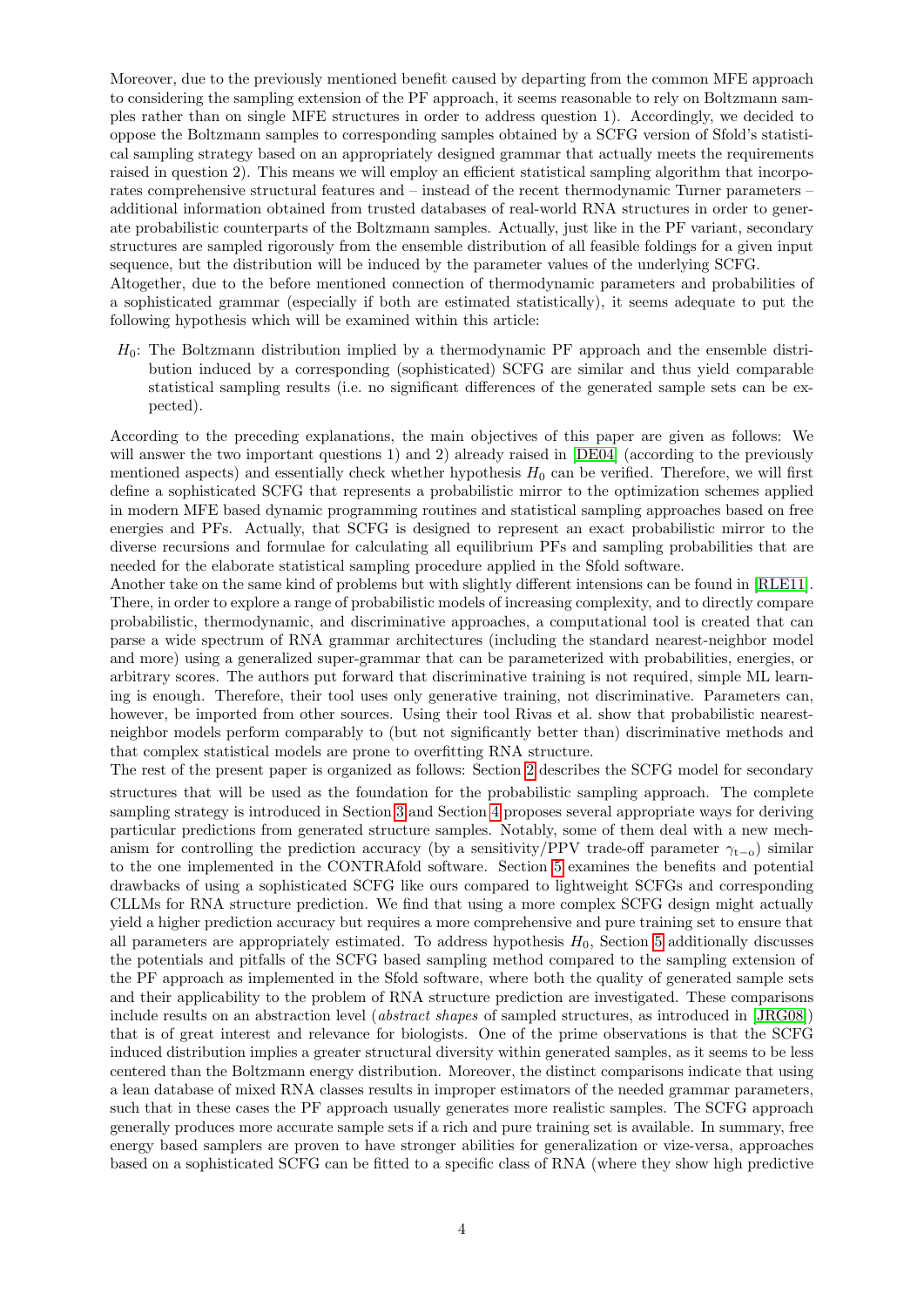Moreover, due to the previously mentioned benefit caused by departing from the common MFE approach to considering the sampling extension of the PF approach, it seems reasonable to rely on Boltzmann samples rather than on single MFE structures in order to address question 1). Accordingly, we decided to oppose the Boltzmann samples to corresponding samples obtained by a SCFG version of Sfold's statistical sampling strategy based on an appropriately designed grammar that actually meets the requirements raised in question 2). This means we will employ an efficient statistical sampling algorithm that incorporates comprehensive structural features and – instead of the recent thermodynamic Turner parameters – additional information obtained from trusted databases of real-world RNA structures in order to generate probabilistic counterparts of the Boltzmann samples. Actually, just like in the PF variant, secondary structures are sampled rigorously from the ensemble distribution of all feasible foldings for a given input sequence, but the distribution will be induced by the parameter values of the underlying SCFG.

Altogether, due to the before mentioned connection of thermodynamic parameters and probabilities of a sophisticated grammar (especially if both are estimated statistically), it seems adequate to put the following hypothesis which will be examined within this article:

$H_0$: The Boltzmann distribution implied by a thermodynamic PF approach and the ensemble distribution induced by a corresponding (sophisticated) SCFG are similar and thus yield comparable statistical sampling results (i.e. no significant differences of the generated sample sets can be expected).

According to the preceding explanations, the main objectives of this paper are given as follows: We will answer the two important questions 1) and 2) already raised in [DE04] (according to the previously mentioned aspects) and essentially check whether hypothesis $H_0$ can be verified. Therefore, we will first define a sophisticated SCFG that represents a probabilistic mirror to the optimization schemes applied in modern MFE based dynamic programming routines and statistical sampling approaches based on free energies and PFs. Actually, that SCFG is designed to represent an exact probabilistic mirror to the diverse recursions and formulae for calculating all equilibrium PFs and sampling probabilities that are needed for the elaborate statistical sampling procedure applied in the Sfold software.

Another take on the same kind of problems but with slightly different intensions can be found in [RLE11]. There, in order to explore a range of probabilistic models of increasing complexity, and to directly compare probabilistic, thermodynamic, and discriminative approaches, a computational tool is created that can parse a wide spectrum of RNA grammar architectures (including the standard nearest-neighbor model and more) using a generalized super-grammar that can be parameterized with probabilities, energies, or arbitrary scores. The authors put forward that discriminative training is not required, simple ML learning is enough. Therefore, their tool uses only generative training, not discriminative. Parameters can, however, be imported from other sources. Using their tool Rivas et al. show that probabilistic nearest-neighbor models perform comparably to (but not significantly better than) discriminative methods and that complex statistical models are prone to overfitting RNA structure.

The rest of the present paper is organized as follows: Section 2 describes the SCFG model for secondary structures that will be used as the foundation for the probabilistic sampling approach. The complete sampling strategy is introduced in Section 3 and Section 4 proposes several appropriate ways for deriving particular predictions from generated structure samples. Notably, some of them deal with a new mechanism for controlling the prediction accuracy (by a sensitivity/PPV trade-off parameter $\gamma_{\mathrm{t-o}}$) similar to the one implemented in the CONTRAfold software. Section 5 examines the benefits and potential drawbacks of using a sophisticated SCFG like ours compared to lightweight SCFGs and corresponding CLLMs for RNA structure prediction. We find that using a more complex SCFG design might actually yield a higher prediction accuracy but requires a more comprehensive and pure training set to ensure that all parameters are appropriately estimated. To address hypothesis $H_0$, Section 5 additionally discusses the potentials and pitfalls of the SCFG based sampling method compared to the sampling extension of the PF approach as implemented in the Sfold software, where both the quality of generated sample sets and their applicability to the problem of RNA structure prediction are investigated. These comparisons include results on an abstraction level (*abstract shapes* of sampled structures, as introduced in [JRG08]) that is of great interest and relevance for biologists. One of the prime observations is that the SCFG induced distribution implies a greater structural diversity within generated samples, as it seems to be less centered than the Boltzmann energy distribution. Moreover, the distinct comparisons indicate that using a lean database of mixed RNA classes results in improper estimators of the needed grammar parameters, such that in these cases the PF approach usually generates more realistic samples. The SCFG approach generally produces more accurate sample sets if a rich and pure training set is available. In summary, free energy based samplers are proven to have stronger abilities for generalization or vize-versa, approaches based on a sophisticated SCFG can be fitted to a specific class of RNA (where they show high predictive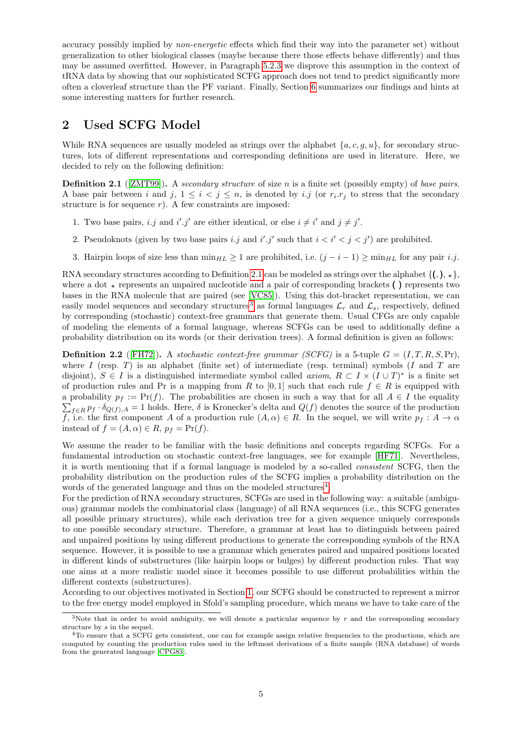accuracy possibly implied by *non-energetic* effects which find their way into the parameter set) without generalization to other biological classes (maybe because there those effects behave differently) and thus may be assumed overfitted. However, in Paragraph 5.2.3 we disprove this assumption in the context of tRNA data by showing that our sophisticated SCFG approach does not tend to predict significantly more often a cloverleaf structure than the PF variant. Finally, Section 6 summarizes our findings and hints at some interesting matters for further research.

## 2 Used SCFG Model

While RNA sequences are usually modeled as strings over the alphabet $\{a, c, g, u\}$, for secondary structures, lots of different representations and corresponding definitions are used in literature. Here, we decided to rely on the following definition:

**Definition 2.1** ([ZMT99]). A *secondary structure* of size $n$ is a finite set (possibly empty) of *base pairs*. A base pair between $i$ and $j$, $1 \leq i < j \leq n$, is denoted by $i.j$ (or $r_i.r_j$ to stress that the secondary structure is for sequence $r$). A few constraints are imposed:

1. Two base pairs, $i.j$ and $i'.j'$ are either identical, or else $i \neq i'$ and $j \neq j'$.
2. Pseudoknots (given by two base pairs $i.j$ and $i'.j'$ such that $i < i' < j < j'$) are prohibited.
3. Hairpin loops of size less than $\min_{HL} \geq 1$ are prohibited, i.e. $(j - i - 1) \geq \min_{HL}$ for any pair $i.j$.

RNA secondary structures according to Definition 2.1 can be modeled as strings over the alphabet $\{(, ), \circ\}$, where a dot $\circ$ represents an unpaired nucleotide and a pair of corresponding brackets $(\ )$ represents two bases in the RNA molecule that are paired (see [VC85]). Using this dot-bracket representation, we can easily model sequences and secondary structures[3] as formal languages $\mathcal{L}_r$ and $\mathcal{L}_s$, respectively, defined by corresponding (stochastic) context-free grammars that generate them. Usual CFGs are only capable of modeling the elements of a formal language, whereas SCFGs can be used to additionally define a probability distribution on its words (or their derivation trees). A formal definition is given as follows:

**Definition 2.2** ([FH72]). A *stochastic context-free grammar (SCFG)* is a 5-tuple $G = (I, T, R, S, \Pr)$, where $I$ (resp. $T$) is an alphabet (finite set) of intermediate (resp. terminal) symbols ($I$ and $T$ are disjoint), $S \in I$ is a distinguished intermediate symbol called *axiom*, $R \subset I \times (I \cup T)^*$ is a finite set of production rules and Pr is a mapping from $R$ to $[0, 1]$ such that each rule $f \in R$ is equipped with a probability $p_f := \Pr(f)$. The probabilities are chosen in such a way that for all $A \in I$ the equality $\sum_{f \in R} p_f \cdot \delta_{Q(f),A} = 1$ holds. Here, $\delta$ is Kronecker's delta and $Q(f)$ denotes the source of the production $f$, i.e. the first component $A$ of a production rule $(A, \alpha) \in R$. In the sequel, we will write $p_f : A \to \alpha$ instead of $f = (A, \alpha) \in R$, $p_f = \Pr(f)$.

We assume the reader to be familiar with the basic definitions and concepts regarding SCFGs. For a fundamental introduction on stochastic context-free languages, see for example [HF71]. Nevertheless, it is worth mentioning that if a formal language is modeled by a so-called *consistent* SCFG, then the probability distribution on the production rules of the SCFG implies a probability distribution on the words of the generated language and thus on the modeled structures[4].

For the prediction of RNA secondary structures, SCFGs are used in the following way: a suitable (ambiguous) grammar models the combinatorial class (language) of all RNA sequences (i.e., this SCFG generates all possible primary structures), while each derivation tree for a given sequence uniquely corresponds to one possible secondary structure. Therefore, a grammar at least has to distinguish between paired and unpaired positions by using different productions to generate the corresponding symbols of the RNA sequence. However, it is possible to use a grammar which generates paired and unpaired positions located in different kinds of substructures (like hairpin loops or bulges) by different production rules. That way one aims at a more realistic model since it becomes possible to use different probabilities within the different contexts (substructures).

According to our objectives motivated in Section 1, our SCFG should be constructed to represent a mirror to the free energy model employed in Sfold's sampling procedure, which means we have to take care of the

[3] Note that in order to avoid ambiguity, we will denote a particular sequence by $r$ and the corresponding secondary structure by $s$ in the sequel.

[4] To ensure that a SCFG gets consistent, one can for example assign relative frequencies to the productions, which are computed by counting the production rules used in the leftmost derivations of a finite sample (RNA database) of words from the generated language [CPG83].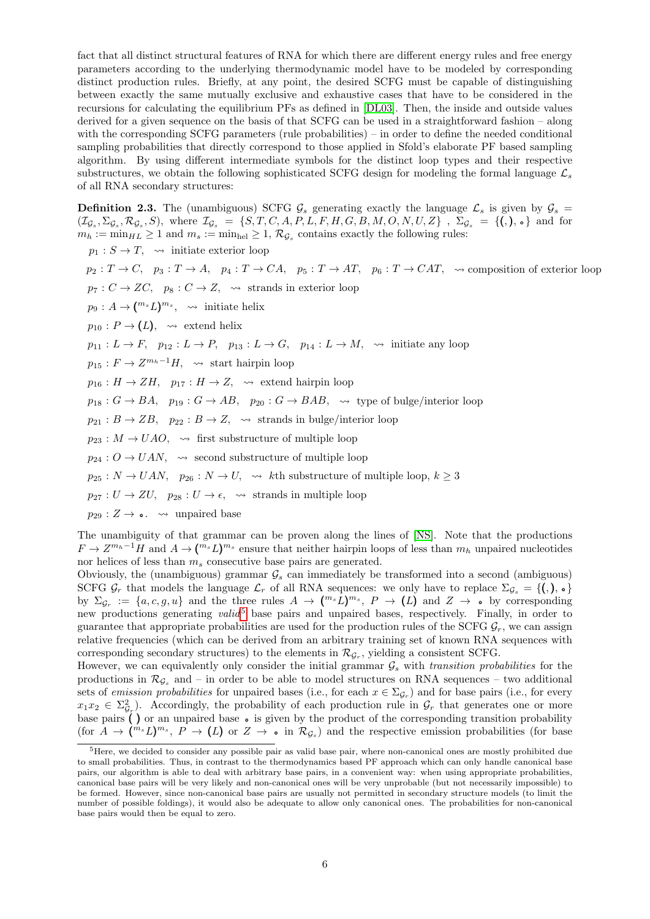fact that all distinct structural features of RNA for which there are different energy rules and free energy parameters according to the underlying thermodynamic model have to be modeled by corresponding distinct production rules. Briefly, at any point, the desired SCFG must be capable of distinguishing between exactly the same mutually exclusive and exhaustive cases that have to be considered in the recursions for calculating the equilibrium PFs as defined in [DL03]. Then, the inside and outside values derived for a given sequence on the basis of that SCFG can be used in a straightforward fashion – along with the corresponding SCFG parameters (rule probabilities) – in order to define the needed conditional sampling probabilities that directly correspond to those applied in Sfold's elaborate PF based sampling algorithm. By using different intermediate symbols for the distinct loop types and their respective substructures, we obtain the following sophisticated SCFG design for modeling the formal language $\mathcal{L}_s$ of all RNA secondary structures:

**Definition 2.3.** The (unambiguous) SCFG $\mathcal{G}_s$ generating exactly the language $\mathcal{L}_s$ is given by $\mathcal{G}_s = (\mathcal{I}_{\mathcal{G}_s}, \Sigma_{\mathcal{G}_s}, \mathcal{R}_{\mathcal{G}_s}, S)$, where $\mathcal{I}_{\mathcal{G}_s} = \{S, T, C, A, P, L, F, H, G, B, M, O, N, U, Z\}$ , $\Sigma_{\mathcal{G}_s} = \{(, ), \circ\}$ and for $m_h := \min_{HL} \geq 1$ and $m_s := \min_{\text{hel}} \geq 1$, $\mathcal{R}_{\mathcal{G}_s}$ contains exactly the following rules:

$p_1 : S \to T$, $\leadsto$ initiate exterior loop

$p_2 : T \to C$, $p_3 : T \to A$, $p_4 : T \to CA$, $p_5 : T \to AT$, $p_6 : T \to CAT$, $\leadsto$ composition of exterior loop

$p_7 : C \to ZC$, $p_8 : C \to Z$, $\leadsto$ strands in exterior loop

$p_9 : A \to (^{m_s} L)^{m_s}$, $\leadsto$ initiate helix

$p_{10} : P \to (L)$, $\leadsto$ extend helix

$p_{11} : L \to F$, $p_{12} : L \to P$, $p_{13} : L \to G$, $p_{14} : L \to M$, $\leadsto$ initiate any loop

$p_{15} : F \to Z^{m_h-1} H$, $\leadsto$ start hairpin loop

$p_{16} : H \to ZH$, $p_{17} : H \to Z$, $\leadsto$ extend hairpin loop

$p_{18} : G \to BA$, $p_{19} : G \to AB$, $p_{20} : G \to BAB$, $\leadsto$ type of bulge/interior loop

$p_{21} : B \to ZB$, $p_{22} : B \to Z$, $\leadsto$ strands in bulge/interior loop

$p_{23} : M \to UAO$, $\leadsto$ first substructure of multiple loop

$p_{24} : O \to UAN$, $\leadsto$ second substructure of multiple loop

$p_{25} : N \to UAN$, $p_{26} : N \to U$, $\leadsto$ $k$th substructure of multiple loop, $k \geq 3$

$p_{27} : U \to ZU$, $p_{28} : U \to \epsilon$, $\leadsto$ strands in multiple loop

$p_{29} : Z \to \circ$. $\leadsto$ unpaired base

The unambiguity of that grammar can be proven along the lines of [NS]. Note that the productions $F \to Z^{m_h-1} H$ and $A \to (^{m_s} L)^{m_s}$ ensure that neither hairpin loops of less than $m_h$ unpaired nucleotides nor helices of less than $m_s$ consecutive base pairs are generated.
Obviously, the (unambiguous) grammar $\mathcal{G}_s$ can immediately be transformed into a second (ambiguous) SCFG $\mathcal{G}_r$ that models the language $\mathcal{L}_r$ of all RNA sequences: we only have to replace $\Sigma_{\mathcal{G}_s} = \{(, ), \circ\}$ by $\Sigma_{\mathcal{G}_r} := \{a, c, g, u\}$ and the three rules $A \to (^{m_s} L)^{m_s}$, $P \to (L)$ and $Z \to \circ$ by corresponding new productions generating *valid*[5] base pairs and unpaired bases, respectively. Finally, in order to guarantee that appropriate probabilities are used for the production rules of the SCFG $\mathcal{G}_r$, we can assign relative frequencies (which can be derived from an arbitrary training set of known RNA sequences with corresponding secondary structures) to the elements in $\mathcal{R}_{\mathcal{G}_r}$, yielding a consistent SCFG.
However, we can equivalently only consider the initial grammar $\mathcal{G}_s$ with *transition probabilities* for the productions in $\mathcal{R}_{\mathcal{G}_s}$ and – in order to be able to model structures on RNA sequences – two additional sets of *emission probabilities* for unpaired bases (i.e., for each $x \in \Sigma_{\mathcal{G}_r}$) and for base pairs (i.e., for every $x_1 x_2 \in \Sigma_{\mathcal{G}_r}^2$). Accordingly, the probability of each production rule in $\mathcal{G}_r$ that generates one or more base pairs $(\,)$ or an unpaired base $\circ$ is given by the product of the corresponding transition probability (for $A \to (^{m_s} L)^{m_s}$, $P \to (L)$ or $Z \to \circ$ in $\mathcal{R}_{\mathcal{G}_s}$) and the respective emission probabilities (for base

[5] Here, we decided to consider any possible pair as valid base pair, where non-canonical ones are mostly prohibited due to small probabilities. Thus, in contrast to the thermodynamics based PF approach which can only handle canonical base pairs, our algorithm is able to deal with arbitrary base pairs, in a convenient way: when using appropriate probabilities, canonical base pairs will be very likely and non-canonical ones will be very unprobable (but not necessarily impossible) to be formed. However, since non-canonical base pairs are usually not permitted in secondary structure models (to limit the number of possible foldings), it would also be adequate to allow only canonical ones. The probabilities for non-canonical base pairs would then be equal to zero.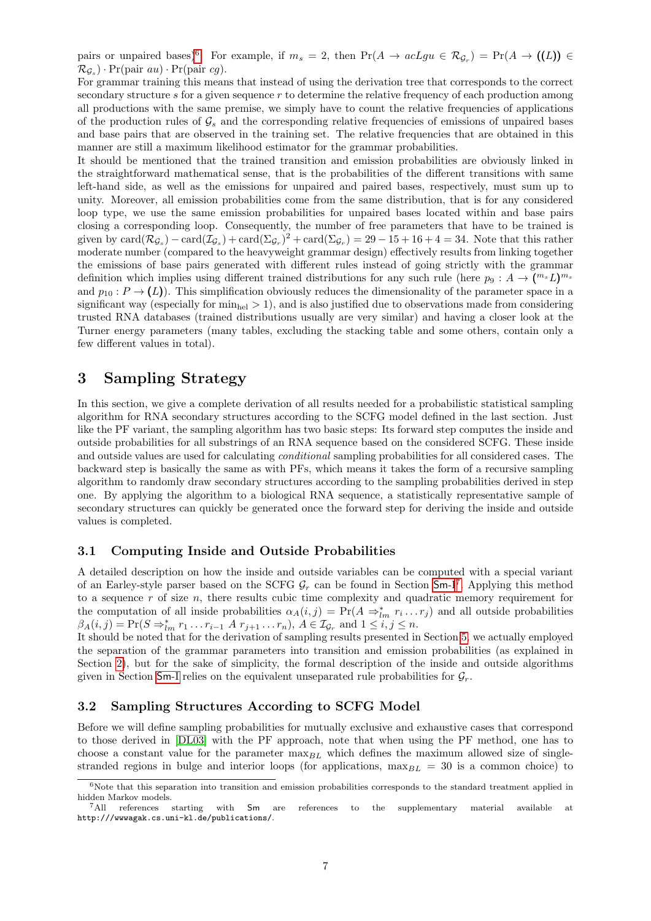pairs or unpaired bases)[6]. For example, if $m_s = 2$, then $\Pr(A \to acLgu \in \mathcal{R}_{\mathcal{G}_r}) = \Pr(A \to \mathbf{((}L\mathbf{))} \in \mathcal{R}_{\mathcal{G}_s}) \cdot \Pr(\text{pair } au) \cdot \Pr(\text{pair } cg)$.

For grammar training this means that instead of using the derivation tree that corresponds to the correct secondary structure $s$ for a given sequence $r$ to determine the relative frequency of each production among all productions with the same premise, we simply have to count the relative frequencies of applications of the production rules of $\mathcal{G}_s$ and the corresponding relative frequencies of emissions of unpaired bases and base pairs that are observed in the training set. The relative frequencies that are obtained in this manner are still a maximum likelihood estimator for the grammar probabilities.

It should be mentioned that the trained transition and emission probabilities are obviously linked in the straightforward mathematical sense, that is the probabilities of the different transitions with same left-hand side, as well as the emissions for unpaired and paired bases, respectively, must sum up to unity. Moreover, all emission probabilities come from the same distribution, that is for any considered loop type, we use the same emission probabilities for unpaired bases located within and base pairs closing a corresponding loop. Consequently, the number of free parameters that have to be trained is given by $\text{card}(\mathcal{R}_{\mathcal{G}_s}) - \text{card}(\mathcal{I}_{\mathcal{G}_s}) + \text{card}(\Sigma_{\mathcal{G}_r})^2 + \text{card}(\Sigma_{\mathcal{G}_r}) = 29 - 15 + 16 + 4 = 34$. Note that this rather moderate number (compared to the heavyweight grammar design) effectively results from linking together the emissions of base pairs generated with different rules instead of going strictly with the grammar definition which implies using different trained distributions for any such rule (here $p_9 : A \to \mathbf{(}^{m_s}L\mathbf{)}^{m_s}$ and $p_{10} : P \to \mathbf{(}L\mathbf{)}$). This simplification obviously reduces the dimensionality of the parameter space in a significant way (especially for $\min_{\text{hel}} > 1$), and is also justified due to observations made from considering trusted RNA databases (trained distributions usually are very similar) and having a closer look at the Turner energy parameters (many tables, excluding the stacking table and some others, contain only a few different values in total).

# 3 Sampling Strategy

In this section, we give a complete derivation of all results needed for a probabilistic statistical sampling algorithm for RNA secondary structures according to the SCFG model defined in the last section. Just like the PF variant, the sampling algorithm has two basic steps: Its forward step computes the inside and outside probabilities for all substrings of an RNA sequence based on the considered SCFG. These inside and outside values are used for calculating *conditional* sampling probabilities for all considered cases. The backward step is basically the same as with PFs, which means it takes the form of a recursive sampling algorithm to randomly draw secondary structures according to the sampling probabilities derived in step one. By applying the algorithm to a biological RNA sequence, a statistically representative sample of secondary structures can quickly be generated once the forward step for deriving the inside and outside values is completed.

## 3.1 Computing Inside and Outside Probabilities

A detailed description on how the inside and outside variables can be computed with a special variant of an Earley-style parser based on the SCFG $\mathcal{G}_r$ can be found in Section Sm-I[7]. Applying this method to a sequence $r$ of size $n$, there results cubic time complexity and quadratic memory requirement for the computation of all inside probabilities $\alpha_A(i,j) = \Pr(A \Rightarrow_{lm}^* r_i \dots r_j)$ and all outside probabilities $\beta_A(i,j) = \Pr(S \Rightarrow_{lm}^* r_1 \dots r_{i-1}\ A\ r_{j+1} \dots r_n)$, $A \in \mathcal{I}_{\mathcal{G}_r}$ and $1 \leq i,j \leq n$.

It should be noted that for the derivation of sampling results presented in Section 5, we actually employed the separation of the grammar parameters into transition and emission probabilities (as explained in Section 2), but for the sake of simplicity, the formal description of the inside and outside algorithms given in Section Sm-I relies on the equivalent unseparated rule probabilities for $\mathcal{G}_r$.

## 3.2 Sampling Structures According to SCFG Model

Before we will define sampling probabilities for mutually exclusive and exhaustive cases that correspond to those derived in [DL03] with the PF approach, note that when using the PF method, one has to choose a constant value for the parameter $\max_{BL}$ which defines the maximum allowed size of single-stranded regions in bulge and interior loops (for applications, $\max_{BL} = 30$ is a common choice) to

[6] Note that this separation into transition and emission probabilities corresponds to the standard treatment applied in hidden Markov models.

[7] All references starting with Sm are references to the supplementary material available at `http:///wwwagak.cs.uni-kl.de/publications/`.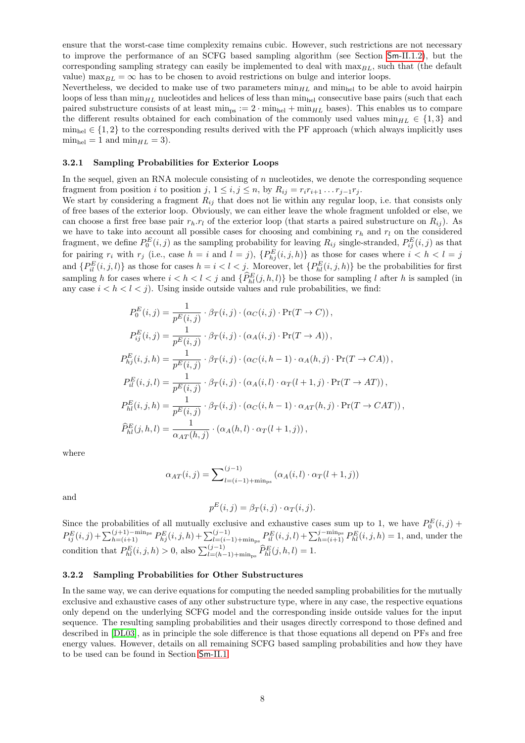ensure that the worst-case time complexity remains cubic. However, such restrictions are not necessary to improve the performance of an SCFG based sampling algorithm (see Section Sm-II.1.2), but the corresponding sampling strategy can easily be implemented to deal with $\max_{BL}$, such that (the default value) $\max_{BL} = \infty$ has to be chosen to avoid restrictions on bulge and interior loops.
Nevertheless, we decided to make use of two parameters $\min_{HL}$ and $\min_{\text{hel}}$ to be able to avoid hairpin loops of less than $\min_{HL}$ nucleotides and helices of less than $\min_{\text{hel}}$ consecutive base pairs (such that each paired substructure consists of at least $\min_{\text{ps}} := 2 \cdot \min_{\text{hel}} + \min_{HL}$ bases). This enables us to compare the different results obtained for each combination of the commonly used values $\min_{HL} \in \{1, 3\}$ and $\min_{\text{hel}} \in \{1, 2\}$ to the corresponding results derived with the PF approach (which always implicitly uses $\min_{\text{hel}} = 1$ and $\min_{HL} = 3$).

### 3.2.1 Sampling Probabilities for Exterior Loops

In the sequel, given an RNA molecule consisting of $n$ nucleotides, we denote the corresponding sequence fragment from position $i$ to position $j$, $1 \leq i, j \leq n$, by $R_{ij} = r_i r_{i+1} \ldots r_{j-1} r_j$.
We start by considering a fragment $R_{ij}$ that does not lie within any regular loop, i.e. that consists only of free bases of the exterior loop. Obviously, we can either leave the whole fragment unfolded or else, we can choose a first free base pair $r_h.r_l$ of the exterior loop (that starts a paired substructure on $R_{ij}$). As we have to take into account all possible cases for choosing and combining $r_h$ and $r_l$ on the considered fragment, we define $P_0^E(i,j)$ as the sampling probability for leaving $R_{ij}$ single-stranded, $P_{ij}^E(i,j)$ as that for pairing $r_i$ with $r_j$ (i.e., case $h = i$ and $l = j$), $\{P_{hj}^E(i,j,h)\}$ as those for cases where $i < h < l = j$ and $\{P_{il}^E(i,j,l)\}$ as those for cases $h = i < l < j$. Moreover, let $\{P_{hl}^E(i,j,h)\}$ be the probabilities for first sampling $h$ for cases where $i < h < l < j$ and $\{\widehat{P}_{hl}^E(j,h,l)\}$ be those for sampling $l$ after $h$ is sampled (in any case $i < h < l < j$). Using inside outside values and rule probabilities, we find:

$$
\begin{aligned}
P_0^E(i,j) &= \frac{1}{p^E(i,j)} \cdot \beta_T(i,j) \cdot (\alpha_C(i,j) \cdot \Pr(T \to C)), \\
P_{ij}^E(i,j) &= \frac{1}{p^E(i,j)} \cdot \beta_T(i,j) \cdot (\alpha_A(i,j) \cdot \Pr(T \to A)), \\
P_{hj}^E(i,j,h) &= \frac{1}{p^E(i,j)} \cdot \beta_T(i,j) \cdot (\alpha_C(i,h-1) \cdot \alpha_A(h,j) \cdot \Pr(T \to CA)), \\
P_{il}^E(i,j,l) &= \frac{1}{p^E(i,j)} \cdot \beta_T(i,j) \cdot (\alpha_A(i,l) \cdot \alpha_T(l+1,j) \cdot \Pr(T \to AT)), \\
P_{hl}^E(i,j,h) &= \frac{1}{p^E(i,j)} \cdot \beta_T(i,j) \cdot (\alpha_C(i,h-1) \cdot \alpha_{AT}(h,j) \cdot \Pr(T \to CAT)), \\
\widehat{P}_{hl}^E(j,h,l) &= \frac{1}{\alpha_{AT}(h,j)} \cdot (\alpha_A(h,l) \cdot \alpha_T(l+1,j)),
\end{aligned}
$$

where

$$
\alpha_{AT}(i,j) = \sum\nolimits_{l=(i-1)+\min_{\text{ps}}}^{(j-1)} (\alpha_A(i,l) \cdot \alpha_T(l+1,j))
$$

and

$$
p^E(i,j) = \beta_T(i,j) \cdot \alpha_T(i,j).
$$

Since the probabilities of all mutually exclusive and exhaustive cases sum up to 1, we have $P_0^E(i,j) + P_{ij}^E(i,j) + \sum_{h=(i+1)}^{(j+1)-\min_{\text{ps}}} P_{hj}^E(i,j,h) + \sum_{l=(i-1)+\min_{\text{ps}}}^{(j-1)} P_{il}^E(i,j,l) + \sum_{h=(i+1)}^{j-\min_{\text{ps}}} P_{hl}^E(i,j,h) = 1$, and, under the condition that $P_{hl}^E(i,j,h) > 0$, also $\sum_{l=(h-1)+\min_{\text{ps}}}^{(j-1)} \widehat{P}_{hl}^E(j,h,l) = 1$.

### 3.2.2 Sampling Probabilities for Other Substructures

In the same way, we can derive equations for computing the needed sampling probabilities for the mutually exclusive and exhaustive cases of any other substructure type, where in any case, the respective equations only depend on the underlying SCFG model and the corresponding inside outside values for the input sequence. The resulting sampling probabilities and their usages directly correspond to those defined and described in [DL03], as in principle the sole difference is that those equations all depend on PFs and free energy values. However, details on all remaining SCFG based sampling probabilities and how they have to be used can be found in Section Sm-II.1.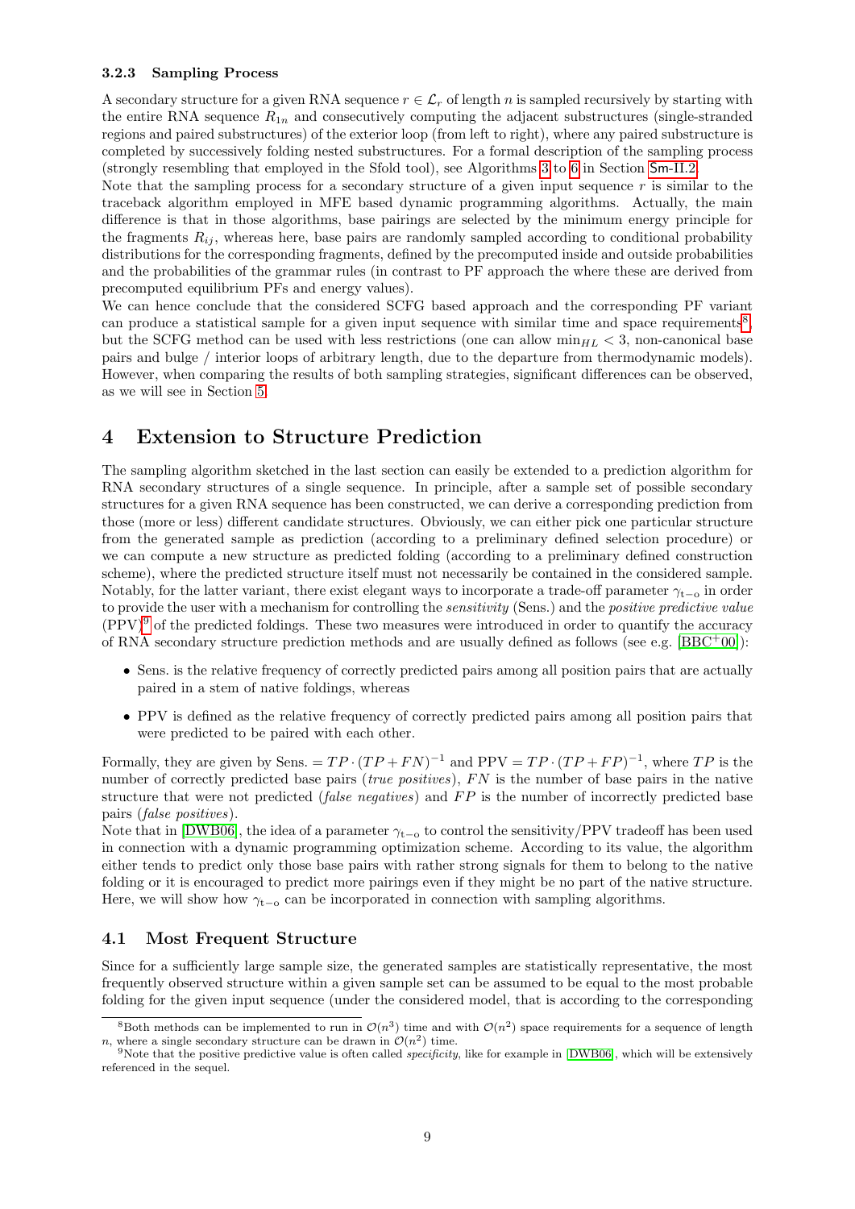### 3.2.3 Sampling Process

A secondary structure for a given RNA sequence $r \in \mathcal{L}_r$ of length $n$ is sampled recursively by starting with the entire RNA sequence $R_{1n}$ and consecutively computing the adjacent substructures (single-stranded regions and paired substructures) of the exterior loop (from left to right), where any paired substructure is completed by successively folding nested substructures. For a formal description of the sampling process (strongly resembling that employed in the Sfold tool), see Algorithms 3 to 6 in Section Sm-II.2.

Note that the sampling process for a secondary structure of a given input sequence $r$ is similar to the traceback algorithm employed in MFE based dynamic programming algorithms. Actually, the main difference is that in those algorithms, base pairings are selected by the minimum energy principle for the fragments $R_{ij}$, whereas here, base pairs are randomly sampled according to conditional probability distributions for the corresponding fragments, defined by the precomputed inside and outside probabilities and the probabilities of the grammar rules (in contrast to PF approach the where these are derived from precomputed equilibrium PFs and energy values).

We can hence conclude that the considered SCFG based approach and the corresponding PF variant can produce a statistical sample for a given input sequence with similar time and space requirements[8], but the SCFG method can be used with less restrictions (one can allow $\min_{HL} < 3$, non-canonical base pairs and bulge / interior loops of arbitrary length, due to the departure from thermodynamic models). However, when comparing the results of both sampling strategies, significant differences can be observed, as we will see in Section 5.

# 4 Extension to Structure Prediction

The sampling algorithm sketched in the last section can easily be extended to a prediction algorithm for RNA secondary structures of a single sequence. In principle, after a sample set of possible secondary structures for a given RNA sequence has been constructed, we can derive a corresponding prediction from those (more or less) different candidate structures. Obviously, we can either pick one particular structure from the generated sample as prediction (according to a preliminary defined selection procedure) or we can compute a new structure as predicted folding (according to a preliminary defined construction scheme), where the predicted structure itself must not necessarily be contained in the considered sample. Notably, for the latter variant, there exist elegant ways to incorporate a trade-off parameter $\gamma_{\text{t}-\text{o}}$ in order to provide the user with a mechanism for controlling the *sensitivity* (Sens.) and the *positive predictive value* (PPV)[9] of the predicted foldings. These two measures were introduced in order to quantify the accuracy of RNA secondary structure prediction methods and are usually defined as follows (see e.g. [BBC+00]):

- Sens. is the relative frequency of correctly predicted pairs among all position pairs that are actually paired in a stem of native foldings, whereas
- PPV is defined as the relative frequency of correctly predicted pairs among all position pairs that were predicted to be paired with each other.

Formally, they are given by Sens. $= TP \cdot (TP + FN)^{-1}$ and PPV $= TP \cdot (TP + FP)^{-1}$, where $TP$ is the number of correctly predicted base pairs (*true positives*), $FN$ is the number of base pairs in the native structure that were not predicted (*false negatives*) and $FP$ is the number of incorrectly predicted base pairs (*false positives*).

Note that in [DWB06], the idea of a parameter $\gamma_{\text{t}-\text{o}}$ to control the sensitivity/PPV tradeoff has been used in connection with a dynamic programming optimization scheme. According to its value, the algorithm either tends to predict only those base pairs with rather strong signals for them to belong to the native folding or it is encouraged to predict more pairings even if they might be no part of the native structure. Here, we will show how $\gamma_{\text{t}-\text{o}}$ can be incorporated in connection with sampling algorithms.

## 4.1 Most Frequent Structure

Since for a sufficiently large sample size, the generated samples are statistically representative, the most frequently observed structure within a given sample set can be assumed to be equal to the most probable folding for the given input sequence (under the considered model, that is according to the corresponding

---

[8] Both methods can be implemented to run in $\mathcal{O}(n^3)$ time and with $\mathcal{O}(n^2)$ space requirements for a sequence of length $n$, where a single secondary structure can be drawn in $\mathcal{O}(n^2)$ time.

[9] Note that the positive predictive value is often called *specificity*, like for example in [DWB06], which will be extensively referenced in the sequel.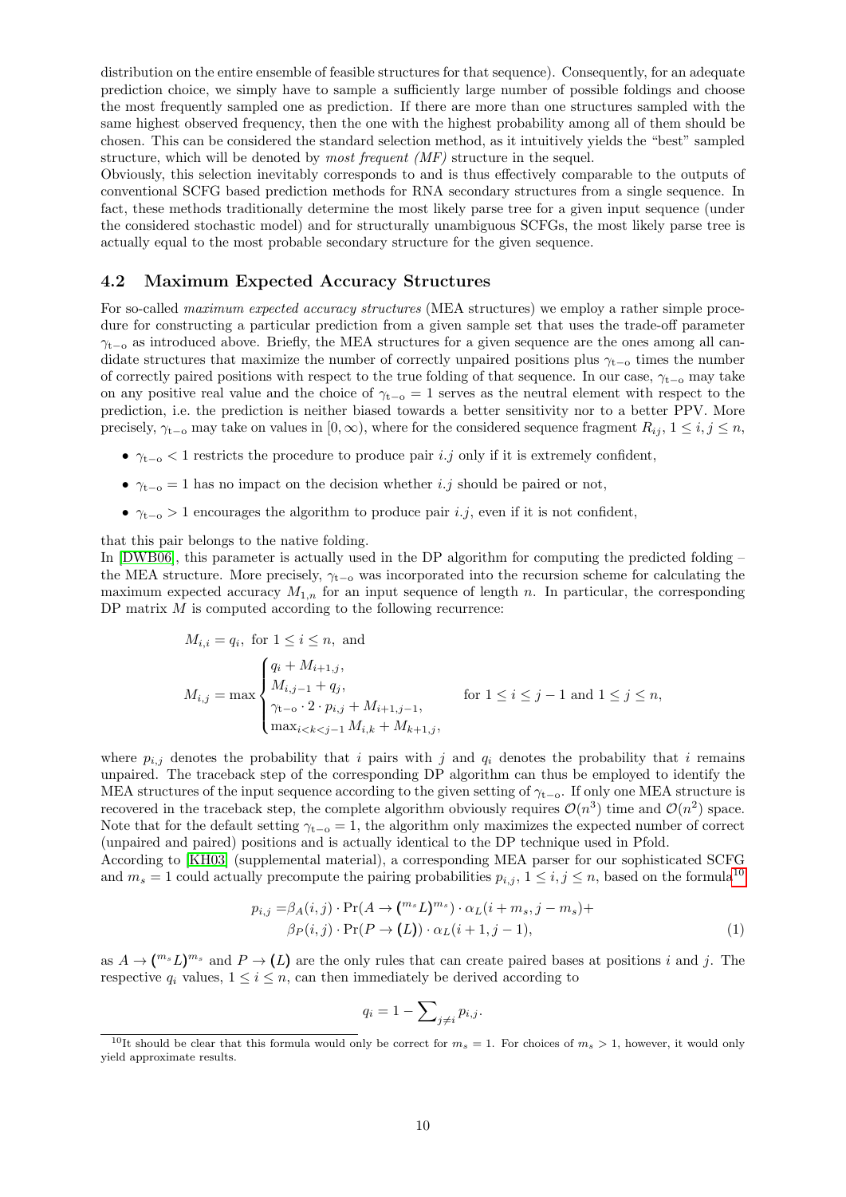distribution on the entire ensemble of feasible structures for that sequence). Consequently, for an adequate prediction choice, we simply have to sample a sufficiently large number of possible foldings and choose the most frequently sampled one as prediction. If there are more than one structures sampled with the same highest observed frequency, then the one with the highest probability among all of them should be chosen. This can be considered the standard selection method, as it intuitively yields the "best" sampled structure, which will be denoted by *most frequent (MF)* structure in the sequel.
Obviously, this selection inevitably corresponds to and is thus effectively comparable to the outputs of conventional SCFG based prediction methods for RNA secondary structures from a single sequence. In fact, these methods traditionally determine the most likely parse tree for a given input sequence (under the considered stochastic model) and for structurally unambiguous SCFGs, the most likely parse tree is actually equal to the most probable secondary structure for the given sequence.

## 4.2 Maximum Expected Accuracy Structures

For so-called *maximum expected accuracy structures* (MEA structures) we employ a rather simple procedure for constructing a particular prediction from a given sample set that uses the trade-off parameter $\gamma_{\text{t-o}}$ as introduced above. Briefly, the MEA structures for a given sequence are the ones among all candidate structures that maximize the number of correctly unpaired positions plus $\gamma_{\text{t-o}}$ times the number of correctly paired positions with respect to the true folding of that sequence. In our case, $\gamma_{\text{t-o}}$ may take on any positive real value and the choice of $\gamma_{\text{t-o}} = 1$ serves as the neutral element with respect to the prediction, i.e. the prediction is neither biased towards a better sensitivity nor to a better PPV. More precisely, $\gamma_{\text{t-o}}$ may take on values in $[0, \infty)$, where for the considered sequence fragment $R_{ij}$, $1 \leq i, j \leq n$,

- $\gamma_{\text{t-o}} < 1$ restricts the procedure to produce pair $i.j$ only if it is extremely confident,
- $\gamma_{\text{t-o}} = 1$ has no impact on the decision whether $i.j$ should be paired or not,
- $\gamma_{\text{t-o}} > 1$ encourages the algorithm to produce pair $i.j$, even if it is not confident,

that this pair belongs to the native folding.
In [DWB06], this parameter is actually used in the DP algorithm for computing the predicted folding – the MEA structure. More precisely, $\gamma_{\text{t-o}}$ was incorporated into the recursion scheme for calculating the maximum expected accuracy $M_{1,n}$ for an input sequence of length $n$. In particular, the corresponding DP matrix $M$ is computed according to the following recurrence:

$$M_{i,i} = q_i, \text{ for } 1 \leq i \leq n, \text{ and}$$

$$M_{i,j} = \max \begin{cases} q_i + M_{i+1,j}, \\ M_{i,j-1} + q_j, \\ \gamma_{\text{t-o}} \cdot 2 \cdot p_{i,j} + M_{i+1,j-1}, \\ \max_{i<k<j-1} M_{i,k} + M_{k+1,j}, \end{cases} \quad \text{for } 1 \leq i \leq j-1 \text{ and } 1 \leq j \leq n,$$

where $p_{i,j}$ denotes the probability that $i$ pairs with $j$ and $q_i$ denotes the probability that $i$ remains unpaired. The traceback step of the corresponding DP algorithm can thus be employed to identify the MEA structures of the input sequence according to the given setting of $\gamma_{\text{t-o}}$. If only one MEA structure is recovered in the traceback step, the complete algorithm obviously requires $\mathcal{O}(n^3)$ time and $\mathcal{O}(n^2)$ space. Note that for the default setting $\gamma_{\text{t-o}} = 1$, the algorithm only maximizes the expected number of correct (unpaired and paired) positions and is actually identical to the DP technique used in Pfold.
According to [KH03] (supplemental material), a corresponding MEA parser for our sophisticated SCFG and $m_s = 1$ could actually precompute the pairing probabilities $p_{i,j}$, $1 \leq i, j \leq n$, based on the formula[10]

$$\begin{aligned} p_{i,j} =& \beta_A(i,j) \cdot \Pr(A \to (^{m_s} L)^{m_s}) \cdot \alpha_L(i + m_s, j - m_s) + \\ & \beta_P(i,j) \cdot \Pr(P \to (L)) \cdot \alpha_L(i+1, j-1), \end{aligned} \tag{1}$$

as $A \to (^{m_s} L)^{m_s}$ and $P \to (L)$ are the only rules that can create paired bases at positions $i$ and $j$. The respective $q_i$ values, $1 \leq i \leq n$, can then immediately be derived according to

$$q_i = 1 - \sum_{j \neq i} p_{i,j}.$$

[10]It should be clear that this formula would only be correct for $m_s = 1$. For choices of $m_s > 1$, however, it would only yield approximate results.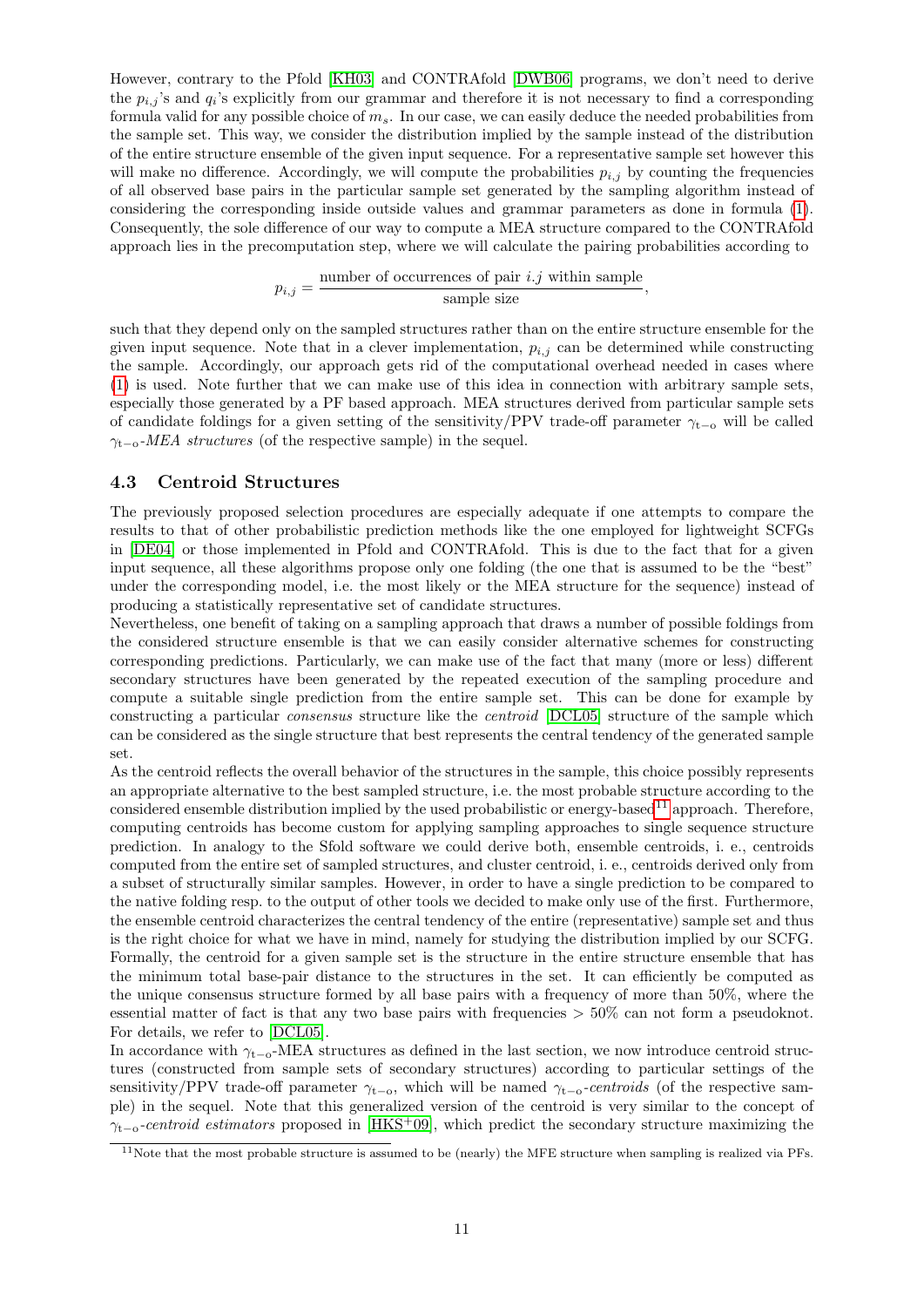However, contrary to the Pfold [KH03] and CONTRAfold [DWB06] programs, we don't need to derive the $p_{i,j}$'s and $q_i$'s explicitly from our grammar and therefore it is not necessary to find a corresponding formula valid for any possible choice of $m_s$. In our case, we can easily deduce the needed probabilities from the sample set. This way, we consider the distribution implied by the sample instead of the distribution of the entire structure ensemble of the given input sequence. For a representative sample set however this will make no difference. Accordingly, we will compute the probabilities $p_{i,j}$ by counting the frequencies of all observed base pairs in the particular sample set generated by the sampling algorithm instead of considering the corresponding inside outside values and grammar parameters as done in formula (1). Consequently, the sole difference of our way to compute a MEA structure compared to the CONTRAfold approach lies in the precomputation step, where we will calculate the pairing probabilities according to

$$p_{i,j} = \frac{\text{number of occurrences of pair } i.j \text{ within sample}}{\text{sample size}},$$

such that they depend only on the sampled structures rather than on the entire structure ensemble for the given input sequence. Note that in a clever implementation, $p_{i,j}$ can be determined while constructing the sample. Accordingly, our approach gets rid of the computational overhead needed in cases where (1) is used. Note further that we can make use of this idea in connection with arbitrary sample sets, especially those generated by a PF based approach. MEA structures derived from particular sample sets of candidate foldings for a given setting of the sensitivity/PPV trade-off parameter $\gamma_{\text{t}-\text{o}}$ will be called $\gamma_{\text{t}-\text{o}}$-*MEA structures* (of the respective sample) in the sequel.

### 4.3 Centroid Structures

The previously proposed selection procedures are especially adequate if one attempts to compare the results to that of other probabilistic prediction methods like the one employed for lightweight SCFGs in [DE04] or those implemented in Pfold and CONTRAfold. This is due to the fact that for a given input sequence, all these algorithms propose only one folding (the one that is assumed to be the "best" under the corresponding model, i.e. the most likely or the MEA structure for the sequence) instead of producing a statistically representative set of candidate structures.

Nevertheless, one benefit of taking on a sampling approach that draws a number of possible foldings from the considered structure ensemble is that we can easily consider alternative schemes for constructing corresponding predictions. Particularly, we can make use of the fact that many (more or less) different secondary structures have been generated by the repeated execution of the sampling procedure and compute a suitable single prediction from the entire sample set. This can be done for example by constructing a particular *consensus* structure like the *centroid* [DCL05] structure of the sample which can be considered as the single structure that best represents the central tendency of the generated sample set.

As the centroid reflects the overall behavior of the structures in the sample, this choice possibly represents an appropriate alternative to the best sampled structure, i.e. the most probable structure according to the considered ensemble distribution implied by the used probabilistic or energy-based[11] approach. Therefore, computing centroids has become custom for applying sampling approaches to single sequence structure prediction. In analogy to the Sfold software we could derive both, ensemble centroids, i. e., centroids computed from the entire set of sampled structures, and cluster centroid, i. e., centroids derived only from a subset of structurally similar samples. However, in order to have a single prediction to be compared to the native folding resp. to the output of other tools we decided to make only use of the first. Furthermore, the ensemble centroid characterizes the central tendency of the entire (representative) sample set and thus is the right choice for what we have in mind, namely for studying the distribution implied by our SCFG. Formally, the centroid for a given sample set is the structure in the entire structure ensemble that has the minimum total base-pair distance to the structures in the set. It can efficiently be computed as the unique consensus structure formed by all base pairs with a frequency of more than 50%, where the essential matter of fact is that any two base pairs with frequencies $> 50\%$ can not form a pseudoknot. For details, we refer to [DCL05].

In accordance with $\gamma_{\text{t}-\text{o}}$-MEA structures as defined in the last section, we now introduce centroid structures (constructed from sample sets of secondary structures) according to particular settings of the sensitivity/PPV trade-off parameter $\gamma_{\text{t}-\text{o}}$, which will be named $\gamma_{\text{t}-\text{o}}$-*centroids* (of the respective sample) in the sequel. Note that this generalized version of the centroid is very similar to the concept of $\gamma_{\text{t}-\text{o}}$-*centroid estimators* proposed in [HKS+09], which predict the secondary structure maximizing the

[11] Note that the most probable structure is assumed to be (nearly) the MFE structure when sampling is realized via PFs.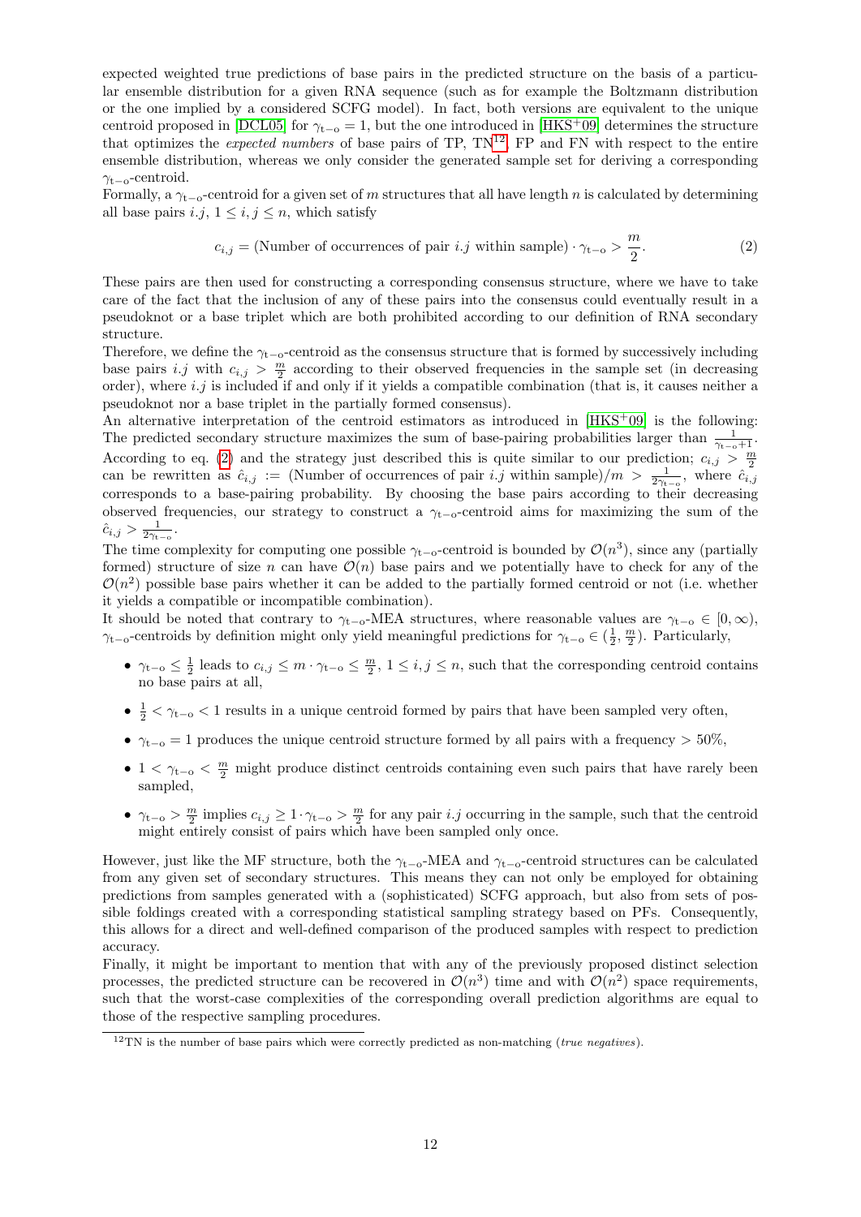expected weighted true predictions of base pairs in the predicted structure on the basis of a particular ensemble distribution for a given RNA sequence (such as for example the Boltzmann distribution or the one implied by a considered SCFG model). In fact, both versions are equivalent to the unique centroid proposed in [DCL05] for $\gamma_{\text{t-o}} = 1$, but the one introduced in [HKS+09] determines the structure that optimizes the *expected numbers* of base pairs of TP, TN[12], FP and FN with respect to the entire ensemble distribution, whereas we only consider the generated sample set for deriving a corresponding $\gamma_{\text{t-o}}$-centroid.

Formally, a $\gamma_{\text{t-o}}$-centroid for a given set of $m$ structures that all have length $n$ is calculated by determining all base pairs $i.j$, $1 \leq i, j \leq n$, which satisfy

$$c_{i,j} = (\text{Number of occurrences of pair } i.j \text{ within sample}) \cdot \gamma_{\text{t-o}} > \frac{m}{2}. \tag{2}$$

These pairs are then used for constructing a corresponding consensus structure, where we have to take care of the fact that the inclusion of any of these pairs into the consensus could eventually result in a pseudoknot or a base triplet which are both prohibited according to our definition of RNA secondary structure.

Therefore, we define the $\gamma_{\text{t-o}}$-centroid as the consensus structure that is formed by successively including base pairs $i.j$ with $c_{i,j} > \frac{m}{2}$ according to their observed frequencies in the sample set (in decreasing order), where $i.j$ is included if and only if it yields a compatible combination (that is, it causes neither a pseudoknot nor a base triplet in the partially formed consensus).

An alternative interpretation of the centroid estimators as introduced in [HKS+09] is the following: The predicted secondary structure maximizes the sum of base-pairing probabilities larger than $\frac{1}{\gamma_{\text{t-o}}+1}$. According to eq. (2) and the strategy just described this is quite similar to our prediction; $c_{i,j} > \frac{m}{2}$ can be rewritten as $\hat{c}_{i,j} := (\text{Number of occurrences of pair } i.j \text{ within sample})/m > \frac{1}{2\gamma_{\text{t-o}}}$, where $\hat{c}_{i,j}$ corresponds to a base-pairing probability. By choosing the base pairs according to their decreasing observed frequencies, our strategy to construct a $\gamma_{\text{t-o}}$-centroid aims for maximizing the sum of the $\hat{c}_{i,j} > \frac{1}{2\gamma_{\text{t-o}}}$.

The time complexity for computing one possible $\gamma_{\text{t-o}}$-centroid is bounded by $\mathcal{O}(n^3)$, since any (partially formed) structure of size $n$ can have $\mathcal{O}(n)$ base pairs and we potentially have to check for any of the $\mathcal{O}(n^2)$ possible base pairs whether it can be added to the partially formed centroid or not (i.e. whether it yields a compatible or incompatible combination).

It should be noted that contrary to $\gamma_{\text{t-o}}$-MEA structures, where reasonable values are $\gamma_{\text{t-o}} \in [0, \infty)$, $\gamma_{\text{t-o}}$-centroids by definition might only yield meaningful predictions for $\gamma_{\text{t-o}} \in (\frac{1}{2}, \frac{m}{2})$. Particularly,

- $\gamma_{\text{t-o}} \leq \frac{1}{2}$ leads to $c_{i,j} \leq m \cdot \gamma_{\text{t-o}} \leq \frac{m}{2}$, $1 \leq i, j \leq n$, such that the corresponding centroid contains no base pairs at all,
- $\frac{1}{2} < \gamma_{\text{t-o}} < 1$ results in a unique centroid formed by pairs that have been sampled very often,
- $\gamma_{\text{t-o}} = 1$ produces the unique centroid structure formed by all pairs with a frequency $> 50\%$,
- $1 < \gamma_{\text{t-o}} < \frac{m}{2}$ might produce distinct centroids containing even such pairs that have rarely been sampled,
- $\gamma_{\text{t-o}} > \frac{m}{2}$ implies $c_{i,j} \geq 1 \cdot \gamma_{\text{t-o}} > \frac{m}{2}$ for any pair $i.j$ occurring in the sample, such that the centroid might entirely consist of pairs which have been sampled only once.

However, just like the MF structure, both the $\gamma_{\text{t-o}}$-MEA and $\gamma_{\text{t-o}}$-centroid structures can be calculated from any given set of secondary structures. This means they can not only be employed for obtaining predictions from samples generated with a (sophisticated) SCFG approach, but also from sets of possible foldings created with a corresponding statistical sampling strategy based on PFs. Consequently, this allows for a direct and well-defined comparison of the produced samples with respect to prediction accuracy.

Finally, it might be important to mention that with any of the previously proposed distinct selection processes, the predicted structure can be recovered in $\mathcal{O}(n^3)$ time and with $\mathcal{O}(n^2)$ space requirements, such that the worst-case complexities of the corresponding overall prediction algorithms are equal to those of the respective sampling procedures.

[12] TN is the number of base pairs which were correctly predicted as non-matching (*true negatives*).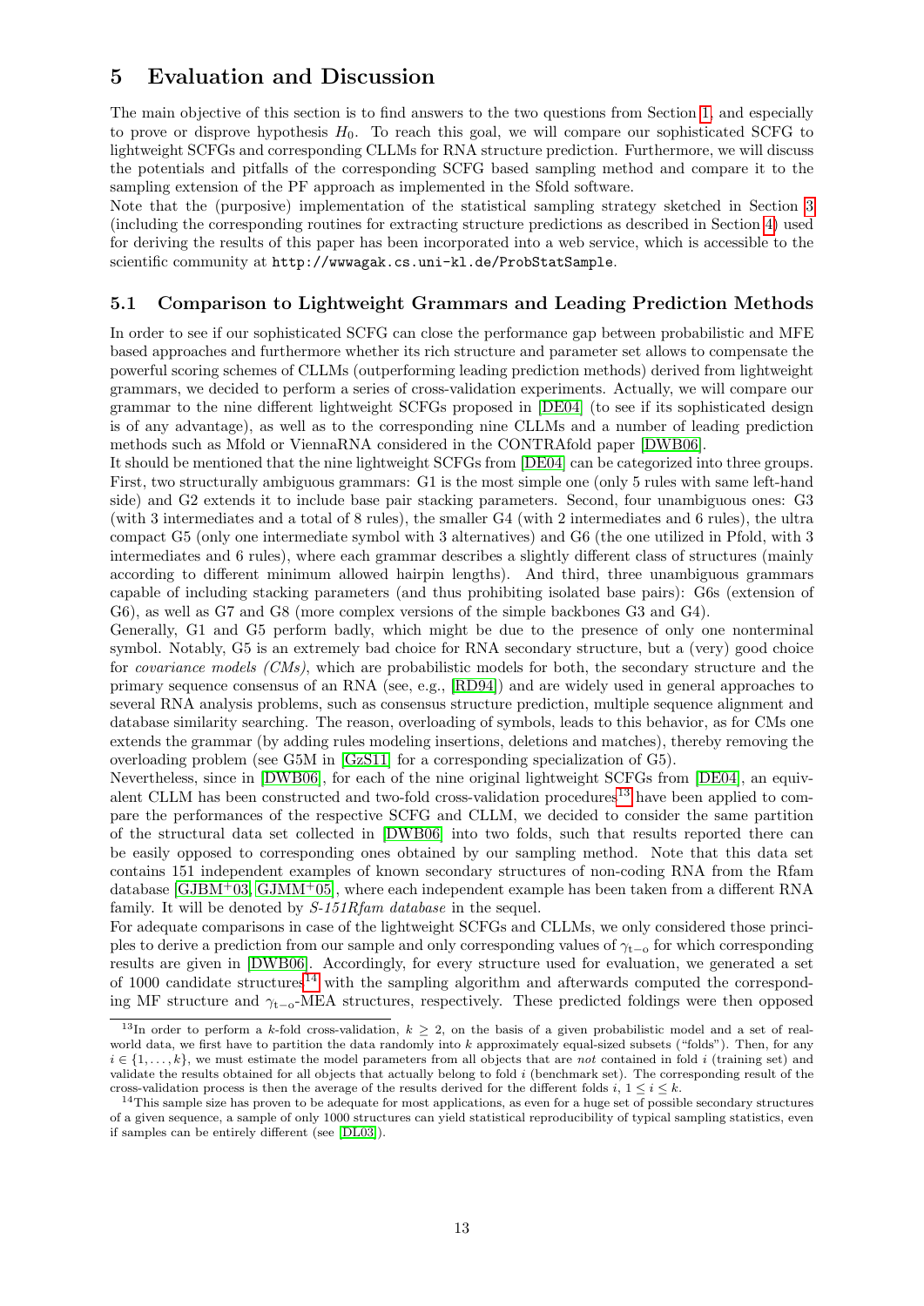# 5 Evaluation and Discussion

The main objective of this section is to find answers to the two questions from Section 1, and especially to prove or disprove hypothesis $H_0$. To reach this goal, we will compare our sophisticated SCFG to lightweight SCFGs and corresponding CLLMs for RNA structure prediction. Furthermore, we will discuss the potentials and pitfalls of the corresponding SCFG based sampling method and compare it to the sampling extension of the PF approach as implemented in the Sfold software.

Note that the (purposive) implementation of the statistical sampling strategy sketched in Section 3 (including the corresponding routines for extracting structure predictions as described in Section 4) used for deriving the results of this paper has been incorporated into a web service, which is accessible to the scientific community at `http://wwwagak.cs.uni-kl.de/ProbStatSample`.

## 5.1 Comparison to Lightweight Grammars and Leading Prediction Methods

In order to see if our sophisticated SCFG can close the performance gap between probabilistic and MFE based approaches and furthermore whether its rich structure and parameter set allows to compensate the powerful scoring schemes of CLLMs (outperforming leading prediction methods) derived from lightweight grammars, we decided to perform a series of cross-validation experiments. Actually, we will compare our grammar to the nine different lightweight SCFGs proposed in [DE04] (to see if its sophisticated design is of any advantage), as well as to the corresponding nine CLLMs and a number of leading prediction methods such as Mfold or ViennaRNA considered in the CONTRAfold paper [DWB06].

It should be mentioned that the nine lightweight SCFGs from [DE04] can be categorized into three groups. First, two structurally ambiguous grammars: G1 is the most simple one (only 5 rules with same left-hand side) and G2 extends it to include base pair stacking parameters. Second, four unambiguous ones: G3 (with 3 intermediates and a total of 8 rules), the smaller G4 (with 2 intermediates and 6 rules), the ultra compact G5 (only one intermediate symbol with 3 alternatives) and G6 (the one utilized in Pfold, with 3 intermediates and 6 rules), where each grammar describes a slightly different class of structures (mainly according to different minimum allowed hairpin lengths). And third, three unambiguous grammars capable of including stacking parameters (and thus prohibiting isolated base pairs): G6s (extension of G6), as well as G7 and G8 (more complex versions of the simple backbones G3 and G4).

Generally, G1 and G5 perform badly, which might be due to the presence of only one nonterminal symbol. Notably, G5 is an extremely bad choice for RNA secondary structure, but a (very) good choice for *covariance models (CMs)*, which are probabilistic models for both, the secondary structure and the primary sequence consensus of an RNA (see, e.g., [RD94]) and are widely used in general approaches to several RNA analysis problems, such as consensus structure prediction, multiple sequence alignment and database similarity searching. The reason, overloading of symbols, leads to this behavior, as for CMs one extends the grammar (by adding rules modeling insertions, deletions and matches), thereby removing the overloading problem (see G5M in [GzS11] for a corresponding specialization of G5).

Nevertheless, since in [DWB06], for each of the nine original lightweight SCFGs from [DE04], an equivalent CLLM has been constructed and two-fold cross-validation procedures[13] have been applied to compare the performances of the respective SCFG and CLLM, we decided to consider the same partition of the structural data set collected in [DWB06] into two folds, such that results reported there can be easily opposed to corresponding ones obtained by our sampling method. Note that this data set contains 151 independent examples of known secondary structures of non-coding RNA from the Rfam database [GJBM+03, GJMM+05], where each independent example has been taken from a different RNA family. It will be denoted by *S-151Rfam database* in the sequel.

For adequate comparisons in case of the lightweight SCFGs and CLLMs, we only considered those principles to derive a prediction from our sample and only corresponding values of $\gamma_{\text{t-o}}$ for which corresponding results are given in [DWB06]. Accordingly, for every structure used for evaluation, we generated a set of 1000 candidate structures[14] with the sampling algorithm and afterwards computed the corresponding MF structure and $\gamma_{\text{t-o}}$-MEA structures, respectively. These predicted foldings were then opposed

---

[13] In order to perform a $k$-fold cross-validation, $k \geq 2$, on the basis of a given probabilistic model and a set of real-world data, we first have to partition the data randomly into $k$ approximately equal-sized subsets ("folds"). Then, for any $i \in \{1, \dots, k\}$, we must estimate the model parameters from all objects that are *not* contained in fold $i$ (training set) and validate the results obtained for all objects that actually belong to fold $i$ (benchmark set). The corresponding result of the cross-validation process is then the average of the results derived for the different folds $i$, $1 \leq i \leq k$.

[14] This sample size has proven to be adequate for most applications, as even for a huge set of possible secondary structures of a given sequence, a sample of only 1000 structures can yield statistical reproducibility of typical sampling statistics, even if samples can be entirely different (see [DL03]).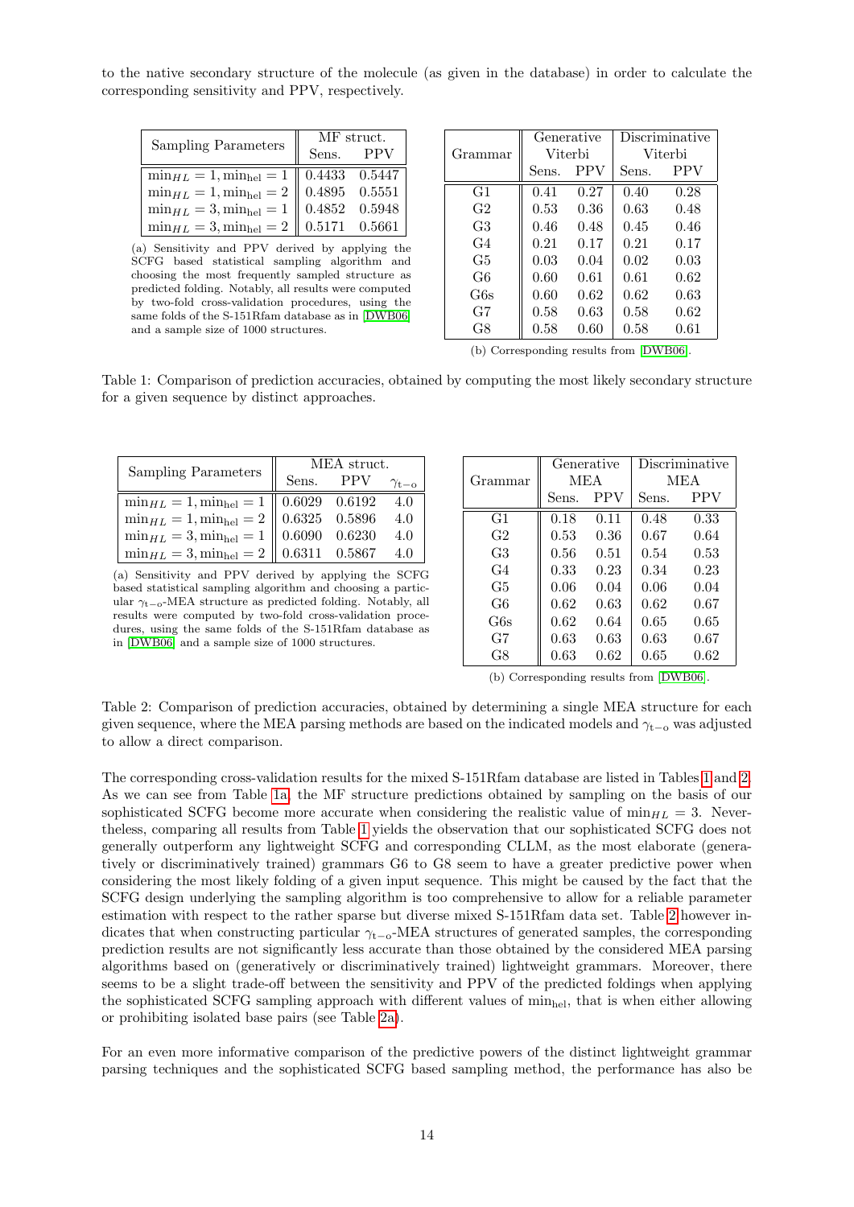to the native secondary structure of the molecule (as given in the database) in order to calculate the corresponding sensitivity and PPV, respectively.

| Sampling Parameters | MF struct. | |
|---|---|---|
| | Sens. | PPV |
| $\min_{HL} = 1, \min_{\text{hel}} = 1$ | 0.4433 | 0.5447 |
| $\min_{HL} = 1, \min_{\text{hel}} = 2$ | 0.4895 | 0.5551 |
| $\min_{HL} = 3, \min_{\text{hel}} = 1$ | 0.4852 | 0.5948 |
| $\min_{HL} = 3, \min_{\text{hel}} = 2$ | 0.5171 | 0.5661 |

(a) Sensitivity and PPV derived by applying the SCFG based statistical sampling algorithm and choosing the most frequently sampled structure as predicted folding. Notably, all results were computed by two-fold cross-validation procedures, using the same folds of the S-151Rfam database as in [DWB06] and a sample size of 1000 structures.

| Grammar | Generative Viterbi | | Discriminative Viterbi | |
|---|---|---|---|---|
| | Sens. | PPV | Sens. | PPV |
| G1 | 0.41 | 0.27 | 0.40 | 0.28 |
| G2 | 0.53 | 0.36 | 0.63 | 0.48 |
| G3 | 0.46 | 0.48 | 0.45 | 0.46 |
| G4 | 0.21 | 0.17 | 0.21 | 0.17 |
| G5 | 0.03 | 0.04 | 0.02 | 0.03 |
| G6 | 0.60 | 0.61 | 0.61 | 0.62 |
| G6s | 0.60 | 0.62 | 0.62 | 0.63 |
| G7 | 0.58 | 0.63 | 0.58 | 0.62 |
| G8 | 0.58 | 0.60 | 0.58 | 0.61 |

(b) Corresponding results from [DWB06].

Table 1: Comparison of prediction accuracies, obtained by computing the most likely secondary structure for a given sequence by distinct approaches.

| Sampling Parameters | MEA struct. | | |
|---|---|---|---|
| | Sens. | PPV | $\gamma_{\text{t-o}}$ |
| $\min_{HL} = 1, \min_{\text{hel}} = 1$ | 0.6029 | 0.6192 | 4.0 |
| $\min_{HL} = 1, \min_{\text{hel}} = 2$ | 0.6325 | 0.5896 | 4.0 |
| $\min_{HL} = 3, \min_{\text{hel}} = 1$ | 0.6090 | 0.6230 | 4.0 |
| $\min_{HL} = 3, \min_{\text{hel}} = 2$ | 0.6311 | 0.5867 | 4.0 |

(a) Sensitivity and PPV derived by applying the SCFG based statistical sampling algorithm and choosing a particular $\gamma_{\text{t-o}}$-MEA structure as predicted folding. Notably, all results were computed by two-fold cross-validation procedures, using the same folds of the S-151Rfam database as in [DWB06] and a sample size of 1000 structures.

| Grammar | Generative MEA | | Discriminative MEA | |
|---|---|---|---|---|
| | Sens. | PPV | Sens. | PPV |
| G1 | 0.18 | 0.11 | 0.48 | 0.33 |
| G2 | 0.53 | 0.36 | 0.67 | 0.64 |
| G3 | 0.56 | 0.51 | 0.54 | 0.53 |
| G4 | 0.33 | 0.23 | 0.34 | 0.23 |
| G5 | 0.06 | 0.04 | 0.06 | 0.04 |
| G6 | 0.62 | 0.63 | 0.62 | 0.67 |
| G6s | 0.62 | 0.64 | 0.65 | 0.65 |
| G7 | 0.63 | 0.63 | 0.63 | 0.67 |
| G8 | 0.63 | 0.62 | 0.65 | 0.62 |

(b) Corresponding results from [DWB06].

Table 2: Comparison of prediction accuracies, obtained by determining a single MEA structure for each given sequence, where the MEA parsing methods are based on the indicated models and $\gamma_{\text{t-o}}$ was adjusted to allow a direct comparison.

The corresponding cross-validation results for the mixed S-151Rfam database are listed in Tables 1 and 2. As we can see from Table 1a, the MF structure predictions obtained by sampling on the basis of our sophisticated SCFG become more accurate when considering the realistic value of $\min_{HL} = 3$. Nevertheless, comparing all results from Table 1 yields the observation that our sophisticated SCFG does not generally outperform any lightweight SCFG and corresponding CLLM, as the most elaborate (generatively or discriminatively trained) grammars G6 to G8 seem to have a greater predictive power when considering the most likely folding of a given input sequence. This might be caused by the fact that the SCFG design underlying the sampling algorithm is too comprehensive to allow for a reliable parameter estimation with respect to the rather sparse but diverse mixed S-151Rfam data set. Table 2 however indicates that when constructing particular $\gamma_{\text{t-o}}$-MEA structures of generated samples, the corresponding prediction results are not significantly less accurate than those obtained by the considered MEA parsing algorithms based on (generatively or discriminatively trained) lightweight grammars. Moreover, there seems to be a slight trade-off between the sensitivity and PPV of the predicted foldings when applying the sophisticated SCFG sampling approach with different values of $\min_{\text{hel}}$, that is when either allowing or prohibiting isolated base pairs (see Table 2a).

For an even more informative comparison of the predictive powers of the distinct lightweight grammar parsing techniques and the sophisticated SCFG based sampling method, the performance has also be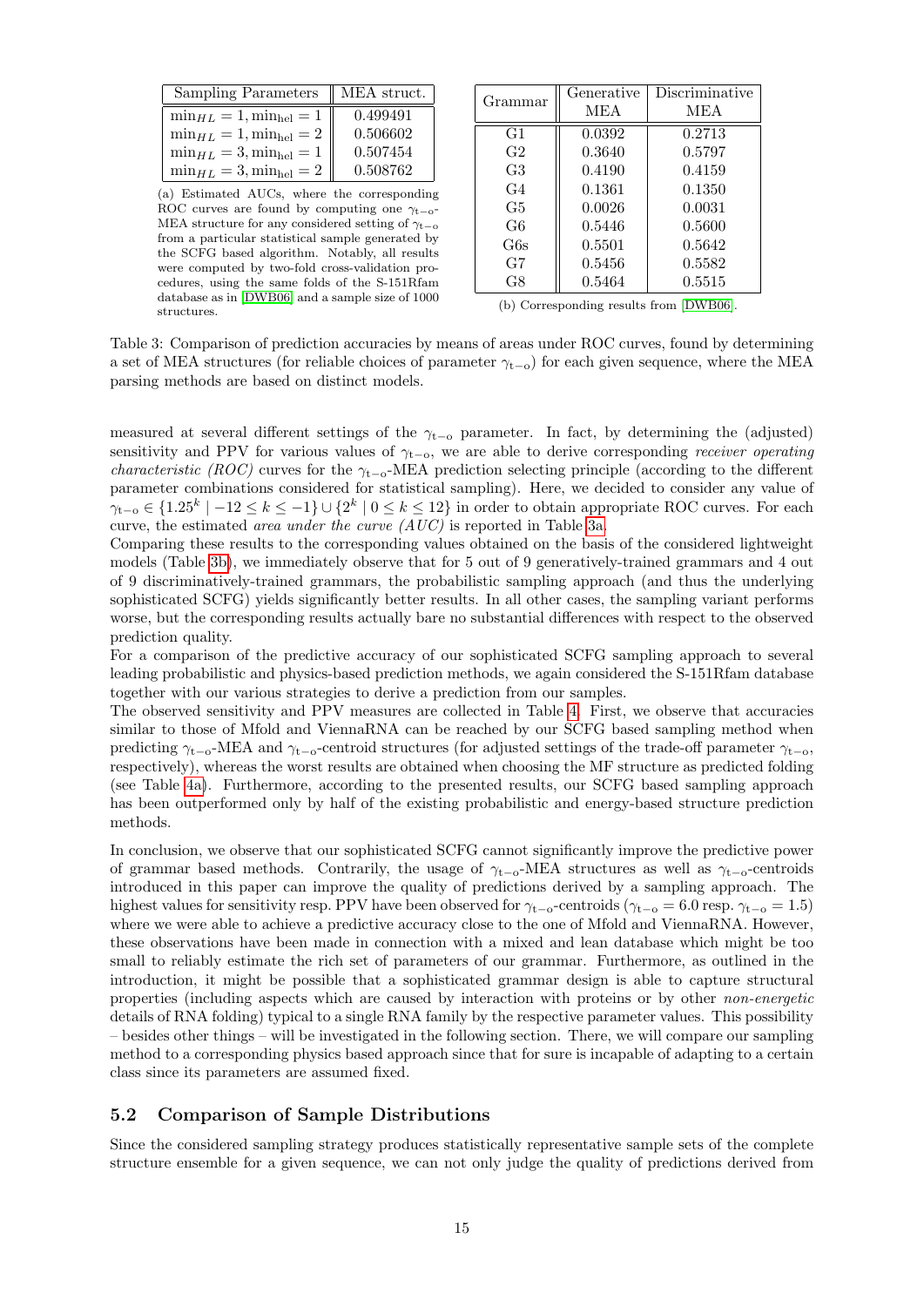| Sampling Parameters | MEA struct. |
|---|---|
| $\min_{HL}=1, \min_{\text{hel}}=1$ | 0.499491 |
| $\min_{HL}=1, \min_{\text{hel}}=2$ | 0.506602 |
| $\min_{HL}=3, \min_{\text{hel}}=1$ | 0.507454 |
| $\min_{HL}=3, \min_{\text{hel}}=2$ | 0.508762 |

(a) Estimated AUCs, where the corresponding ROC curves are found by computing one $\gamma_{\text{t-o}}$-MEA structure for any considered setting of $\gamma_{\text{t-o}}$ from a particular statistical sample generated by the SCFG based algorithm. Notably, all results were computed by two-fold cross-validation procedures, using the same folds of the S-151Rfam database as in [DWB06] and a sample size of 1000 structures.

| Grammar | Generative MEA | Discriminative MEA |
|---|---|---|
| G1 | 0.0392 | 0.2713 |
| G2 | 0.3640 | 0.5797 |
| G3 | 0.4190 | 0.4159 |
| G4 | 0.1361 | 0.1350 |
| G5 | 0.0026 | 0.0031 |
| G6 | 0.5446 | 0.5600 |
| G6s | 0.5501 | 0.5642 |
| G7 | 0.5456 | 0.5582 |
| G8 | 0.5464 | 0.5515 |

(b) Corresponding results from [DWB06].

Table 3: Comparison of prediction accuracies by means of areas under ROC curves, found by determining a set of MEA structures (for reliable choices of parameter $\gamma_{\text{t-o}}$) for each given sequence, where the MEA parsing methods are based on distinct models.

measured at several different settings of the $\gamma_{\text{t-o}}$ parameter. In fact, by determining the (adjusted) sensitivity and PPV for various values of $\gamma_{\text{t-o}}$, we are able to derive corresponding *receiver operating characteristic (ROC)* curves for the $\gamma_{\text{t-o}}$-MEA prediction selecting principle (according to the different parameter combinations considered for statistical sampling). Here, we decided to consider any value of $\gamma_{\text{t-o}} \in \{1.25^k \mid -12 \leq k \leq -1\} \cup \{2^k \mid 0 \leq k \leq 12\}$ in order to obtain appropriate ROC curves. For each curve, the estimated *area under the curve (AUC)* is reported in Table 3a.

Comparing these results to the corresponding values obtained on the basis of the considered lightweight models (Table 3b), we immediately observe that for 5 out of 9 generatively-trained grammars and 4 out of 9 discriminatively-trained grammars, the probabilistic sampling approach (and thus the underlying sophisticated SCFG) yields significantly better results. In all other cases, the sampling variant performs worse, but the corresponding results actually bare no substantial differences with respect to the observed prediction quality.

For a comparison of the predictive accuracy of our sophisticated SCFG sampling approach to several leading probabilistic and physics-based prediction methods, we again considered the S-151Rfam database together with our various strategies to derive a prediction from our samples.

The observed sensitivity and PPV measures are collected in Table 4. First, we observe that accuracies similar to those of Mfold and ViennaRNA can be reached by our SCFG based sampling method when predicting $\gamma_{\text{t-o}}$-MEA and $\gamma_{\text{t-o}}$-centroid structures (for adjusted settings of the trade-off parameter $\gamma_{\text{t-o}}$, respectively), whereas the worst results are obtained when choosing the MF structure as predicted folding (see Table 4a). Furthermore, according to the presented results, our SCFG based sampling approach has been outperformed only by half of the existing probabilistic and energy-based structure prediction methods.

In conclusion, we observe that our sophisticated SCFG cannot significantly improve the predictive power of grammar based methods. Contrarily, the usage of $\gamma_{\text{t-o}}$-MEA structures as well as $\gamma_{\text{t-o}}$-centroids introduced in this paper can improve the quality of predictions derived by a sampling approach. The highest values for sensitivity resp. PPV have been observed for $\gamma_{\text{t-o}}$-centroids ($\gamma_{\text{t-o}} = 6.0$ resp. $\gamma_{\text{t-o}} = 1.5$) where we were able to achieve a predictive accuracy close to the one of Mfold and ViennaRNA. However, these observations have been made in connection with a mixed and lean database which might be too small to reliably estimate the rich set of parameters of our grammar. Furthermore, as outlined in the introduction, it might be possible that a sophisticated grammar design is able to capture structural properties (including aspects which are caused by interaction with proteins or by other *non-energetic* details of RNA folding) typical to a single RNA family by the respective parameter values. This possibility – besides other things – will be investigated in the following section. There, we will compare our sampling method to a corresponding physics based approach since that for sure is incapable of adapting to a certain class since its parameters are assumed fixed.

## 5.2 Comparison of Sample Distributions

Since the considered sampling strategy produces statistically representative sample sets of the complete structure ensemble for a given sequence, we can not only judge the quality of predictions derived from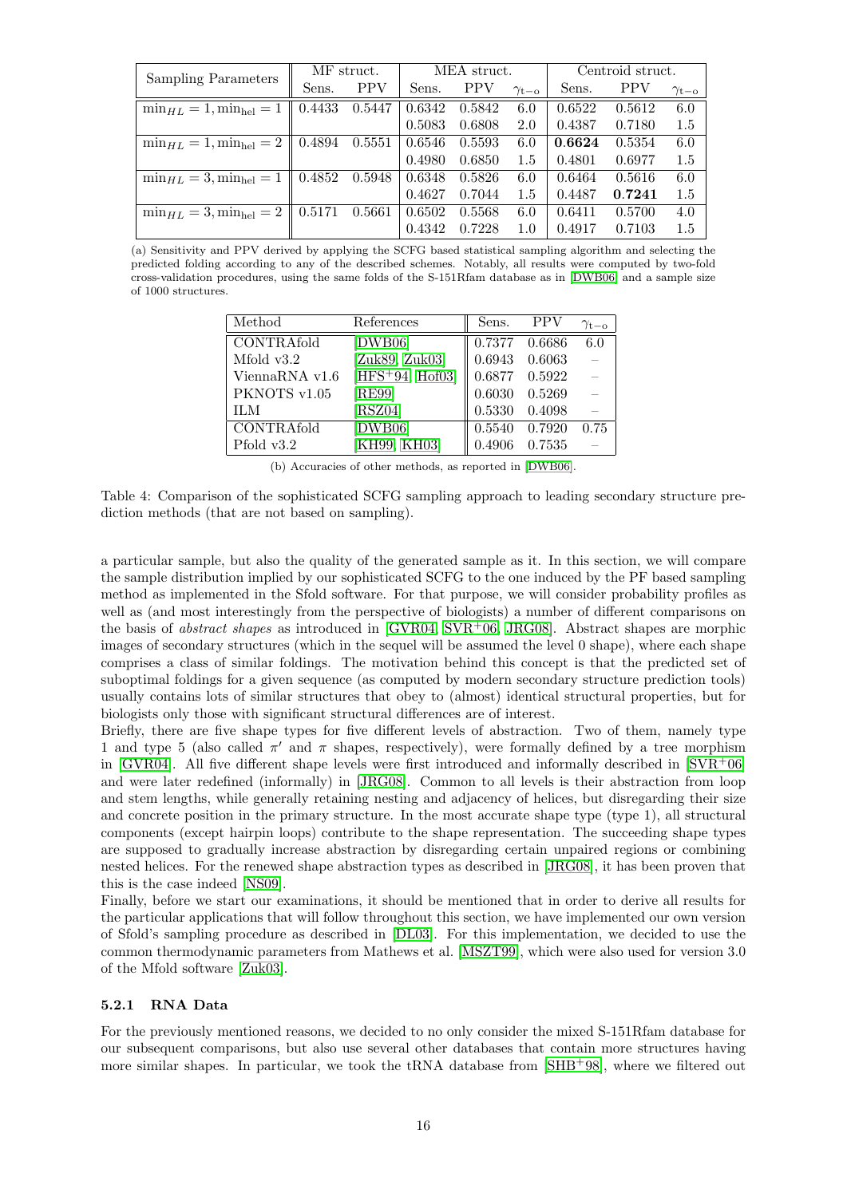| Sampling Parameters | MF struct. | | MEA struct. | | | Centroid struct. | | |
|---|---|---|---|---|---|---|---|---|
| | Sens. | PPV | Sens. | PPV | $\gamma_{\mathrm{t-o}}$ | Sens. | PPV | $\gamma_{\mathrm{t-o}}$ |
| $\min_{HL}=1, \min_{\mathrm{hel}}=1$ | 0.4433 | 0.5447 | 0.6342 | 0.5842 | 6.0 | 0.6522 | 0.5612 | 6.0 |
| | | | 0.5083 | 0.6808 | 2.0 | 0.4387 | 0.7180 | 1.5 |
| $\min_{HL}=1, \min_{\mathrm{hel}}=2$ | 0.4894 | 0.5551 | 0.6546 | 0.5593 | 6.0 | **0.6624** | 0.5354 | 6.0 |
| | | | 0.4980 | 0.6850 | 1.5 | 0.4801 | 0.6977 | 1.5 |
| $\min_{HL}=3, \min_{\mathrm{hel}}=1$ | 0.4852 | 0.5948 | 0.6348 | 0.5826 | 6.0 | 0.6464 | 0.5616 | 6.0 |
| | | | 0.4627 | 0.7044 | 1.5 | 0.4487 | **0.7241** | 1.5 |
| $\min_{HL}=3, \min_{\mathrm{hel}}=2$ | 0.5171 | 0.5661 | 0.6502 | 0.5568 | 6.0 | 0.6411 | 0.5700 | 4.0 |
| | | | 0.4342 | 0.7228 | 1.0 | 0.4917 | 0.7103 | 1.5 |

(a) Sensitivity and PPV derived by applying the SCFG based statistical sampling algorithm and selecting the predicted folding according to any of the described schemes. Notably, all results were computed by two-fold cross-validation procedures, using the same folds of the S-151Rfam database as in [DWB06] and a sample size of 1000 structures.

| Method | References | Sens. | PPV | $\gamma_{\mathrm{t-o}}$ |
|---|---|---|---|---|
| CONTRAfold | [DWB06] | 0.7377 | 0.6686 | 6.0 |
| Mfold v3.2 | [Zuk89, Zuk03] | 0.6943 | 0.6063 | – |
| ViennaRNA v1.6 | [HFS+94, Hof03] | 0.6877 | 0.5922 | – |
| PKNOTS v1.05 | [RE99] | 0.6030 | 0.5269 | – |
| ILM | [RSZ04] | 0.5330 | 0.4098 | – |
| CONTRAfold | [DWB06] | 0.5540 | 0.7920 | 0.75 |
| Pfold v3.2 | [KH99, KH03] | 0.4906 | 0.7535 | – |

(b) Accuracies of other methods, as reported in [DWB06].

Table 4: Comparison of the sophisticated SCFG sampling approach to leading secondary structure prediction methods (that are not based on sampling).

a particular sample, but also the quality of the generated sample as it. In this section, we will compare the sample distribution implied by our sophisticated SCFG to the one induced by the PF based sampling method as implemented in the Sfold software. For that purpose, we will consider probability profiles as well as (and most interestingly from the perspective of biologists) a number of different comparisons on the basis of *abstract shapes* as introduced in [GVR04, SVR+06, JRG08]. Abstract shapes are morphic images of secondary structures (which in the sequel will be assumed the level 0 shape), where each shape comprises a class of similar foldings. The motivation behind this concept is that the predicted set of suboptimal foldings for a given sequence (as computed by modern secondary structure prediction tools) usually contains lots of similar structures that obey to (almost) identical structural properties, but for biologists only those with significant structural differences are of interest.

Briefly, there are five shape types for five different levels of abstraction. Two of them, namely type 1 and type 5 (also called $\pi'$ and $\pi$ shapes, respectively), were formally defined by a tree morphism in [GVR04]. All five different shape levels were first introduced and informally described in [SVR+06] and were later redefined (informally) in [JRG08]. Common to all levels is their abstraction from loop and stem lengths, while generally retaining nesting and adjacency of helices, but disregarding their size and concrete position in the primary structure. In the most accurate shape type (type 1), all structural components (except hairpin loops) contribute to the shape representation. The succeeding shape types are supposed to gradually increase abstraction by disregarding certain unpaired regions or combining nested helices. For the renewed shape abstraction types as described in [JRG08], it has been proven that this is the case indeed [NS09].

Finally, before we start our examinations, it should be mentioned that in order to derive all results for the particular applications that will follow throughout this section, we have implemented our own version of Sfold's sampling procedure as described in [DL03]. For this implementation, we decided to use the common thermodynamic parameters from Mathews et al. [MSZT99], which were also used for version 3.0 of the Mfold software [Zuk03].

### 5.2.1 RNA Data

For the previously mentioned reasons, we decided to no only consider the mixed S-151Rfam database for our subsequent comparisons, but also use several other databases that contain more structures having more similar shapes. In particular, we took the tRNA database from [SHB+98], where we filtered out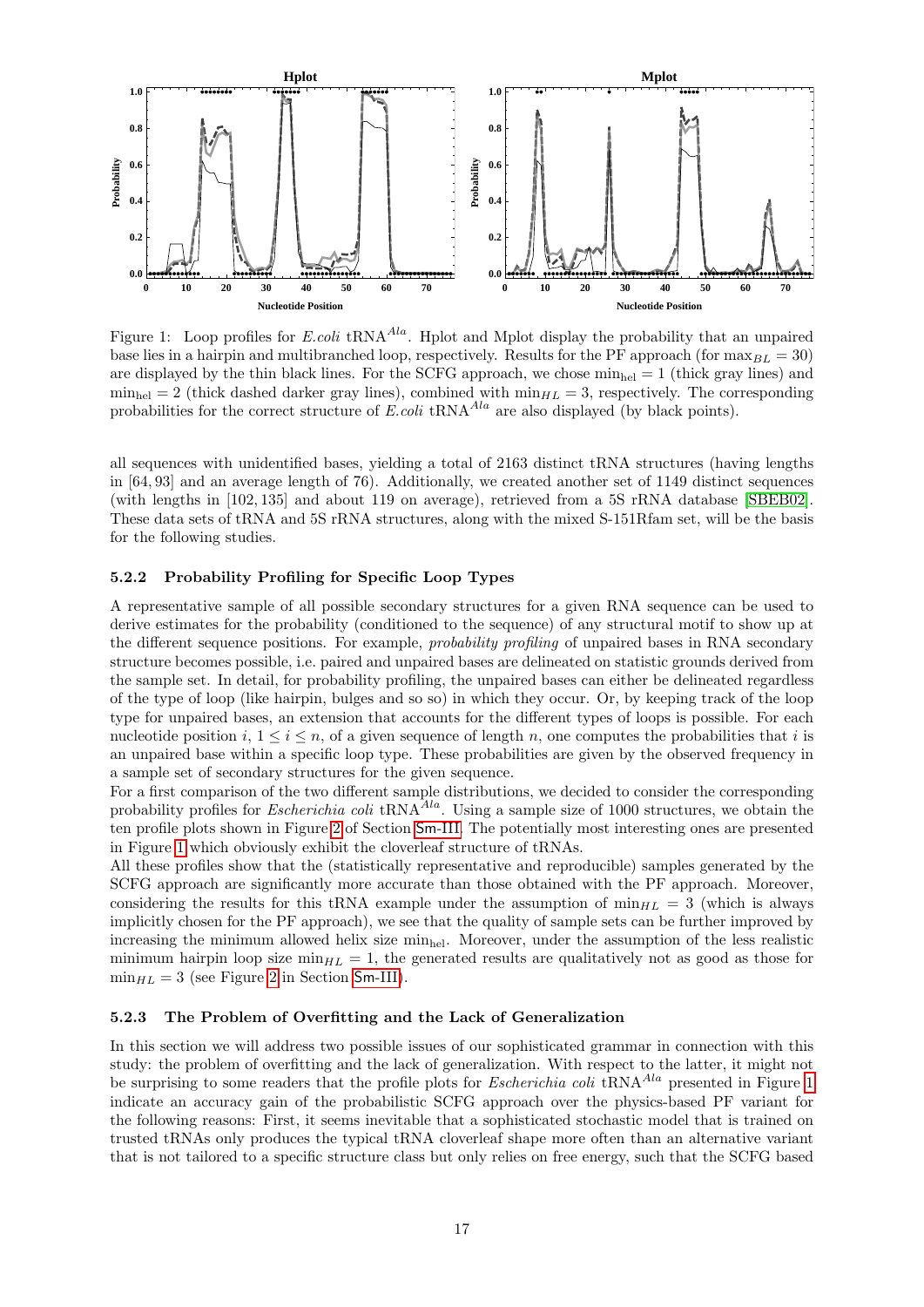Figure 1: Loop profiles for *E.coli* tRNA$^{Ala}$. Hplot and Mplot display the probability that an unpaired base lies in a hairpin and multibranched loop, respectively. Results for the PF approach (for $\max_{BL} = 30$) are displayed by the thin black lines. For the SCFG approach, we chose $\min_{\text{hel}} = 1$ (thick gray lines) and $\min_{\text{hel}} = 2$ (thick dashed darker gray lines), combined with $\min_{HL} = 3$, respectively. The corresponding probabilities for the correct structure of *E.coli* tRNA$^{Ala}$ are also displayed (by black points).

all sequences with unidentified bases, yielding a total of 2163 distinct tRNA structures (having lengths in $[64, 93]$ and an average length of 76). Additionally, we created another set of 1149 distinct sequences (with lengths in $[102, 135]$ and about 119 on average), retrieved from a 5S rRNA database [SBEB02]. These data sets of tRNA and 5S rRNA structures, along with the mixed S-151Rfam set, will be the basis for the following studies.

#### 5.2.2 Probability Profiling for Specific Loop Types

A representative sample of all possible secondary structures for a given RNA sequence can be used to derive estimates for the probability (conditioned to the sequence) of any structural motif to show up at the different sequence positions. For example, *probability profiling* of unpaired bases in RNA secondary structure becomes possible, i.e. paired and unpaired bases are delineated on statistic grounds derived from the sample set. In detail, for probability profiling, the unpaired bases can either be delineated regardless of the type of loop (like hairpin, bulges and so so) in which they occur. Or, by keeping track of the loop type for unpaired bases, an extension that accounts for the different types of loops is possible. For each nucleotide position $i$, $1 \leq i \leq n$, of a given sequence of length $n$, one computes the probabilities that $i$ is an unpaired base within a specific loop type. These probabilities are given by the observed frequency in a sample set of secondary structures for the given sequence.

For a first comparison of the two different sample distributions, we decided to consider the corresponding probability profiles for *Escherichia coli* tRNA$^{Ala}$. Using a sample size of 1000 structures, we obtain the ten profile plots shown in Figure 2 of Section Sm-III. The potentially most interesting ones are presented in Figure 1 which obviously exhibit the cloverleaf structure of tRNAs.

All these profiles show that the (statistically representative and reproducible) samples generated by the SCFG approach are significantly more accurate than those obtained with the PF approach. Moreover, considering the results for this tRNA example under the assumption of $\min_{HL} = 3$ (which is always implicitly chosen for the PF approach), we see that the quality of sample sets can be further improved by increasing the minimum allowed helix size $\min_{\text{hel}}$. Moreover, under the assumption of the less realistic minimum hairpin loop size $\min_{HL} = 1$, the generated results are qualitatively not as good as those for $\min_{HL} = 3$ (see Figure 2 in Section Sm-III).

#### 5.2.3 The Problem of Overfitting and the Lack of Generalization

In this section we will address two possible issues of our sophisticated grammar in connection with this study: the problem of overfitting and the lack of generalization. With respect to the latter, it might not be surprising to some readers that the profile plots for *Escherichia coli* tRNA$^{Ala}$ presented in Figure 1 indicate an accuracy gain of the probabilistic SCFG approach over the physics-based PF variant for the following reasons: First, it seems inevitable that a sophisticated stochastic model that is trained on trusted tRNAs only produces the typical tRNA cloverleaf shape more often than an alternative variant that is not tailored to a specific structure class but only relies on free energy, such that the SCFG based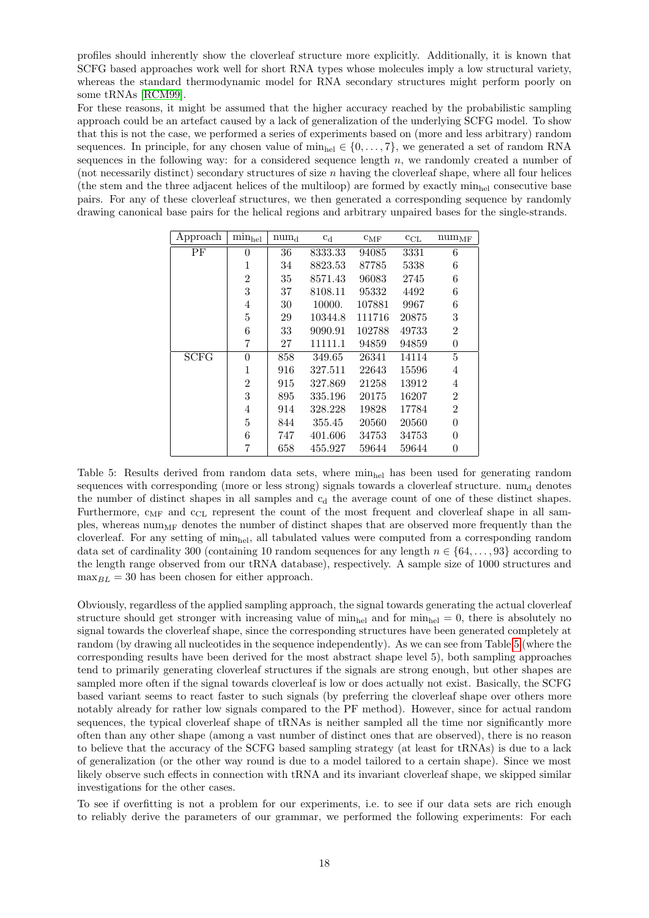profiles should inherently show the cloverleaf structure more explicitly. Additionally, it is known that SCFG based approaches work well for short RNA types whose molecules imply a low structural variety, whereas the standard thermodynamic model for RNA secondary structures might perform poorly on some tRNAs [RCM99].

For these reasons, it might be assumed that the higher accuracy reached by the probabilistic sampling approach could be an artefact caused by a lack of generalization of the underlying SCFG model. To show that this is not the case, we performed a series of experiments based on (more and less arbitrary) random sequences. In principle, for any chosen value of $\min_{\text{hel}} \in \{0, \ldots, 7\}$, we generated a set of random RNA sequences in the following way: for a considered sequence length $n$, we randomly created a number of (not necessarily distinct) secondary structures of size $n$ having the cloverleaf shape, where all four helices (the stem and the three adjacent helices of the multiloop) are formed by exactly $\min_{\text{hel}}$ consecutive base pairs. For any of these cloverleaf structures, we then generated a corresponding sequence by randomly drawing canonical base pairs for the helical regions and arbitrary unpaired bases for the single-strands.

| Approach | $\min_{\text{hel}}$ | $\text{num}_{\text{d}}$ | $c_{\text{d}}$ | $c_{\text{MF}}$ | $c_{\text{CL}}$ | $\text{num}_{\text{MF}}$ |
|---|---|---|---|---|---|---|
| PF | 0 | 36 | 8333.33 | 94085 | 3331 | 6 |
| | 1 | 34 | 8823.53 | 87785 | 5338 | 6 |
| | 2 | 35 | 8571.43 | 96083 | 2745 | 6 |
| | 3 | 37 | 8108.11 | 95332 | 4492 | 6 |
| | 4 | 30 | 10000. | 107881 | 9967 | 6 |
| | 5 | 29 | 10344.8 | 111716 | 20875 | 3 |
| | 6 | 33 | 9090.91 | 102788 | 49733 | 2 |
| | 7 | 27 | 11111.1 | 94859 | 94859 | 0 |
| SCFG | 0 | 858 | 349.65 | 26341 | 14114 | 5 |
| | 1 | 916 | 327.511 | 22643 | 15596 | 4 |
| | 2 | 915 | 327.869 | 21258 | 13912 | 4 |
| | 3 | 895 | 335.196 | 20175 | 16207 | 2 |
| | 4 | 914 | 328.228 | 19828 | 17784 | 2 |
| | 5 | 844 | 355.45 | 20560 | 20560 | 0 |
| | 6 | 747 | 401.606 | 34753 | 34753 | 0 |
| | 7 | 658 | 455.927 | 59644 | 59644 | 0 |

Table 5: Results derived from random data sets, where $\min_{\text{hel}}$ has been used for generating random sequences with corresponding (more or less strong) signals towards a cloverleaf structure. $\text{num}_{\text{d}}$ denotes the number of distinct shapes in all samples and $c_{\text{d}}$ the average count of one of these distinct shapes. Furthermore, $c_{\text{MF}}$ and $c_{\text{CL}}$ represent the count of the most frequent and cloverleaf shape in all samples, whereas $\text{num}_{\text{MF}}$ denotes the number of distinct shapes that are observed more frequently than the cloverleaf. For any setting of $\min_{\text{hel}}$, all tabulated values were computed from a corresponding random data set of cardinality 300 (containing 10 random sequences for any length $n \in \{64, \ldots, 93\}$ according to the length range observed from our tRNA database), respectively. A sample size of 1000 structures and $\max_{BL} = 30$ has been chosen for either approach.

Obviously, regardless of the applied sampling approach, the signal towards generating the actual cloverleaf structure should get stronger with increasing value of $\min_{\text{hel}}$ and for $\min_{\text{hel}} = 0$, there is absolutely no signal towards the cloverleaf shape, since the corresponding structures have been generated completely at random (by drawing all nucleotides in the sequence independently). As we can see from Table 5 (where the corresponding results have been derived for the most abstract shape level 5), both sampling approaches tend to primarily generating cloverleaf structures if the signals are strong enough, but other shapes are sampled more often if the signal towards cloverleaf is low or does actually not exist. Basically, the SCFG based variant seems to react faster to such signals (by preferring the cloverleaf shape over others more notably already for rather low signals compared to the PF method). However, since for actual random sequences, the typical cloverleaf shape of tRNAs is neither sampled all the time nor significantly more often than any other shape (among a vast number of distinct ones that are observed), there is no reason to believe that the accuracy of the SCFG based sampling strategy (at least for tRNAs) is due to a lack of generalization (or the other way round is due to a model tailored to a certain shape). Since we most likely observe such effects in connection with tRNA and its invariant cloverleaf shape, we skipped similar investigations for the other cases.

To see if overfitting is not a problem for our experiments, i.e. to see if our data sets are rich enough to reliably derive the parameters of our grammar, we performed the following experiments: For each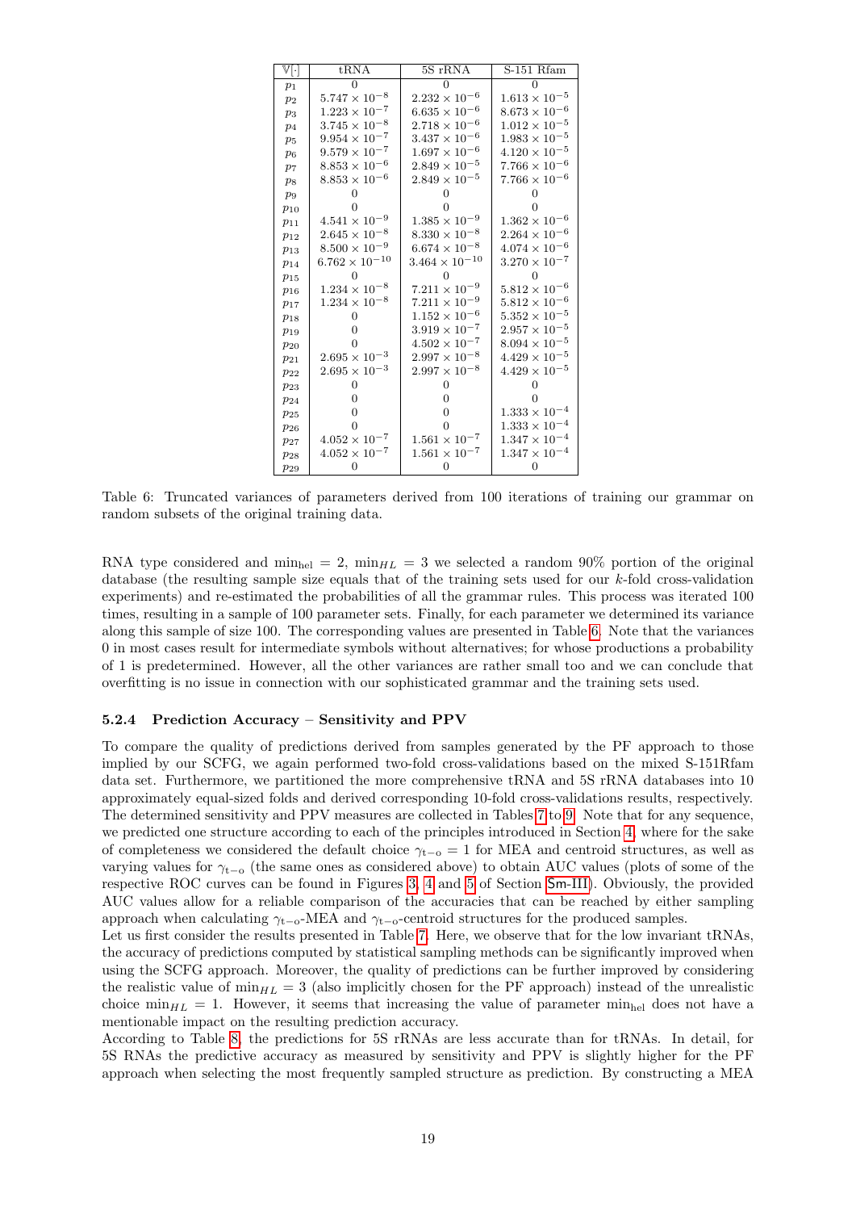| $\mathbb{V}[\cdot]$ | tRNA | 5S rRNA | S-151 Rfam |
|---|---|---|---|
| $p_1$ | 0 | 0 | 0 |
| $p_2$ | $5.747 \times 10^{-8}$ | $2.232 \times 10^{-6}$ | $1.613 \times 10^{-5}$ |
| $p_3$ | $1.223 \times 10^{-7}$ | $6.635 \times 10^{-6}$ | $8.673 \times 10^{-6}$ |
| $p_4$ | $3.745 \times 10^{-8}$ | $2.718 \times 10^{-6}$ | $1.012 \times 10^{-5}$ |
| $p_5$ | $9.954 \times 10^{-7}$ | $3.437 \times 10^{-6}$ | $1.983 \times 10^{-5}$ |
| $p_6$ | $9.579 \times 10^{-7}$ | $1.697 \times 10^{-6}$ | $4.120 \times 10^{-5}$ |
| $p_7$ | $8.853 \times 10^{-6}$ | $2.849 \times 10^{-5}$ | $7.766 \times 10^{-6}$ |
| $p_8$ | $8.853 \times 10^{-6}$ | $2.849 \times 10^{-5}$ | $7.766 \times 10^{-6}$ |
| $p_9$ | 0 | 0 | 0 |
| $p_{10}$ | 0 | 0 | 0 |
| $p_{11}$ | $4.541 \times 10^{-9}$ | $1.385 \times 10^{-9}$ | $1.362 \times 10^{-6}$ |
| $p_{12}$ | $2.645 \times 10^{-8}$ | $8.330 \times 10^{-8}$ | $2.264 \times 10^{-6}$ |
| $p_{13}$ | $8.500 \times 10^{-9}$ | $6.674 \times 10^{-8}$ | $4.074 \times 10^{-6}$ |
| $p_{14}$ | $6.762 \times 10^{-10}$ | $3.464 \times 10^{-10}$ | $3.270 \times 10^{-7}$ |
| $p_{15}$ | 0 | 0 | 0 |
| $p_{16}$ | $1.234 \times 10^{-8}$ | $7.211 \times 10^{-9}$ | $5.812 \times 10^{-6}$ |
| $p_{17}$ | $1.234 \times 10^{-8}$ | $7.211 \times 10^{-9}$ | $5.812 \times 10^{-6}$ |
| $p_{18}$ | 0 | $1.152 \times 10^{-6}$ | $5.352 \times 10^{-5}$ |
| $p_{19}$ | 0 | $3.919 \times 10^{-7}$ | $2.957 \times 10^{-5}$ |
| $p_{20}$ | 0 | $4.502 \times 10^{-7}$ | $8.094 \times 10^{-5}$ |
| $p_{21}$ | $2.695 \times 10^{-3}$ | $2.997 \times 10^{-8}$ | $4.429 \times 10^{-5}$ |
| $p_{22}$ | $2.695 \times 10^{-3}$ | $2.997 \times 10^{-8}$ | $4.429 \times 10^{-5}$ |
| $p_{23}$ | 0 | 0 | 0 |
| $p_{24}$ | 0 | 0 | 0 |
| $p_{25}$ | 0 | 0 | $1.333 \times 10^{-4}$ |
| $p_{26}$ | 0 | 0 | $1.333 \times 10^{-4}$ |
| $p_{27}$ | $4.052 \times 10^{-7}$ | $1.561 \times 10^{-7}$ | $1.347 \times 10^{-4}$ |
| $p_{28}$ | $4.052 \times 10^{-7}$ | $1.561 \times 10^{-7}$ | $1.347 \times 10^{-4}$ |
| $p_{29}$ | 0 | 0 | 0 |

Table 6: Truncated variances of parameters derived from 100 iterations of training our grammar on random subsets of the original training data.

RNA type considered and $\min_{\text{hel}} = 2$, $\min_{HL} = 3$ we selected a random 90% portion of the original database (the resulting sample size equals that of the training sets used for our $k$-fold cross-validation experiments) and re-estimated the probabilities of all the grammar rules. This process was iterated 100 times, resulting in a sample of 100 parameter sets. Finally, for each parameter we determined its variance along this sample of size 100. The corresponding values are presented in Table 6. Note that the variances 0 in most cases result for intermediate symbols without alternatives; for whose productions a probability of 1 is predetermined. However, all the other variances are rather small too and we can conclude that overfitting is no issue in connection with our sophisticated grammar and the training sets used.

#### 5.2.4 Prediction Accuracy – Sensitivity and PPV

To compare the quality of predictions derived from samples generated by the PF approach to those implied by our SCFG, we again performed two-fold cross-validations based on the mixed S-151Rfam data set. Furthermore, we partitioned the more comprehensive tRNA and 5S rRNA databases into 10 approximately equal-sized folds and derived corresponding 10-fold cross-validations results, respectively. The determined sensitivity and PPV measures are collected in Tables 7 to 9. Note that for any sequence, we predicted one structure according to each of the principles introduced in Section 4, where for the sake of completeness we considered the default choice $\gamma_{\text{t-o}} = 1$ for MEA and centroid structures, as well as varying values for $\gamma_{\text{t-o}}$ (the same ones as considered above) to obtain AUC values (plots of some of the respective ROC curves can be found in Figures 3, 4 and 5 of Section Sm-III). Obviously, the provided AUC values allow for a reliable comparison of the accuracies that can be reached by either sampling approach when calculating $\gamma_{\text{t-o}}$-MEA and $\gamma_{\text{t-o}}$-centroid structures for the produced samples.

Let us first consider the results presented in Table 7. Here, we observe that for the low invariant tRNAs, the accuracy of predictions computed by statistical sampling methods can be significantly improved when using the SCFG approach. Moreover, the quality of predictions can be further improved by considering the realistic value of $\min_{HL} = 3$ (also implicitly chosen for the PF approach) instead of the unrealistic choice $\min_{HL} = 1$. However, it seems that increasing the value of parameter $\min_{\text{hel}}$ does not have a mentionable impact on the resulting prediction accuracy.

According to Table 8, the predictions for 5S rRNAs are less accurate than for tRNAs. In detail, for 5S RNAs the predictive accuracy as measured by sensitivity and PPV is slightly higher for the PF approach when selecting the most frequently sampled structure as prediction. By constructing a MEA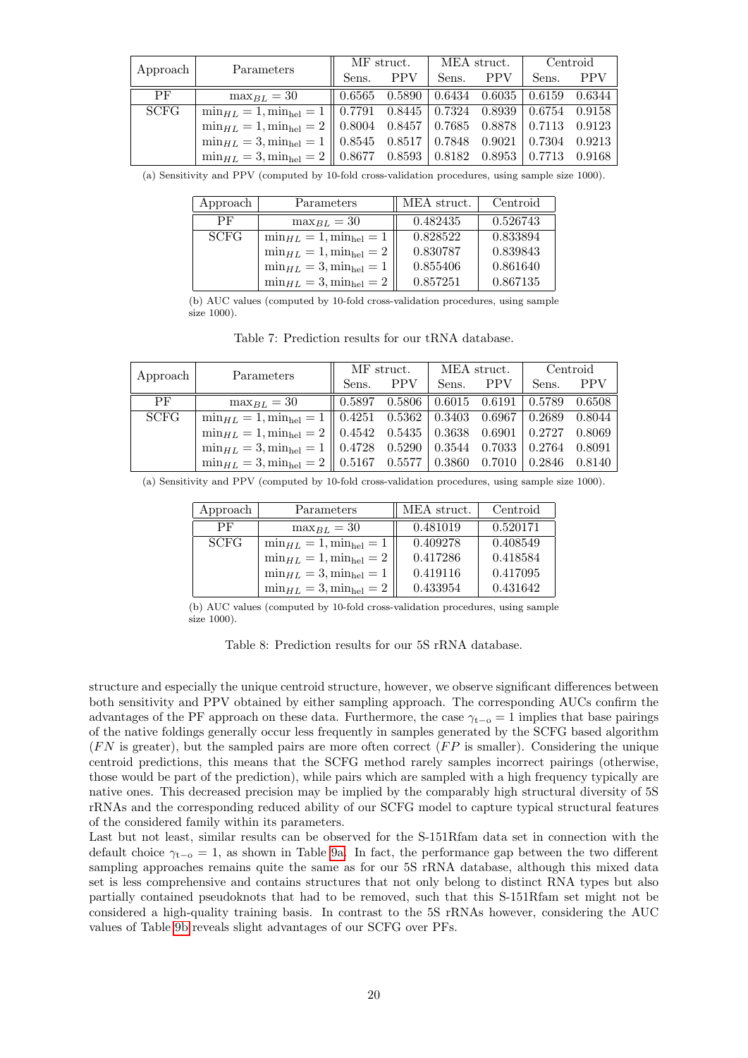| Approach | Parameters | MF struct. | | MEA struct. | | Centroid | |
|---|---|---|---|---|---|---|---|
| | | Sens. | PPV | Sens. | PPV | Sens. | PPV |
| PF | $\max_{BL} = 30$ | 0.6565 | 0.5890 | 0.6434 | 0.6035 | 0.6159 | 0.6344 |
| SCFG | $\min_{HL} = 1, \min_{\text{hel}} = 1$ | 0.7791 | 0.8445 | 0.7324 | 0.8939 | 0.6754 | 0.9158 |
| | $\min_{HL} = 1, \min_{\text{hel}} = 2$ | 0.8004 | 0.8457 | 0.7685 | 0.8878 | 0.7113 | 0.9123 |
| | $\min_{HL} = 3, \min_{\text{hel}} = 1$ | 0.8545 | 0.8517 | 0.7848 | 0.9021 | 0.7304 | 0.9213 |
| | $\min_{HL} = 3, \min_{\text{hel}} = 2$ | 0.8677 | 0.8593 | 0.8182 | 0.8953 | 0.7713 | 0.9168 |

(a) Sensitivity and PPV (computed by 10-fold cross-validation procedures, using sample size 1000).

| Approach | Parameters | MEA struct. | Centroid |
|---|---|---|---|
| PF | $\max_{BL} = 30$ | 0.482435 | 0.526743 |
| SCFG | $\min_{HL} = 1, \min_{\text{hel}} = 1$ | 0.828522 | 0.833894 |
| | $\min_{HL} = 1, \min_{\text{hel}} = 2$ | 0.830787 | 0.839843 |
| | $\min_{HL} = 3, \min_{\text{hel}} = 1$ | 0.855406 | 0.861640 |
| | $\min_{HL} = 3, \min_{\text{hel}} = 2$ | 0.857251 | 0.867135 |

(b) AUC values (computed by 10-fold cross-validation procedures, using sample size 1000).

Table 7: Prediction results for our tRNA database.

| Approach | Parameters | MF struct. | | MEA struct. | | Centroid | |
|---|---|---|---|---|---|---|---|
| | | Sens. | PPV | Sens. | PPV | Sens. | PPV |
| PF | $\max_{BL} = 30$ | 0.5897 | 0.5806 | 0.6015 | 0.6191 | 0.5789 | 0.6508 |
| SCFG | $\min_{HL} = 1, \min_{\text{hel}} = 1$ | 0.4251 | 0.5362 | 0.3403 | 0.6967 | 0.2689 | 0.8044 |
| | $\min_{HL} = 1, \min_{\text{hel}} = 2$ | 0.4542 | 0.5435 | 0.3638 | 0.6901 | 0.2727 | 0.8069 |
| | $\min_{HL} = 3, \min_{\text{hel}} = 1$ | 0.4728 | 0.5290 | 0.3544 | 0.7033 | 0.2764 | 0.8091 |
| | $\min_{HL} = 3, \min_{\text{hel}} = 2$ | 0.5167 | 0.5577 | 0.3860 | 0.7010 | 0.2846 | 0.8140 |

(a) Sensitivity and PPV (computed by 10-fold cross-validation procedures, using sample size 1000).

| Approach | Parameters | MEA struct. | Centroid |
|---|---|---|---|
| PF | $\max_{BL} = 30$ | 0.481019 | 0.520171 |
| SCFG | $\min_{HL} = 1, \min_{\text{hel}} = 1$ | 0.409278 | 0.408549 |
| | $\min_{HL} = 1, \min_{\text{hel}} = 2$ | 0.417286 | 0.418584 |
| | $\min_{HL} = 3, \min_{\text{hel}} = 1$ | 0.419116 | 0.417095 |
| | $\min_{HL} = 3, \min_{\text{hel}} = 2$ | 0.433954 | 0.431642 |

(b) AUC values (computed by 10-fold cross-validation procedures, using sample size 1000).

Table 8: Prediction results for our 5S rRNA database.

structure and especially the unique centroid structure, however, we observe significant differences between both sensitivity and PPV obtained by either sampling approach. The corresponding AUCs confirm the advantages of the PF approach on these data. Furthermore, the case $\gamma_{\text{t-o}} = 1$ implies that base pairings of the native foldings generally occur less frequently in samples generated by the SCFG based algorithm ($FN$ is greater), but the sampled pairs are more often correct ($FP$ is smaller). Considering the unique centroid predictions, this means that the SCFG method rarely samples incorrect pairings (otherwise, those would be part of the prediction), while pairs which are sampled with a high frequency typically are native ones. This decreased precision may be implied by the comparably high structural diversity of 5S rRNAs and the corresponding reduced ability of our SCFG model to capture typical structural features of the considered family within its parameters.

Last but not least, similar results can be observed for the S-151Rfam data set in connection with the default choice $\gamma_{\text{t-o}} = 1$, as shown in Table 9a. In fact, the performance gap between the two different sampling approaches remains quite the same as for our 5S rRNA database, although this mixed data set is less comprehensive and contains structures that not only belong to distinct RNA types but also partially contained pseudoknots that had to be removed, such that this S-151Rfam set might not be considered a high-quality training basis. In contrast to the 5S rRNAs however, considering the AUC values of Table 9b reveals slight advantages of our SCFG over PFs.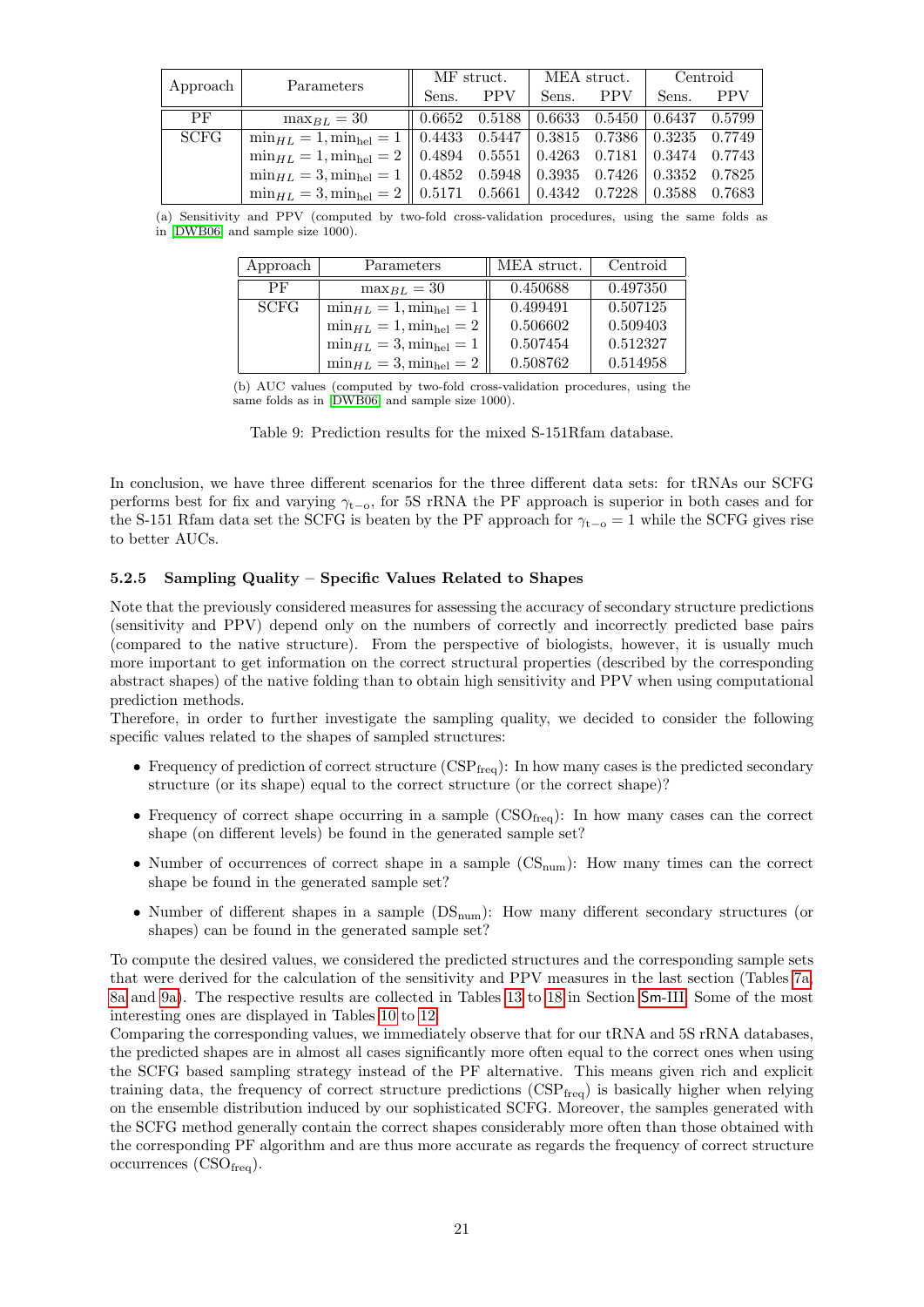| Approach | Parameters | MF struct. | | MEA struct. | | Centroid | |
|---|---|---|---|---|---|---|---|
| | | Sens. | PPV | Sens. | PPV | Sens. | PPV |
| PF | $\max_{BL} = 30$ | 0.6652 | 0.5188 | 0.6633 | 0.5450 | 0.6437 | 0.5799 |
| SCFG | $\min_{HL} = 1, \min_{\text{hel}} = 1$ | 0.4433 | 0.5447 | 0.3815 | 0.7386 | 0.3235 | 0.7749 |
| | $\min_{HL} = 1, \min_{\text{hel}} = 2$ | 0.4894 | 0.5551 | 0.4263 | 0.7181 | 0.3474 | 0.7743 |
| | $\min_{HL} = 3, \min_{\text{hel}} = 1$ | 0.4852 | 0.5948 | 0.3935 | 0.7426 | 0.3352 | 0.7825 |
| | $\min_{HL} = 3, \min_{\text{hel}} = 2$ | 0.5171 | 0.5661 | 0.4342 | 0.7228 | 0.3588 | 0.7683 |

(a) Sensitivity and PPV (computed by two-fold cross-validation procedures, using the same folds as in [DWB06] and sample size 1000).

| Approach | Parameters | MEA struct. | Centroid |
|---|---|---|---|
| PF | $\max_{BL} = 30$ | 0.450688 | 0.497350 |
| SCFG | $\min_{HL} = 1, \min_{\text{hel}} = 1$ | 0.499491 | 0.507125 |
| | $\min_{HL} = 1, \min_{\text{hel}} = 2$ | 0.506602 | 0.509403 |
| | $\min_{HL} = 3, \min_{\text{hel}} = 1$ | 0.507454 | 0.512327 |
| | $\min_{HL} = 3, \min_{\text{hel}} = 2$ | 0.508762 | 0.514958 |

(b) AUC values (computed by two-fold cross-validation procedures, using the same folds as in [DWB06] and sample size 1000).

Table 9: Prediction results for the mixed S-151Rfam database.

In conclusion, we have three different scenarios for the three different data sets: for tRNAs our SCFG performs best for fix and varying $\gamma_{\text{t-o}}$, for 5S rRNA the PF approach is superior in both cases and for the S-151 Rfam data set the SCFG is beaten by the PF approach for $\gamma_{\text{t-o}} = 1$ while the SCFG gives rise to better AUCs.

### 5.2.5 Sampling Quality – Specific Values Related to Shapes

Note that the previously considered measures for assessing the accuracy of secondary structure predictions (sensitivity and PPV) depend only on the numbers of correctly and incorrectly predicted base pairs (compared to the native structure). From the perspective of biologists, however, it is usually much more important to get information on the correct structural properties (described by the corresponding abstract shapes) of the native folding than to obtain high sensitivity and PPV when using computational prediction methods.
Therefore, in order to further investigate the sampling quality, we decided to consider the following specific values related to the shapes of sampled structures:

- Frequency of prediction of correct structure ($\text{CSP}_{\text{freq}}$): In how many cases is the predicted secondary structure (or its shape) equal to the correct structure (or the correct shape)?
- Frequency of correct shape occurring in a sample ($\text{CSO}_{\text{freq}}$): In how many cases can the correct shape (on different levels) be found in the generated sample set?
- Number of occurrences of correct shape in a sample ($\text{CS}_{\text{num}}$): How many times can the correct shape be found in the generated sample set?
- Number of different shapes in a sample ($\text{DS}_{\text{num}}$): How many different secondary structures (or shapes) can be found in the generated sample set?

To compute the desired values, we considered the predicted structures and the corresponding sample sets that were derived for the calculation of the sensitivity and PPV measures in the last section (Tables 7a, 8a and 9a). The respective results are collected in Tables 13 to 18 in Section Sm-III. Some of the most interesting ones are displayed in Tables 10 to 12.
Comparing the corresponding values, we immediately observe that for our tRNA and 5S rRNA databases, the predicted shapes are in almost all cases significantly more often equal to the correct ones when using the SCFG based sampling strategy instead of the PF alternative. This means given rich and explicit training data, the frequency of correct structure predictions ($\text{CSP}_{\text{freq}}$) is basically higher when relying on the ensemble distribution induced by our sophisticated SCFG. Moreover, the samples generated with the SCFG method generally contain the correct shapes considerably more often than those obtained with the corresponding PF algorithm and are thus more accurate as regards the frequency of correct structure occurrences ($\text{CSO}_{\text{freq}}$).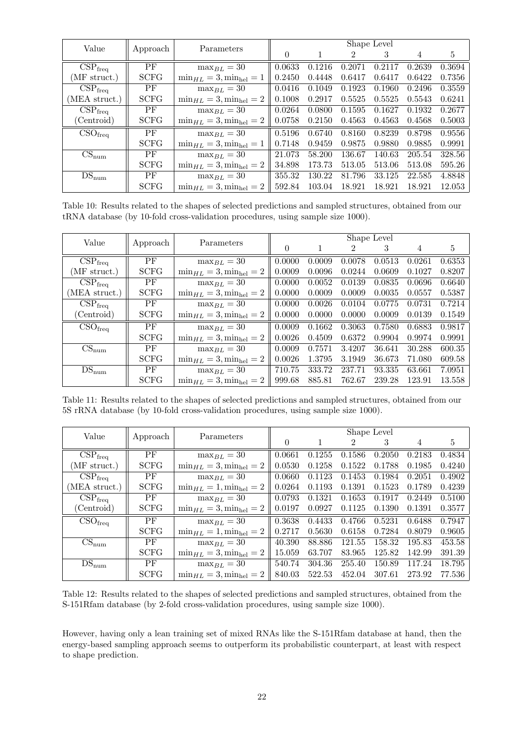| Value | Approach | Parameters | Shape Level | | | | | |
|---|---|---|---|---|---|---|---|---|
| | | | 0 | 1 | 2 | 3 | 4 | 5 |
| $\mathrm{CSP}_{\mathrm{freq}}$ | PF | $\max_{BL} = 30$ | 0.0633 | 0.1216 | 0.2071 | 0.2117 | 0.2639 | 0.3694 |
| (MF struct.) | SCFG | $\min_{HL} = 3, \min_{\mathrm{hel}} = 1$ | 0.2450 | 0.4448 | 0.6417 | 0.6417 | 0.6422 | 0.7356 |
| $\mathrm{CSP}_{\mathrm{freq}}$ | PF | $\max_{BL} = 30$ | 0.0416 | 0.1049 | 0.1923 | 0.1960 | 0.2496 | 0.3559 |
| (MEA struct.) | SCFG | $\min_{HL} = 3, \min_{\mathrm{hel}} = 2$ | 0.1008 | 0.2917 | 0.5525 | 0.5525 | 0.5543 | 0.6241 |
| $\mathrm{CSP}_{\mathrm{freq}}$ | PF | $\max_{BL} = 30$ | 0.0264 | 0.0800 | 0.1595 | 0.1627 | 0.1932 | 0.2677 |
| (Centroid) | SCFG | $\min_{HL} = 3, \min_{\mathrm{hel}} = 2$ | 0.0758 | 0.2150 | 0.4563 | 0.4563 | 0.4568 | 0.5003 |
| $\mathrm{CSO}_{\mathrm{freq}}$ | PF | $\max_{BL} = 30$ | 0.5196 | 0.6740 | 0.8160 | 0.8239 | 0.8798 | 0.9556 |
| | SCFG | $\min_{HL} = 3, \min_{\mathrm{hel}} = 1$ | 0.7148 | 0.9459 | 0.9875 | 0.9880 | 0.9885 | 0.9991 |
| $\mathrm{CS}_{\mathrm{num}}$ | PF | $\max_{BL} = 30$ | 21.073 | 58.200 | 136.67 | 140.63 | 205.54 | 328.56 |
| | SCFG | $\min_{HL} = 3, \min_{\mathrm{hel}} = 2$ | 34.898 | 173.73 | 513.05 | 513.06 | 513.08 | 595.26 |
| $\mathrm{DS}_{\mathrm{num}}$ | PF | $\max_{BL} = 30$ | 355.32 | 130.22 | 81.796 | 33.125 | 22.585 | 4.8848 |
| | SCFG | $\min_{HL} = 3, \min_{\mathrm{hel}} = 2$ | 592.84 | 103.04 | 18.921 | 18.921 | 18.921 | 12.053 |

Table 10: Results related to the shapes of selected predictions and sampled structures, obtained from our tRNA database (by 10-fold cross-validation procedures, using sample size 1000).

| Value | Approach | Parameters | Shape Level | | | | | |
|---|---|---|---|---|---|---|---|---|
| | | | 0 | 1 | 2 | 3 | 4 | 5 |
| $\mathrm{CSP}_{\mathrm{freq}}$ | PF | $\max_{BL} = 30$ | 0.0000 | 0.0009 | 0.0078 | 0.0513 | 0.0261 | 0.6353 |
| (MF struct.) | SCFG | $\min_{HL} = 3, \min_{\mathrm{hel}} = 2$ | 0.0009 | 0.0096 | 0.0244 | 0.0609 | 0.1027 | 0.8207 |
| $\mathrm{CSP}_{\mathrm{freq}}$ | PF | $\max_{BL} = 30$ | 0.0000 | 0.0052 | 0.0139 | 0.0835 | 0.0696 | 0.6640 |
| (MEA struct.) | SCFG | $\min_{HL} = 3, \min_{\mathrm{hel}} = 2$ | 0.0000 | 0.0009 | 0.0009 | 0.0035 | 0.0557 | 0.5387 |
| $\mathrm{CSP}_{\mathrm{freq}}$ | PF | $\max_{BL} = 30$ | 0.0000 | 0.0026 | 0.0104 | 0.0775 | 0.0731 | 0.7214 |
| (Centroid) | SCFG | $\min_{HL} = 3, \min_{\mathrm{hel}} = 2$ | 0.0000 | 0.0000 | 0.0000 | 0.0009 | 0.0139 | 0.1549 |
| $\mathrm{CSO}_{\mathrm{freq}}$ | PF | $\max_{BL} = 30$ | 0.0009 | 0.1662 | 0.3063 | 0.7580 | 0.6883 | 0.9817 |
| | SCFG | $\min_{HL} = 3, \min_{\mathrm{hel}} = 2$ | 0.0026 | 0.4509 | 0.6372 | 0.9904 | 0.9974 | 0.9991 |
| $\mathrm{CS}_{\mathrm{num}}$ | PF | $\max_{BL} = 30$ | 0.0009 | 0.7571 | 3.4207 | 36.641 | 30.288 | 600.35 |
| | SCFG | $\min_{HL} = 3, \min_{\mathrm{hel}} = 2$ | 0.0026 | 1.3795 | 3.1949 | 36.673 | 71.080 | 609.58 |
| $\mathrm{DS}_{\mathrm{num}}$ | PF | $\max_{BL} = 30$ | 710.75 | 333.72 | 237.71 | 93.335 | 63.661 | 7.0951 |
| | SCFG | $\min_{HL} = 3, \min_{\mathrm{hel}} = 2$ | 999.68 | 885.81 | 762.67 | 239.28 | 123.91 | 13.558 |

Table 11: Results related to the shapes of selected predictions and sampled structures, obtained from our 5S rRNA database (by 10-fold cross-validation procedures, using sample size 1000).

| Value | Approach | Parameters | Shape Level | | | | | |
|---|---|---|---|---|---|---|---|---|
| | | | 0 | 1 | 2 | 3 | 4 | 5 |
| $\mathrm{CSP}_{\mathrm{freq}}$ | PF | $\max_{BL} = 30$ | 0.0661 | 0.1255 | 0.1586 | 0.2050 | 0.2183 | 0.4834 |
| (MF struct.) | SCFG | $\min_{HL} = 3, \min_{\mathrm{hel}} = 2$ | 0.0530 | 0.1258 | 0.1522 | 0.1788 | 0.1985 | 0.4240 |
| $\mathrm{CSP}_{\mathrm{freq}}$ | PF | $\max_{BL} = 30$ | 0.0660 | 0.1123 | 0.1453 | 0.1984 | 0.2051 | 0.4902 |
| (MEA struct.) | SCFG | $\min_{HL} = 1, \min_{\mathrm{hel}} = 2$ | 0.0264 | 0.1193 | 0.1391 | 0.1523 | 0.1789 | 0.4239 |
| $\mathrm{CSP}_{\mathrm{freq}}$ | PF | $\max_{BL} = 30$ | 0.0793 | 0.1321 | 0.1653 | 0.1917 | 0.2449 | 0.5100 |
| (Centroid) | SCFG | $\min_{HL} = 3, \min_{\mathrm{hel}} = 2$ | 0.0197 | 0.0927 | 0.1125 | 0.1390 | 0.1391 | 0.3577 |
| $\mathrm{CSO}_{\mathrm{freq}}$ | PF | $\max_{BL} = 30$ | 0.3638 | 0.4433 | 0.4766 | 0.5231 | 0.6488 | 0.7947 |
| | SCFG | $\min_{HL} = 1, \min_{\mathrm{hel}} = 2$ | 0.2717 | 0.5630 | 0.6158 | 0.7284 | 0.8079 | 0.9605 |
| $\mathrm{CS}_{\mathrm{num}}$ | PF | $\max_{BL} = 30$ | 40.390 | 88.886 | 121.55 | 158.32 | 195.83 | 453.58 |
| | SCFG | $\min_{HL} = 3, \min_{\mathrm{hel}} = 2$ | 15.059 | 63.707 | 83.965 | 125.82 | 142.99 | 391.39 |
| $\mathrm{DS}_{\mathrm{num}}$ | PF | $\max_{BL} = 30$ | 540.74 | 304.36 | 255.40 | 150.89 | 117.24 | 18.795 |
| | SCFG | $\min_{HL} = 3, \min_{\mathrm{hel}} = 2$ | 840.03 | 522.53 | 452.04 | 307.61 | 273.92 | 77.536 |

Table 12: Results related to the shapes of selected predictions and sampled structures, obtained from the S-151Rfam database (by 2-fold cross-validation procedures, using sample size 1000).

However, having only a lean training set of mixed RNAs like the S-151Rfam database at hand, then the energy-based sampling approach seems to outperform its probabilistic counterpart, at least with respect to shape prediction.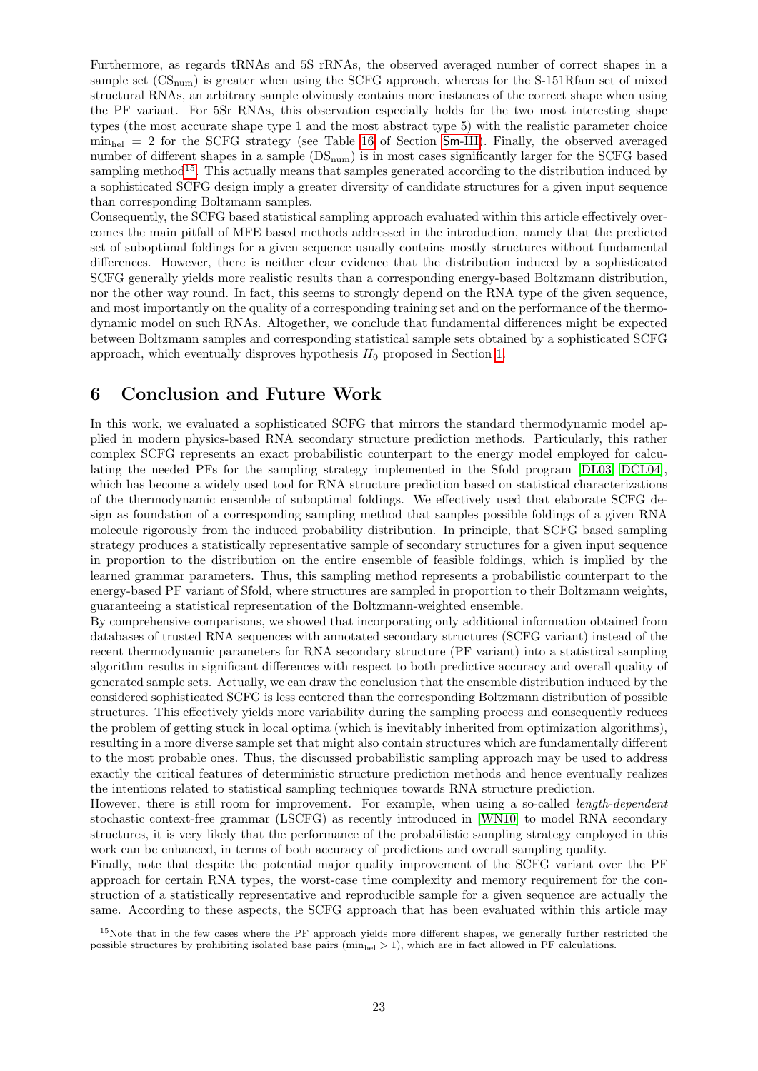Furthermore, as regards tRNAs and 5S rRNAs, the observed averaged number of correct shapes in a sample set ($\text{CS}_{\text{num}}$) is greater when using the SCFG approach, whereas for the S-151Rfam set of mixed structural RNAs, an arbitrary sample obviously contains more instances of the correct shape when using the PF variant. For 5Sr RNAs, this observation especially holds for the two most interesting shape types (the most accurate shape type 1 and the most abstract type 5) with the realistic parameter choice $\min_{\text{hel}} = 2$ for the SCFG strategy (see Table 16 of Section Sm-III). Finally, the observed averaged number of different shapes in a sample ($\text{DS}_{\text{num}}$) is in most cases significantly larger for the SCFG based sampling method[15]. This actually means that samples generated according to the distribution induced by a sophisticated SCFG design imply a greater diversity of candidate structures for a given input sequence than corresponding Boltzmann samples.

Consequently, the SCFG based statistical sampling approach evaluated within this article effectively overcomes the main pitfall of MFE based methods addressed in the introduction, namely that the predicted set of suboptimal foldings for a given sequence usually contains mostly structures without fundamental differences. However, there is neither clear evidence that the distribution induced by a sophisticated SCFG generally yields more realistic results than a corresponding energy-based Boltzmann distribution, nor the other way round. In fact, this seems to strongly depend on the RNA type of the given sequence, and most importantly on the quality of a corresponding training set and on the performance of the thermodynamic model on such RNAs. Altogether, we conclude that fundamental differences might be expected between Boltzmann samples and corresponding statistical sample sets obtained by a sophisticated SCFG approach, which eventually disproves hypothesis $H_0$ proposed in Section 1.

# 6 Conclusion and Future Work

In this work, we evaluated a sophisticated SCFG that mirrors the standard thermodynamic model applied in modern physics-based RNA secondary structure prediction methods. Particularly, this rather complex SCFG represents an exact probabilistic counterpart to the energy model employed for calculating the needed PFs for the sampling strategy implemented in the Sfold program [DL03, DCL04], which has become a widely used tool for RNA structure prediction based on statistical characterizations of the thermodynamic ensemble of suboptimal foldings. We effectively used that elaborate SCFG design as foundation of a corresponding sampling method that samples possible foldings of a given RNA molecule rigorously from the induced probability distribution. In principle, that SCFG based sampling strategy produces a statistically representative sample of secondary structures for a given input sequence in proportion to the distribution on the entire ensemble of feasible foldings, which is implied by the learned grammar parameters. Thus, this sampling method represents a probabilistic counterpart to the energy-based PF variant of Sfold, where structures are sampled in proportion to their Boltzmann weights, guaranteeing a statistical representation of the Boltzmann-weighted ensemble.

By comprehensive comparisons, we showed that incorporating only additional information obtained from databases of trusted RNA sequences with annotated secondary structures (SCFG variant) instead of the recent thermodynamic parameters for RNA secondary structure (PF variant) into a statistical sampling algorithm results in significant differences with respect to both predictive accuracy and overall quality of generated sample sets. Actually, we can draw the conclusion that the ensemble distribution induced by the considered sophisticated SCFG is less centered than the corresponding Boltzmann distribution of possible structures. This effectively yields more variability during the sampling process and consequently reduces the problem of getting stuck in local optima (which is inevitably inherited from optimization algorithms), resulting in a more diverse sample set that might also contain structures which are fundamentally different to the most probable ones. Thus, the discussed probabilistic sampling approach may be used to address exactly the critical features of deterministic structure prediction methods and hence eventually realizes the intentions related to statistical sampling techniques towards RNA structure prediction.

However, there is still room for improvement. For example, when using a so-called *length-dependent* stochastic context-free grammar (LSCFG) as recently introduced in [WN10] to model RNA secondary structures, it is very likely that the performance of the probabilistic sampling strategy employed in this work can be enhanced, in terms of both accuracy of predictions and overall sampling quality.

Finally, note that despite the potential major quality improvement of the SCFG variant over the PF approach for certain RNA types, the worst-case time complexity and memory requirement for the construction of a statistically representative and reproducible sample for a given sequence are actually the same. According to these aspects, the SCFG approach that has been evaluated within this article may

[15] Note that in the few cases where the PF approach yields more different shapes, we generally further restricted the possible structures by prohibiting isolated base pairs ($\min_{\text{hel}} > 1$), which are in fact allowed in PF calculations.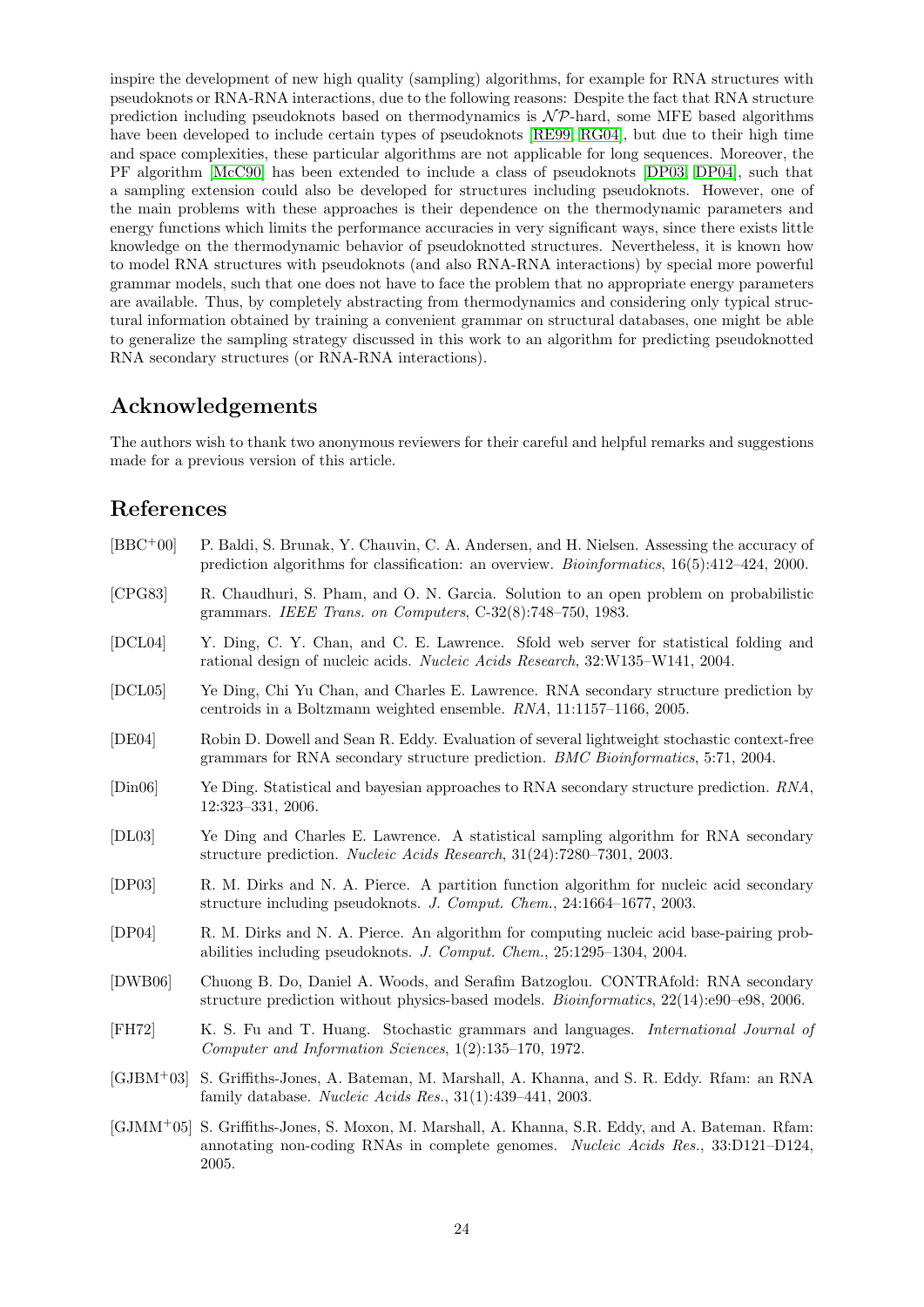inspire the development of new high quality (sampling) algorithms, for example for RNA structures with pseudoknots or RNA-RNA interactions, due to the following reasons: Despite the fact that RNA structure prediction including pseudoknots based on thermodynamics is $\mathcal{NP}$-hard, some MFE based algorithms have been developed to include certain types of pseudoknots [RE99, RG04], but due to their high time and space complexities, these particular algorithms are not applicable for long sequences. Moreover, the PF algorithm [McC90] has been extended to include a class of pseudoknots [DP03, DP04], such that a sampling extension could also be developed for structures including pseudoknots. However, one of the main problems with these approaches is their dependence on the thermodynamic parameters and energy functions which limits the performance accuracies in very significant ways, since there exists little knowledge on the thermodynamic behavior of pseudoknotted structures. Nevertheless, it is known how to model RNA structures with pseudoknots (and also RNA-RNA interactions) by special more powerful grammar models, such that one does not have to face the problem that no appropriate energy parameters are available. Thus, by completely abstracting from thermodynamics and considering only typical structural information obtained by training a convenient grammar on structural databases, one might be able to generalize the sampling strategy discussed in this work to an algorithm for predicting pseudoknotted RNA secondary structures (or RNA-RNA interactions).

## Acknowledgements

The authors wish to thank two anonymous reviewers for their careful and helpful remarks and suggestions made for a previous version of this article.

## References

[BBC+00] P. Baldi, S. Brunak, Y. Chauvin, C. A. Andersen, and H. Nielsen. Assessing the accuracy of prediction algorithms for classification: an overview. *Bioinformatics*, 16(5):412–424, 2000.

[CPG83] R. Chaudhuri, S. Pham, and O. N. Garcia. Solution to an open problem on probabilistic grammars. *IEEE Trans. on Computers*, C-32(8):748–750, 1983.

[DCL04] Y. Ding, C. Y. Chan, and C. E. Lawrence. Sfold web server for statistical folding and rational design of nucleic acids. *Nucleic Acids Research*, 32:W135–W141, 2004.

[DCL05] Ye Ding, Chi Yu Chan, and Charles E. Lawrence. RNA secondary structure prediction by centroids in a Boltzmann weighted ensemble. *RNA*, 11:1157–1166, 2005.

[DE04] Robin D. Dowell and Sean R. Eddy. Evaluation of several lightweight stochastic context-free grammars for RNA secondary structure prediction. *BMC Bioinformatics*, 5:71, 2004.

[Din06] Ye Ding. Statistical and bayesian approaches to RNA secondary structure prediction. *RNA*, 12:323–331, 2006.

[DL03] Ye Ding and Charles E. Lawrence. A statistical sampling algorithm for RNA secondary structure prediction. *Nucleic Acids Research*, 31(24):7280–7301, 2003.

[DP03] R. M. Dirks and N. A. Pierce. A partition function algorithm for nucleic acid secondary structure including pseudoknots. *J. Comput. Chem.*, 24:1664–1677, 2003.

[DP04] R. M. Dirks and N. A. Pierce. An algorithm for computing nucleic acid base-pairing probabilities including pseudoknots. *J. Comput. Chem.*, 25:1295–1304, 2004.

[DWB06] Chuong B. Do, Daniel A. Woods, and Serafim Batzoglou. CONTRAfold: RNA secondary structure prediction without physics-based models. *Bioinformatics*, 22(14):e90–e98, 2006.

[FH72] K. S. Fu and T. Huang. Stochastic grammars and languages. *International Journal of Computer and Information Sciences*, 1(2):135–170, 1972.

[GJBM+03] S. Griffiths-Jones, A. Bateman, M. Marshall, A. Khanna, and S. R. Eddy. Rfam: an RNA family database. *Nucleic Acids Res.*, 31(1):439–441, 2003.

[GJMM+05] S. Griffiths-Jones, S. Moxon, M. Marshall, A. Khanna, S.R. Eddy, and A. Bateman. Rfam: annotating non-coding RNAs in complete genomes. *Nucleic Acids Res.*, 33:D121–D124, 2005.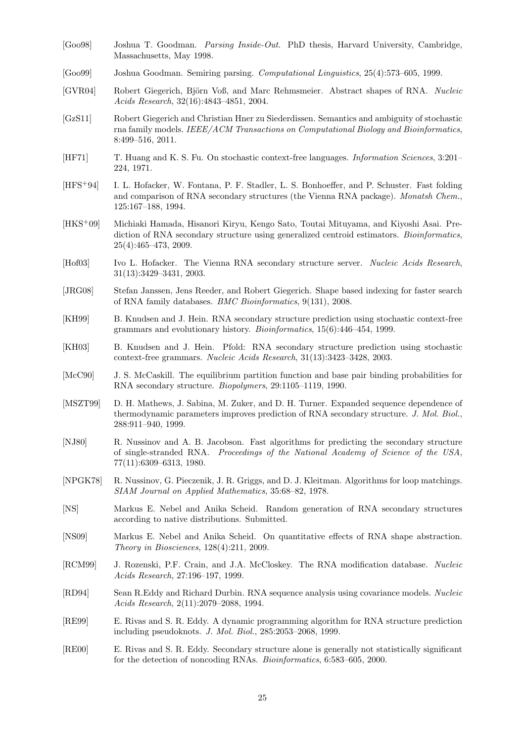[Goo98] Joshua T. Goodman. *Parsing Inside-Out.* PhD thesis, Harvard University, Cambridge, Massachusetts, May 1998.

[Goo99] Joshua Goodman. Semiring parsing. *Computational Linguistics*, 25(4):573–605, 1999.

[GVR04] Robert Giegerich, Björn Voß, and Marc Rehmsmeier. Abstract shapes of RNA. *Nucleic Acids Research*, 32(16):4843–4851, 2004.

[GzS11] Robert Giegerich and Christian Hner zu Siederdissen. Semantics and ambiguity of stochastic rna family models. *IEEE/ACM Transactions on Computational Biology and Bioinformatics*, 8:499–516, 2011.

[HF71] T. Huang and K. S. Fu. On stochastic context-free languages. *Information Sciences*, 3:201–224, 1971.

[HFS+94] I. L. Hofacker, W. Fontana, P. F. Stadler, L. S. Bonhoeffer, and P. Schuster. Fast folding and comparison of RNA secondary structures (the Vienna RNA package). *Monatsh Chem.*, 125:167–188, 1994.

[HKS+09] Michiaki Hamada, Hisanori Kiryu, Kengo Sato, Toutai Mituyama, and Kiyoshi Asai. Prediction of RNA secondary structure using generalized centroid estimators. *Bioinformatics*, 25(4):465–473, 2009.

[Hof03] Ivo L. Hofacker. The Vienna RNA secondary structure server. *Nucleic Acids Research*, 31(13):3429–3431, 2003.

[JRG08] Stefan Janssen, Jens Reeder, and Robert Giegerich. Shape based indexing for faster search of RNA family databases. *BMC Bioinformatics*, 9(131), 2008.

[KH99] B. Knudsen and J. Hein. RNA secondary structure prediction using stochastic context-free grammars and evolutionary history. *Bioinformatics*, 15(6):446–454, 1999.

[KH03] B. Knudsen and J. Hein. Pfold: RNA secondary structure prediction using stochastic context-free grammars. *Nucleic Acids Research*, 31(13):3423–3428, 2003.

[McC90] J. S. McCaskill. The equilibrium partition function and base pair binding probabilities for RNA secondary structure. *Biopolymers*, 29:1105–1119, 1990.

[MSZT99] D. H. Mathews, J. Sabina, M. Zuker, and D. H. Turner. Expanded sequence dependence of thermodynamic parameters improves prediction of RNA secondary structure. *J. Mol. Biol.*, 288:911–940, 1999.

[NJ80] R. Nussinov and A. B. Jacobson. Fast algorithms for predicting the secondary structure of single-stranded RNA. *Proceedings of the National Academy of Science of the USA*, 77(11):6309–6313, 1980.

[NPGK78] R. Nussinov, G. Pieczenik, J. R. Griggs, and D. J. Kleitman. Algorithms for loop matchings. *SIAM Journal on Applied Mathematics*, 35:68–82, 1978.

[NS] Markus E. Nebel and Anika Scheid. Random generation of RNA secondary structures according to native distributions. Submitted.

[NS09] Markus E. Nebel and Anika Scheid. On quantitative effects of RNA shape abstraction. *Theory in Biosciences*, 128(4):211, 2009.

[RCM99] J. Rozenski, P.F. Crain, and J.A. McCloskey. The RNA modification database. *Nucleic Acids Research*, 27:196–197, 1999.

[RD94] Sean R.Eddy and Richard Durbin. RNA sequence analysis using covariance models. *Nucleic Acids Research*, 2(11):2079–2088, 1994.

[RE99] E. Rivas and S. R. Eddy. A dynamic programming algorithm for RNA structure prediction including pseudoknots. *J. Mol. Biol.*, 285:2053–2068, 1999.

[RE00] E. Rivas and S. R. Eddy. Secondary structure alone is generally not statistically significant for the detection of noncoding RNAs. *Bioinformatics*, 6:583–605, 2000.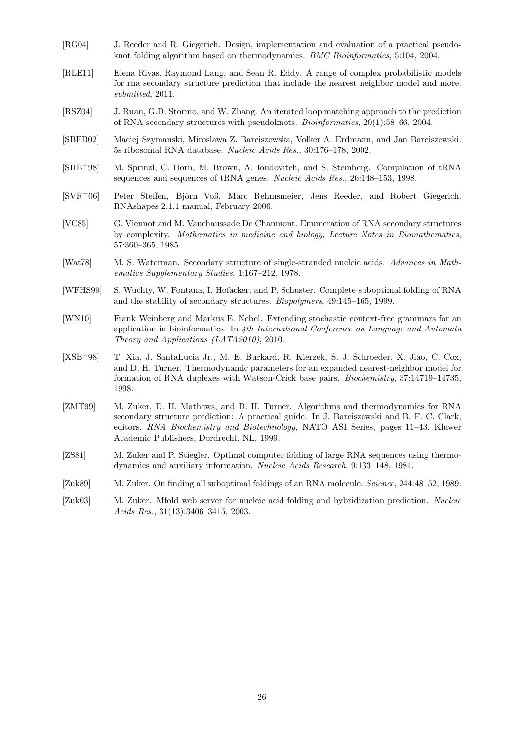[RG04] J. Reeder and R. Giegerich. Design, implementation and evaluation of a practical pseudoknot folding algorithm based on thermodynamics. *BMC Bioinformatics*, 5:104, 2004.

[RLE11] Elena Rivas, Raymond Lang, and Sean R. Eddy. A range of complex probabilistic models for rna secondary structure prediction that include the nearest neighbor model and more. *submitted*, 2011.

[RSZ04] J. Ruan, G.D. Stormo, and W. Zhang. An iterated loop matching approach to the prediction of RNA secondary structures with pseudoknots. *Bioinformatics*, 20(1):58–66, 2004.

[SBEB02] Maciej Szymanski, Miroslawa Z. Barciszewska, Volker A. Erdmann, and Jan Barciszewski. 5s ribosomal RNA database. *Nucleic Acids Res.*, 30:176–178, 2002.

[SHB+98] M. Sprinzl, C. Horn, M. Brown, A. Ioudovitch, and S. Steinberg. Compilation of tRNA sequences and sequences of tRNA genes. *Nucleic Acids Res.*, 26:148–153, 1998.

[SVR+06] Peter Steffen, Björn Voß, Marc Rehmsmeier, Jens Reeder, and Robert Giegerich. RNAshapes 2.1.1 manual, February 2006.

[VC85] G. Viennot and M. Vauchaussade De Chaumont. Enumeration of RNA secondary structures by complexity. *Mathematics in medicine and biology, Lecture Notes in Biomathematics*, 57:360–365, 1985.

[Wat78] M. S. Waterman. Secondary structure of single-stranded nucleic acids. *Advances in Mathematics Supplementary Studies*, 1:167–212, 1978.

[WFHS99] S. Wuchty, W. Fontana, I. Hofacker, and P. Schuster. Complete suboptimal folding of RNA and the stability of secondary structures. *Biopolymers*, 49:145–165, 1999.

[WN10] Frank Weinberg and Markus E. Nebel. Extending stochastic context-free grammars for an application in bioinformatics. In *4th International Conference on Language and Automata Theory and Applications (LATA2010)*, 2010.

[XSB+98] T. Xia, J. SantaLucia Jr., M. E. Burkard, R. Kierzek, S. J. Schroeder, X. Jiao, C. Cox, and D. H. Turner. Thermodynamic parameters for an expanded nearest-neighbor model for formation of RNA duplexes with Watson-Crick base pairs. *Biochemistry*, 37:14719–14735, 1998.

[ZMT99] M. Zuker, D. H. Mathews, and D. H. Turner. Algorithms and thermodynamics for RNA secondary structure prediction: A practical guide. In J. Barciszewski and B. F. C. Clark, editors, *RNA Biochemistry and Biotechnology*, NATO ASI Series, pages 11–43. Kluwer Academic Publishers, Dordrecht, NL, 1999.

[ZS81] M. Zuker and P. Stiegler. Optimal computer folding of large RNA sequences using thermodynamics and auxiliary information. *Nucleic Acids Research*, 9:133–148, 1981.

[Zuk89] M. Zuker. On finding all suboptimal foldings of an RNA molecule. *Science*, 244:48–52, 1989.

[Zuk03] M. Zuker. Mfold web server for nucleic acid folding and hybridization prediction. *Nucleic Acids Res.*, 31(13):3406–3415, 2003.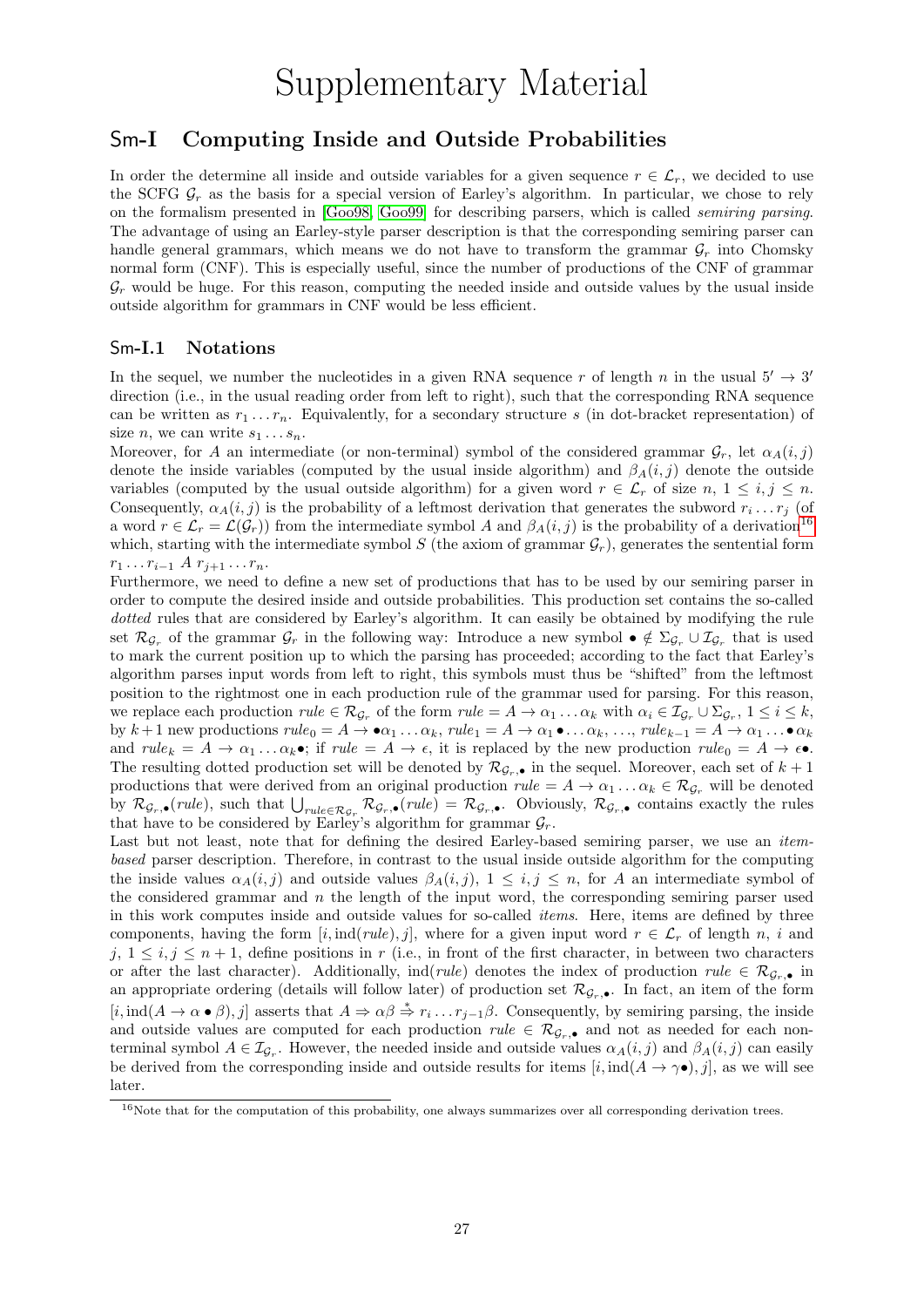# Supplementary Material

## Sm-I Computing Inside and Outside Probabilities

In order the determine all inside and outside variables for a given sequence $r \in \mathcal{L}_r$, we decided to use the SCFG $\mathcal{G}_r$ as the basis for a special version of Earley's algorithm. In particular, we chose to rely on the formalism presented in [Goo98, Goo99] for describing parsers, which is called *semiring parsing*. The advantage of using an Earley-style parser description is that the corresponding semiring parser can handle general grammars, which means we do not have to transform the grammar $\mathcal{G}_r$ into Chomsky normal form (CNF). This is especially useful, since the number of productions of the CNF of grammar $\mathcal{G}_r$ would be huge. For this reason, computing the needed inside and outside values by the usual inside outside algorithm for grammars in CNF would be less efficient.

### Sm-I.1 Notations

In the sequel, we number the nucleotides in a given RNA sequence $r$ of length $n$ in the usual $5' \to 3'$ direction (i.e., in the usual reading order from left to right), such that the corresponding RNA sequence can be written as $r_1 \dots r_n$. Equivalently, for a secondary structure $s$ (in dot-bracket representation) of size $n$, we can write $s_1 \dots s_n$.

Moreover, for $A$ an intermediate (or non-terminal) symbol of the considered grammar $\mathcal{G}_r$, let $\alpha_A(i,j)$ denote the inside variables (computed by the usual inside algorithm) and $\beta_A(i,j)$ denote the outside variables (computed by the usual outside algorithm) for a given word $r \in \mathcal{L}_r$ of size $n$, $1 \leq i,j \leq n$. Consequently, $\alpha_A(i,j)$ is the probability of a leftmost derivation that generates the subword $r_i \dots r_j$ (of a word $r \in \mathcal{L}_r = \mathcal{L}(\mathcal{G}_r)$) from the intermediate symbol $A$ and $\beta_A(i,j)$ is the probability of a derivation[16] which, starting with the intermediate symbol $S$ (the axiom of grammar $\mathcal{G}_r$), generates the sentential form $r_1 \dots r_{i-1}\ A\ r_{j+1} \dots r_n$.

Furthermore, we need to define a new set of productions that has to be used by our semiring parser in order to compute the desired inside and outside probabilities. This production set contains the so-called *dotted* rules that are considered by Earley's algorithm. It can easily be obtained by modifying the rule set $\mathcal{R}_{\mathcal{G}_r}$ of the grammar $\mathcal{G}_r$ in the following way: Introduce a new symbol $\bullet \notin \Sigma_{\mathcal{G}_r} \cup \mathcal{I}_{\mathcal{G}_r}$ that is used to mark the current position up to which the parsing has proceeded; according to the fact that Earley's algorithm parses input words from left to right, this symbols must thus be "shifted" from the leftmost position to the rightmost one in each production rule of the grammar used for parsing. For this reason, we replace each production $rule \in \mathcal{R}_{\mathcal{G}_r}$ of the form $rule = A \to \alpha_1 \dots \alpha_k$ with $\alpha_i \in \mathcal{I}_{\mathcal{G}_r} \cup \Sigma_{\mathcal{G}_r}$, $1 \leq i \leq k$, by $k+1$ new productions $rule_0 = A \to \bullet\alpha_1 \dots \alpha_k$, $rule_1 = A \to \alpha_1 \bullet \dots \alpha_k$, ..., $rule_{k-1} = A \to \alpha_1 \dots \bullet \alpha_k$ and $rule_k = A \to \alpha_1 \dots \alpha_k \bullet$; if $rule = A \to \epsilon$, it is replaced by the new production $rule_0 = A \to \epsilon\bullet$. The resulting dotted production set will be denoted by $\mathcal{R}_{\mathcal{G}_r,\bullet}$ in the sequel. Moreover, each set of $k+1$ productions that were derived from an original production $rule = A \to \alpha_1 \dots \alpha_k \in \mathcal{R}_{\mathcal{G}_r}$ will be denoted by $\mathcal{R}_{\mathcal{G}_r,\bullet}(rule)$, such that $\bigcup_{rule \in \mathcal{R}_{\mathcal{G}_r}} \mathcal{R}_{\mathcal{G}_r,\bullet}(rule) = \mathcal{R}_{\mathcal{G}_r,\bullet}$. Obviously, $\mathcal{R}_{\mathcal{G}_r,\bullet}$ contains exactly the rules that have to be considered by Earley's algorithm for grammar $\mathcal{G}_r$.

Last but not least, note that for defining the desired Earley-based semiring parser, we use an *item-based* parser description. Therefore, in contrast to the usual inside outside algorithm for the computing the inside values $\alpha_A(i,j)$ and outside values $\beta_A(i,j)$, $1 \leq i,j \leq n$, for $A$ an intermediate symbol of the considered grammar and $n$ the length of the input word, the corresponding semiring parser used in this work computes inside and outside values for so-called *items*. Here, items are defined by three components, having the form $[i, \text{ind}(rule), j]$, where for a given input word $r \in \mathcal{L}_r$ of length $n$, $i$ and $j$, $1 \leq i,j \leq n+1$, define positions in $r$ (i.e., in front of the first character, in between two characters or after the last character). Additionally, $\text{ind}(rule)$ denotes the index of production $rule \in \mathcal{R}_{\mathcal{G}_r,\bullet}$ in an appropriate ordering (details will follow later) of production set $\mathcal{R}_{\mathcal{G}_r,\bullet}$. In fact, an item of the form $[i, \text{ind}(A \to \alpha \bullet \beta), j]$ asserts that $A \Rightarrow \alpha\beta \stackrel{*}{\Rightarrow} r_i \dots r_{j-1}\beta$. Consequently, by semiring parsing, the inside and outside values are computed for each production $rule \in \mathcal{R}_{\mathcal{G}_r,\bullet}$ and not as needed for each non-terminal symbol $A \in \mathcal{I}_{\mathcal{G}_r}$. However, the needed inside and outside values $\alpha_A(i,j)$ and $\beta_A(i,j)$ can easily be derived from the corresponding inside and outside results for items $[i, \text{ind}(A \to \gamma\bullet), j]$, as we will see later.

[16] Note that for the computation of this probability, one always summarizes over all corresponding derivation trees.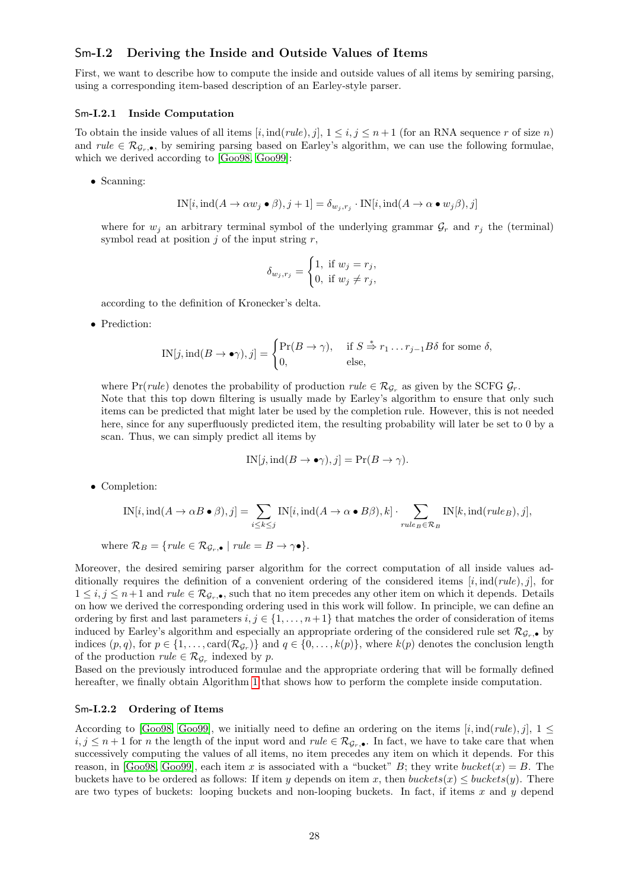## Sm-I.2 Deriving the Inside and Outside Values of Items

First, we want to describe how to compute the inside and outside values of all items by semiring parsing, using a corresponding item-based description of an Earley-style parser.

### Sm-I.2.1 Inside Computation

To obtain the inside values of all items $[i, \text{ind}(rule), j]$, $1 \leq i, j \leq n+1$ (for an RNA sequence $r$ of size $n$) and $rule \in \mathcal{R}_{\mathcal{G}_r,\bullet}$, by semiring parsing based on Earley's algorithm, we can use the following formulae, which we derived according to [Goo98, Goo99]:

- Scanning:

$$\text{IN}[i, \text{ind}(A \to \alpha w_j \bullet \beta), j+1] = \delta_{w_j, r_j} \cdot \text{IN}[i, \text{ind}(A \to \alpha \bullet w_j \beta), j]$$

  where for $w_j$ an arbitrary terminal symbol of the underlying grammar $\mathcal{G}_r$ and $r_j$ the (terminal) symbol read at position $j$ of the input string $r$,

$$\delta_{w_j, r_j} = \begin{cases} 1, & \text{if } w_j = r_j, \\ 0, & \text{if } w_j \neq r_j, \end{cases}$$

  according to the definition of Kronecker's delta.

- Prediction:

$$\text{IN}[j, \text{ind}(B \to \bullet\gamma), j] = \begin{cases} \Pr(B \to \gamma), & \text{if } S \overset{*}{\Rightarrow} r_1 \ldots r_{j-1} B \delta \text{ for some } \delta, \\ 0, & \text{else,} \end{cases}$$

  where $\Pr(rule)$ denotes the probability of production $rule \in \mathcal{R}_{\mathcal{G}_r}$ as given by the SCFG $\mathcal{G}_r$.
  Note that this top down filtering is usually made by Earley's algorithm to ensure that only such items can be predicted that might later be used by the completion rule. However, this is not needed here, since for any superfluously predicted item, the resulting probability will later be set to 0 by a scan. Thus, we can simply predict all items by

$$\text{IN}[j, \text{ind}(B \to \bullet\gamma), j] = \Pr(B \to \gamma).$$

- Completion:

$$\text{IN}[i, \text{ind}(A \to \alpha B \bullet \beta), j] = \sum_{i \leq k \leq j} \text{IN}[i, \text{ind}(A \to \alpha \bullet B\beta), k] \cdot \sum_{rule_B \in \mathcal{R}_B} \text{IN}[k, \text{ind}(rule_B), j],$$

  where $\mathcal{R}_B = \{rule \in \mathcal{R}_{\mathcal{G}_r,\bullet} \mid rule = B \to \gamma\bullet\}$.

Moreover, the desired semiring parser algorithm for the correct computation of all inside values additionally requires the definition of a convenient ordering of the considered items $[i, \text{ind}(rule), j]$, for $1 \leq i, j \leq n+1$ and $rule \in \mathcal{R}_{\mathcal{G}_r,\bullet}$, such that no item precedes any other item on which it depends. Details on how we derived the corresponding ordering used in this work will follow. In principle, we can define an ordering by first and last parameters $i, j \in \{1, \ldots, n+1\}$ that matches the order of consideration of items induced by Earley's algorithm and especially an appropriate ordering of the considered rule set $\mathcal{R}_{\mathcal{G}_r,\bullet}$ by indices $(p, q)$, for $p \in \{1, \ldots, \text{card}(\mathcal{R}_{\mathcal{G}_r})\}$ and $q \in \{0, \ldots, k(p)\}$, where $k(p)$ denotes the conclusion length of the production $rule \in \mathcal{R}_{\mathcal{G}_r}$ indexed by $p$.
Based on the previously introduced formulae and the appropriate ordering that will be formally defined hereafter, we finally obtain Algorithm 1 that shows how to perform the complete inside computation.

### Sm-I.2.2 Ordering of Items

According to [Goo98, Goo99], we initially need to define an ordering on the items $[i, \text{ind}(rule), j]$, $1 \leq i, j \leq n+1$ for $n$ the length of the input word and $rule \in \mathcal{R}_{\mathcal{G}_r,\bullet}$. In fact, we have to take care that when successively computing the values of all items, no item precedes any item on which it depends. For this reason, in [Goo98, Goo99], each item $x$ is associated with a "bucket" $B$; they write $bucket(x) = B$. The buckets have to be ordered as follows: If item $y$ depends on item $x$, then $buckets(x) \leq buckets(y)$. There are two types of buckets: looping buckets and non-looping buckets. In fact, if items $x$ and $y$ depend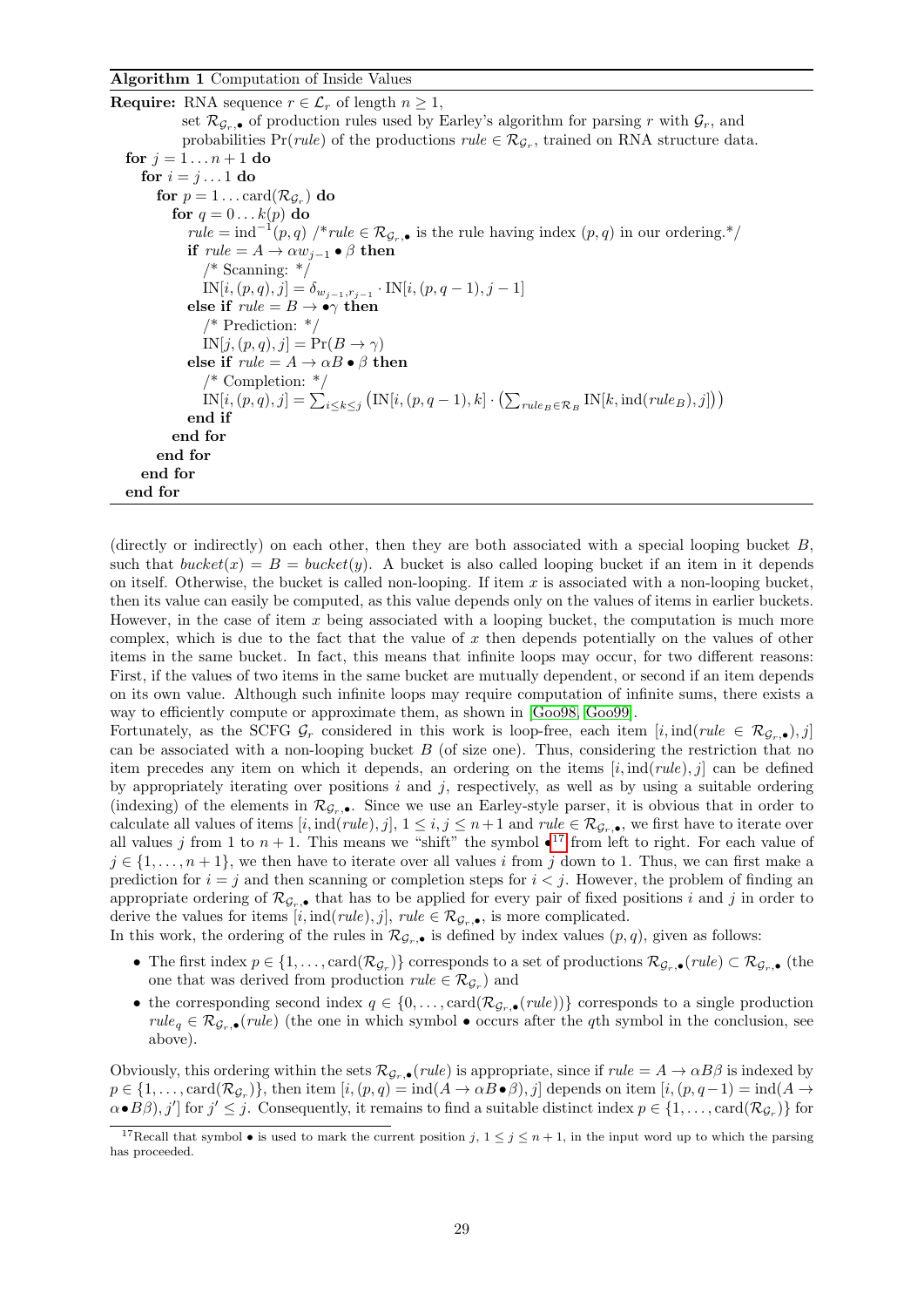**Algorithm 1** Computation of Inside Values

```
Require: RNA sequence r ∈ L_r of length n ≥ 1,
         set R_{G_r,•} of production rules used by Earley's algorithm for parsing r with G_r, and
         probabilities Pr(rule) of the productions rule ∈ R_{G_r}, trained on RNA structure data.
  for j = 1 ... n+1 do
    for i = j ... 1 do
      for p = 1 ... card(R_{G_r}) do
        for q = 0 ... k(p) do
          rule = ind^{-1}(p,q) /* rule ∈ R_{G_r,•} is the rule having index (p,q) in our ordering.*/
          if rule = A → α w_{j-1} • β then
            /* Scanning: */
            IN[i,(p,q),j] = δ_{w_{j-1}, r_{j-1}} · IN[i,(p,q-1),j-1]
          else if rule = B → •γ then
            /* Prediction: */
            IN[j,(p,q),j] = Pr(B → γ)
          else if rule = A → αB • β then
            /* Completion: */
            IN[i,(p,q),j] = Σ_{i≤k≤j} ( IN[i,(p,q-1),k] · ( Σ_{rule_B ∈ R_B} IN[k, ind(rule_B), j] ) )
          end if
        end for
      end for
    end for
  end for
```

(directly or indirectly) on each other, then they are both associated with a special looping bucket $B$, such that $bucket(x) = B = bucket(y)$. A bucket is also called looping bucket if an item in it depends on itself. Otherwise, the bucket is called non-looping. If item $x$ is associated with a non-looping bucket, then its value can easily be computed, as this value depends only on the values of items in earlier buckets. However, in the case of item $x$ being associated with a looping bucket, the computation is much more complex, which is due to the fact that the value of $x$ then depends potentially on the values of other items in the same bucket. In fact, this means that infinite loops may occur, for two different reasons: First, if the values of two items in the same bucket are mutually dependent, or second if an item depends on its own value. Although such infinite loops may require computation of infinite sums, there exists a way to efficiently compute or approximate them, as shown in [Goo98, Goo99].

Fortunately, as the SCFG $\mathcal{G}_r$ considered in this work is loop-free, each item $[i, \text{ind}(rule \in \mathcal{R}_{\mathcal{G}_r,\bullet}), j]$ can be associated with a non-looping bucket $B$ (of size one). Thus, considering the restriction that no item precedes any item on which it depends, an ordering on the items $[i, \text{ind}(rule), j]$ can be defined by appropriately iterating over positions $i$ and $j$, respectively, as well as by using a suitable ordering (indexing) of the elements in $\mathcal{R}_{\mathcal{G}_r,\bullet}$. Since we use an Earley-style parser, it is obvious that in order to calculate all values of items $[i, \text{ind}(rule), j]$, $1 \leq i, j \leq n+1$ and $rule \in \mathcal{R}_{\mathcal{G}_r,\bullet}$, we first have to iterate over all values $j$ from 1 to $n+1$. This means we "shift" the symbol $\bullet$[17] from left to right. For each value of $j \in \{1, \dots, n+1\}$, we then have to iterate over all values $i$ from $j$ down to 1. Thus, we can first make a prediction for $i = j$ and then scanning or completion steps for $i < j$. However, the problem of finding an appropriate ordering of $\mathcal{R}_{\mathcal{G}_r,\bullet}$ that has to be applied for every pair of fixed positions $i$ and $j$ in order to derive the values for items $[i, \text{ind}(rule), j]$, $rule \in \mathcal{R}_{\mathcal{G}_r,\bullet}$, is more complicated.

In this work, the ordering of the rules in $\mathcal{R}_{\mathcal{G}_r,\bullet}$ is defined by index values $(p, q)$, given as follows:

- The first index $p \in \{1, \dots, \text{card}(\mathcal{R}_{\mathcal{G}_r})\}$ corresponds to a set of productions $\mathcal{R}_{\mathcal{G}_r,\bullet}(rule) \subset \mathcal{R}_{\mathcal{G}_r,\bullet}$ (the one that was derived from production $rule \in \mathcal{R}_{\mathcal{G}_r}$) and
- the corresponding second index $q \in \{0, \dots, \text{card}(\mathcal{R}_{\mathcal{G}_r,\bullet}(rule))\}$ corresponds to a single production $rule_q \in \mathcal{R}_{\mathcal{G}_r,\bullet}(rule)$ (the one in which symbol $\bullet$ occurs after the $q$th symbol in the conclusion, see above).

Obviously, this ordering within the sets $\mathcal{R}_{\mathcal{G}_r,\bullet}(rule)$ is appropriate, since if $rule = A \to \alpha B \beta$ is indexed by $p \in \{1, \dots, \text{card}(\mathcal{R}_{\mathcal{G}_r})\}$, then item $[i, (p, q) = \text{ind}(A \to \alpha B \bullet \beta), j]$ depends on item $[i, (p, q-1) = \text{ind}(A \to \alpha \bullet B \beta), j']$ for $j' \leq j$. Consequently, it remains to find a suitable distinct index $p \in \{1, \dots, \text{card}(\mathcal{R}_{\mathcal{G}_r})\}$ for

[17] Recall that symbol $\bullet$ is used to mark the current position $j$, $1 \leq j \leq n+1$, in the input word up to which the parsing has proceeded.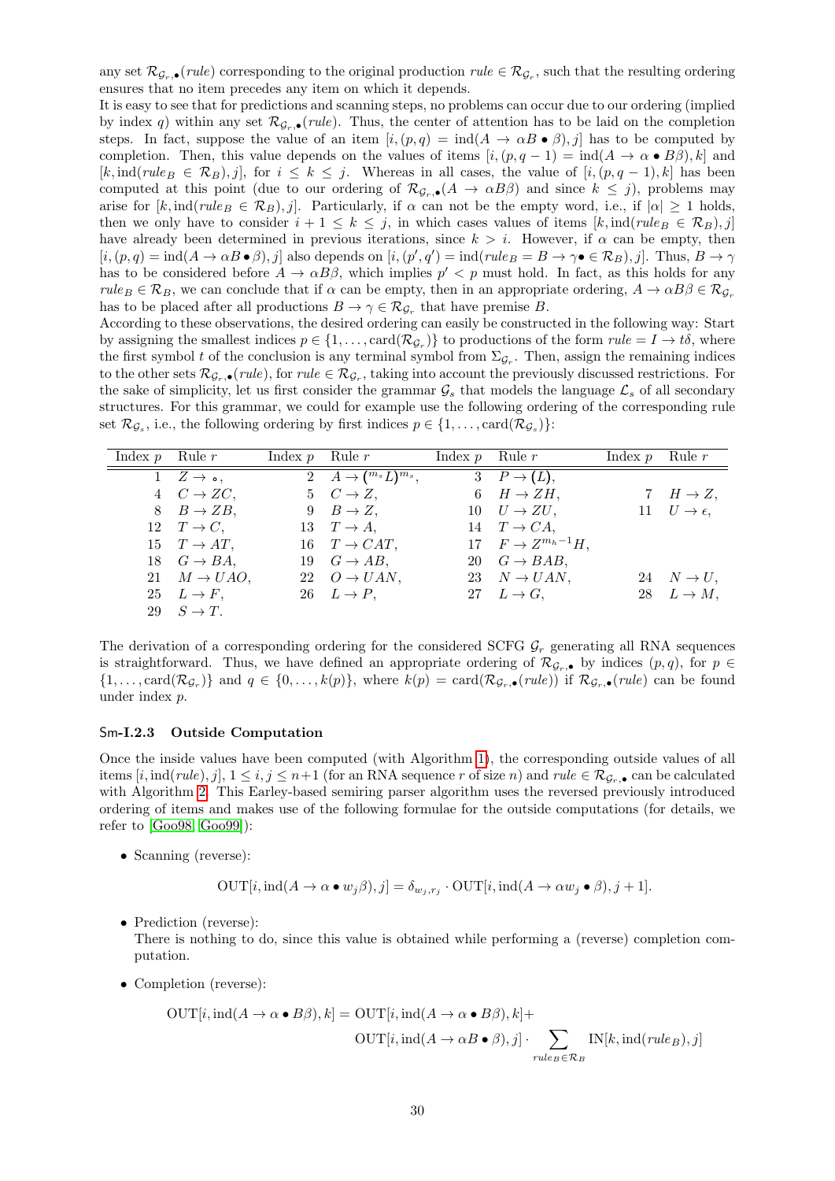any set $\mathcal{R}_{\mathcal{G}_r,\bullet}(rule)$ corresponding to the original production $rule \in \mathcal{R}_{\mathcal{G}_r}$, such that the resulting ordering ensures that no item precedes any item on which it depends.

It is easy to see that for predictions and scanning steps, no problems can occur due to our ordering (implied by index $q$) within any set $\mathcal{R}_{\mathcal{G}_r,\bullet}(rule)$. Thus, the center of attention has to be laid on the completion steps. In fact, suppose the value of an item $[i,(p,q) = \text{ind}(A \to \alpha B \bullet \beta), j]$ has to be computed by completion. Then, this value depends on the values of items $[i,(p,q-1) = \text{ind}(A \to \alpha \bullet B\beta), k]$ and $[k, \text{ind}(rule_B \in \mathcal{R}_B), j]$, for $i \leq k \leq j$. Whereas in all cases, the value of $[i,(p,q-1),k]$ has been computed at this point (due to our ordering of $\mathcal{R}_{\mathcal{G}_r,\bullet}(A \to \alpha B\beta)$ and since $k \leq j$), problems may arise for $[k, \text{ind}(rule_B \in \mathcal{R}_B), j]$. Particularly, if $\alpha$ can not be the empty word, i.e., if $|\alpha| \geq 1$ holds, then we only have to consider $i+1 \leq k \leq j$, in which cases values of items $[k, \text{ind}(rule_B \in \mathcal{R}_B), j]$ have already been determined in previous iterations, since $k > i$. However, if $\alpha$ can be empty, then $[i,(p,q) = \text{ind}(A \to \alpha B \bullet \beta), j]$ also depends on $[i,(p',q') = \text{ind}(rule_B = B \to \gamma \bullet \in \mathcal{R}_B), j]$. Thus, $B \to \gamma$ has to be considered before $A \to \alpha B\beta$, which implies $p' < p$ must hold. In fact, as this holds for any $rule_B \in \mathcal{R}_B$, we can conclude that if $\alpha$ can be empty, then in an appropriate ordering, $A \to \alpha B\beta \in \mathcal{R}_{\mathcal{G}_r}$ has to be placed after all productions $B \to \gamma \in \mathcal{R}_{\mathcal{G}_r}$ that have premise $B$.

According to these observations, the desired ordering can easily be constructed in the following way: Start by assigning the smallest indices $p \in \{1, \dots, \text{card}(\mathcal{R}_{\mathcal{G}_r})\}$ to productions of the form $rule = I \to t\delta$, where the first symbol $t$ of the conclusion is any terminal symbol from $\Sigma_{\mathcal{G}_r}$. Then, assign the remaining indices to the other sets $\mathcal{R}_{\mathcal{G}_r,\bullet}(rule)$, for $rule \in \mathcal{R}_{\mathcal{G}_r}$, taking into account the previously discussed restrictions. For the sake of simplicity, let us first consider the grammar $\mathcal{G}_s$ that models the language $\mathcal{L}_s$ of all secondary structures. For this grammar, we could for example use the following ordering of the corresponding rule set $\mathcal{R}_{\mathcal{G}_s}$, i.e., the following ordering by first indices $p \in \{1, \dots, \text{card}(\mathcal{R}_{\mathcal{G}_s})\}$:

| Index $p$ | Rule $r$ | Index $p$ | Rule $r$ | Index $p$ | Rule $r$ | Index $p$ | Rule $r$ |
|---|---|---|---|---|---|---|---|
| 1 | $Z \to \circ$, | 2 | $A \to (^{m_s}L)^{m_s}$, | 3 | $P \to (L)$, | | |
| 4 | $C \to ZC$, | 5 | $C \to Z$, | 6 | $H \to ZH$, | 7 | $H \to Z$, |
| 8 | $B \to ZB$, | 9 | $B \to Z$, | 10 | $U \to ZU$, | 11 | $U \to \epsilon$, |
| 12 | $T \to C$, | 13 | $T \to A$, | 14 | $T \to CA$, | | |
| 15 | $T \to AT$, | 16 | $T \to CAT$, | 17 | $F \to Z^{m_h-1}H$, | | |
| 18 | $G \to BA$, | 19 | $G \to AB$, | 20 | $G \to BAB$, | | |
| 21 | $M \to UAO$, | 22 | $O \to UAN$, | 23 | $N \to UAN$, | 24 | $N \to U$, |
| 25 | $L \to F$, | 26 | $L \to P$, | 27 | $L \to G$, | 28 | $L \to M$, |
| 29 | $S \to T$. | | | | | | |

The derivation of a corresponding ordering for the considered SCFG $\mathcal{G}_r$ generating all RNA sequences is straightforward. Thus, we have defined an appropriate ordering of $\mathcal{R}_{\mathcal{G}_r,\bullet}$ by indices $(p,q)$, for $p \in \{1, \dots, \text{card}(\mathcal{R}_{\mathcal{G}_r})\}$ and $q \in \{0, \dots, k(p)\}$, where $k(p) = \text{card}(\mathcal{R}_{\mathcal{G}_r,\bullet}(rule))$ if $\mathcal{R}_{\mathcal{G}_r,\bullet}(rule)$ can be found under index $p$.

### Sm-I.2.3 Outside Computation

Once the inside values have been computed (with Algorithm 1), the corresponding outside values of all items $[i, \text{ind}(rule), j]$, $1 \leq i, j \leq n+1$ (for an RNA sequence $r$ of size $n$) and $rule \in \mathcal{R}_{\mathcal{G}_r,\bullet}$ can be calculated with Algorithm 2. This Earley-based semiring parser algorithm uses the reversed previously introduced ordering of items and makes use of the following formulae for the outside computations (for details, we refer to [Goo98, Goo99]):

- Scanning (reverse):

$$\text{OUT}[i, \text{ind}(A \to \alpha \bullet w_j\beta), j] = \delta_{w_j, r_j} \cdot \text{OUT}[i, \text{ind}(A \to \alpha w_j \bullet \beta), j+1].$$

- Prediction (reverse):
  There is nothing to do, since this value is obtained while performing a (reverse) completion computation.

- Completion (reverse):

$$\text{OUT}[i, \text{ind}(A \to \alpha \bullet B\beta), k] = \text{OUT}[i, \text{ind}(A \to \alpha \bullet B\beta), k] + \text{OUT}[i, \text{ind}(A \to \alpha B \bullet \beta), j] \cdot \sum_{rule_B \in \mathcal{R}_B} \text{IN}[k, \text{ind}(rule_B), j]$$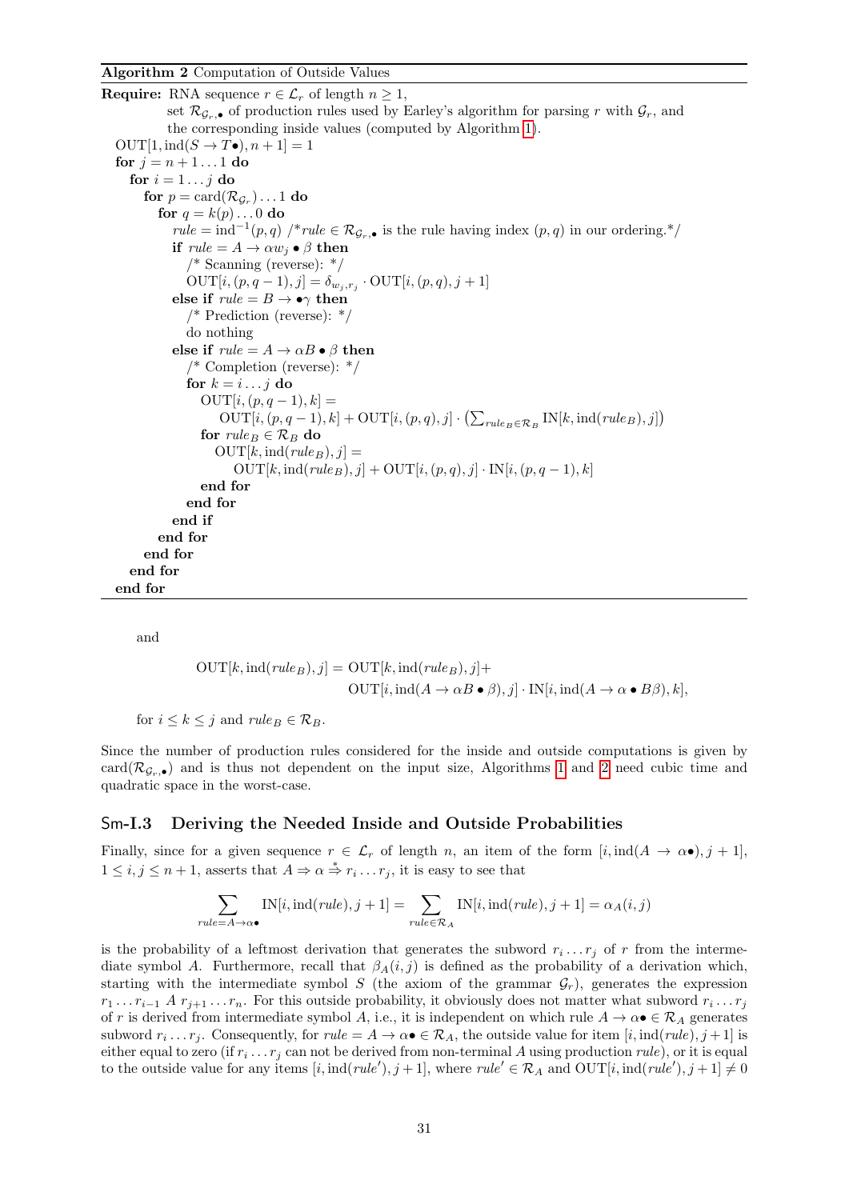**Algorithm 2** Computation of Outside Values

```
Require: RNA sequence r ∈ L_r of length n ≥ 1,
         set R_{G_r,•} of production rules used by Earley's algorithm for parsing r with G_r, and
         the corresponding inside values (computed by Algorithm 1).
  OUT[1, ind(S → T•), n+1] = 1
  for j = n+1 ... 1 do
    for i = 1 ... j do
      for p = card(R_{G_r}) ... 1 do
        for q = k(p) ... 0 do
          rule = ind^{-1}(p, q) /*rule ∈ R_{G_r,•} is the rule having index (p, q) in our ordering.*/
          if rule = A → α w_j • β then
            /* Scanning (reverse): */
            OUT[i, (p, q−1), j] = δ_{w_j, r_j} · OUT[i, (p, q), j+1]
          else if rule = B → •γ then
            /* Prediction (reverse): */
            do nothing
          else if rule = A → α B • β then
            /* Completion (reverse): */
            for k = i ... j do
              OUT[i, (p, q−1), k] =
                  OUT[i, (p, q−1), k] + OUT[i, (p, q), j] · (Σ_{rule_B ∈ R_B} IN[k, ind(rule_B), j])
              for rule_B ∈ R_B do
                OUT[k, ind(rule_B), j] =
                    OUT[k, ind(rule_B), j] + OUT[i, (p, q), j] · IN[i, (p, q−1), k]
              end for
            end for
          end if
        end for
      end for
    end for
  end for
```

and

$$\mathrm{OUT}[k, \mathrm{ind}(rule_B), j] = \mathrm{OUT}[k, \mathrm{ind}(rule_B), j] + \mathrm{OUT}[i, \mathrm{ind}(A \to \alpha B \bullet \beta), j] \cdot \mathrm{IN}[i, \mathrm{ind}(A \to \alpha \bullet B\beta), k],$$

for $i \leq k \leq j$ and $rule_B \in \mathcal{R}_B$.

Since the number of production rules considered for the inside and outside computations is given by $\mathrm{card}(\mathcal{R}_{\mathcal{G}_r,\bullet})$ and is thus not dependent on the input size, Algorithms 1 and 2 need cubic time and quadratic space in the worst-case.

### Sm-I.3 Deriving the Needed Inside and Outside Probabilities

Finally, since for a given sequence $r \in \mathcal{L}_r$ of length $n$, an item of the form $[i, \mathrm{ind}(A \to \alpha\bullet), j+1]$, $1 \leq i, j \leq n+1$, asserts that $A \Rightarrow \alpha \overset{*}{\Rightarrow} r_i \dots r_j$, it is easy to see that

$$\sum_{rule = A \to \alpha\bullet} \mathrm{IN}[i, \mathrm{ind}(rule), j+1] = \sum_{rule \in \mathcal{R}_A} \mathrm{IN}[i, \mathrm{ind}(rule), j+1] = \alpha_A(i,j)$$

is the probability of a leftmost derivation that generates the subword $r_i \dots r_j$ of $r$ from the intermediate symbol $A$. Furthermore, recall that $\beta_A(i,j)$ is defined as the probability of a derivation which, starting with the intermediate symbol $S$ (the axiom of the grammar $\mathcal{G}_r$), generates the expression $r_1 \dots r_{i-1}\ A\ r_{j+1} \dots r_n$. For this outside probability, it obviously does not matter what subword $r_i \dots r_j$ of $r$ is derived from intermediate symbol $A$, i.e., it is independent on which rule $A \to \alpha\bullet \in \mathcal{R}_A$ generates subword $r_i \dots r_j$. Consequently, for $rule = A \to \alpha\bullet \in \mathcal{R}_A$, the outside value for item $[i, \mathrm{ind}(rule), j+1]$ is either equal to zero (if $r_i \dots r_j$ can not be derived from non-terminal $A$ using production $rule$), or it is equal to the outside value for any items $[i, \mathrm{ind}(rule'), j+1]$, where $rule' \in \mathcal{R}_A$ and $\mathrm{OUT}[i, \mathrm{ind}(rule'), j+1] \neq 0$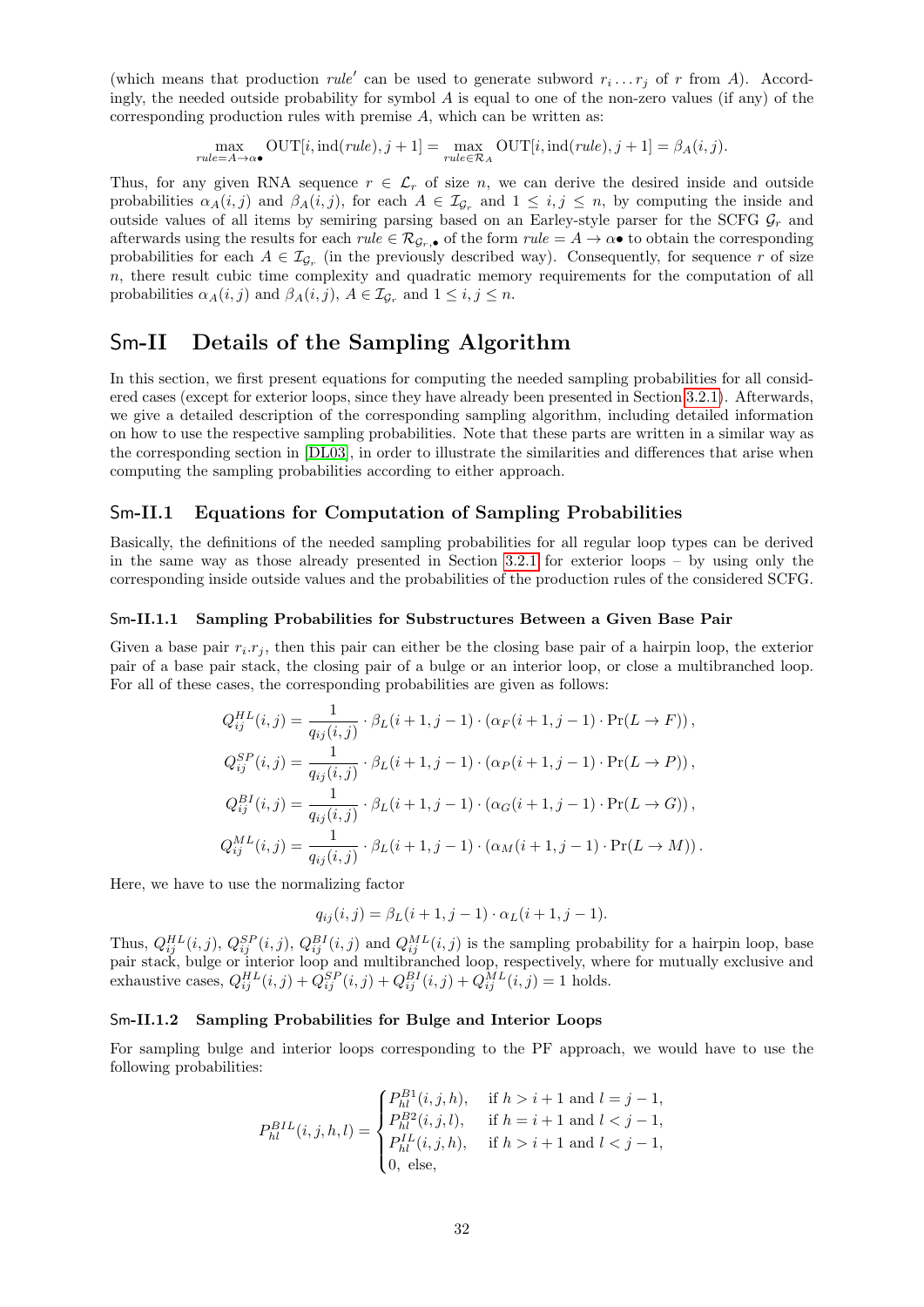(which means that production $rule'$ can be used to generate subword $r_i \dots r_j$ of $r$ from $A$). Accordingly, the needed outside probability for symbol $A$ is equal to one of the non-zero values (if any) of the corresponding production rules with premise $A$, which can be written as:

$$\max_{rule=A\to\alpha\bullet} \text{OUT}[i, \text{ind}(rule), j+1] = \max_{rule\in\mathcal{R}_A} \text{OUT}[i, \text{ind}(rule), j+1] = \beta_A(i,j).$$

Thus, for any given RNA sequence $r \in \mathcal{L}_r$ of size $n$, we can derive the desired inside and outside probabilities $\alpha_A(i,j)$ and $\beta_A(i,j)$, for each $A \in \mathcal{I}_{\mathcal{G}_r}$ and $1 \leq i, j \leq n$, by computing the inside and outside values of all items by semiring parsing based on an Earley-style parser for the SCFG $\mathcal{G}_r$ and afterwards using the results for each $rule \in \mathcal{R}_{\mathcal{G}_r,\bullet}$ of the form $rule = A \to \alpha\bullet$ to obtain the corresponding probabilities for each $A \in \mathcal{I}_{\mathcal{G}_r}$ (in the previously described way). Consequently, for sequence $r$ of size $n$, there result cubic time complexity and quadratic memory requirements for the computation of all probabilities $\alpha_A(i,j)$ and $\beta_A(i,j)$, $A \in \mathcal{I}_{\mathcal{G}_r}$ and $1 \leq i, j \leq n$.

# Sm-II Details of the Sampling Algorithm

In this section, we first present equations for computing the needed sampling probabilities for all considered cases (except for exterior loops, since they have already been presented in Section 3.2.1). Afterwards, we give a detailed description of the corresponding sampling algorithm, including detailed information on how to use the respective sampling probabilities. Note that these parts are written in a similar way as the corresponding section in [DL03], in order to illustrate the similarities and differences that arise when computing the sampling probabilities according to either approach.

## Sm-II.1 Equations for Computation of Sampling Probabilities

Basically, the definitions of the needed sampling probabilities for all regular loop types can be derived in the same way as those already presented in Section 3.2.1 for exterior loops – by using only the corresponding inside outside values and the probabilities of the production rules of the considered SCFG.

### Sm-II.1.1 Sampling Probabilities for Substructures Between a Given Base Pair

Given a base pair $r_i.r_j$, then this pair can either be the closing base pair of a hairpin loop, the exterior pair of a base pair stack, the closing pair of a bulge or an interior loop, or close a multibranched loop. For all of these cases, the corresponding probabilities are given as follows:

$$Q_{ij}^{HL}(i,j) = \frac{1}{q_{ij}(i,j)} \cdot \beta_L(i+1, j-1) \cdot (\alpha_F(i+1, j-1) \cdot \Pr(L \to F)),$$
$$Q_{ij}^{SP}(i,j) = \frac{1}{q_{ij}(i,j)} \cdot \beta_L(i+1, j-1) \cdot (\alpha_P(i+1, j-1) \cdot \Pr(L \to P)),$$
$$Q_{ij}^{BI}(i,j) = \frac{1}{q_{ij}(i,j)} \cdot \beta_L(i+1, j-1) \cdot (\alpha_G(i+1, j-1) \cdot \Pr(L \to G)),$$
$$Q_{ij}^{ML}(i,j) = \frac{1}{q_{ij}(i,j)} \cdot \beta_L(i+1, j-1) \cdot (\alpha_M(i+1, j-1) \cdot \Pr(L \to M)).$$

Here, we have to use the normalizing factor

$$q_{ij}(i,j) = \beta_L(i+1, j-1) \cdot \alpha_L(i+1, j-1).$$

Thus, $Q_{ij}^{HL}(i,j)$, $Q_{ij}^{SP}(i,j)$, $Q_{ij}^{BI}(i,j)$ and $Q_{ij}^{ML}(i,j)$ is the sampling probability for a hairpin loop, base pair stack, bulge or interior loop and multibranched loop, respectively, where for mutually exclusive and exhaustive cases, $Q_{ij}^{HL}(i,j) + Q_{ij}^{SP}(i,j) + Q_{ij}^{BI}(i,j) + Q_{ij}^{ML}(i,j) = 1$ holds.

### Sm-II.1.2 Sampling Probabilities for Bulge and Interior Loops

For sampling bulge and interior loops corresponding to the PF approach, we would have to use the following probabilities:

$$P_{hl}^{BIL}(i,j,h,l) = \begin{cases} P_{hl}^{B1}(i,j,h), & \text{if } h > i+1 \text{ and } l = j-1, \\ P_{hl}^{B2}(i,j,l), & \text{if } h = i+1 \text{ and } l < j-1, \\ P_{hl}^{IL}(i,j,h), & \text{if } h > i+1 \text{ and } l < j-1, \\ 0, \text{ else}, \end{cases}$$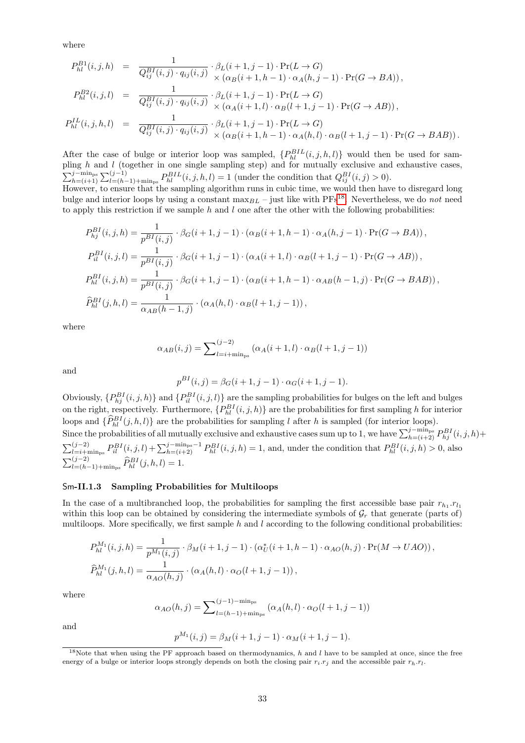where

$$
\begin{aligned}
P_{hl}^{B1}(i,j,h) &= \frac{1}{Q_{ij}^{BI}(i,j)\cdot q_{ij}(i,j)} \cdot \beta_L(i+1,j-1)\cdot \Pr(L\to G) \\
&\quad \times \left(\alpha_B(i+1,h-1)\cdot \alpha_A(h,j-1)\cdot \Pr(G\to BA)\right), \\
P_{hl}^{B2}(i,j,l) &= \frac{1}{Q_{ij}^{BI}(i,j)\cdot q_{ij}(i,j)} \cdot \beta_L(i+1,j-1)\cdot \Pr(L\to G) \\
&\quad \times \left(\alpha_A(i+1,l)\cdot \alpha_B(l+1,j-1)\cdot \Pr(G\to AB)\right), \\
P_{hl}^{IL}(i,j,h,l) &= \frac{1}{Q_{ij}^{BI}(i,j)\cdot q_{ij}(i,j)} \cdot \beta_L(i+1,j-1)\cdot \Pr(L\to G) \\
&\quad \times \left(\alpha_B(i+1,h-1)\cdot \alpha_A(h,l)\cdot \alpha_B(l+1,j-1)\cdot \Pr(G\to BAB)\right).
\end{aligned}
$$

After the case of bulge or interior loop was sampled, $\{P_{hl}^{BIL}(i,j,h,l)\}$ would then be used for sampling $h$ and $l$ (together in one single sampling step) and for mutually exclusive and exhaustive cases, $\sum_{h=(i+1)}^{j-\min_{\text{ps}}}\sum_{l=(h-1)+\min_{\text{ps}}}^{(j-1)} P_{hl}^{BIL}(i,j,h,l) = 1$ (under the condition that $Q_{ij}^{BI}(i,j) > 0$).
However, to ensure that the sampling algorithm runs in cubic time, we would then have to disregard long bulge and interior loops by using a constant $\max_{BL}$ – just like with PFs[18]. Nevertheless, we do *not* need to apply this restriction if we sample $h$ and $l$ one after the other with the following probabilities:

$$
\begin{aligned}
P_{hj}^{BI}(i,j,h) &= \frac{1}{p^{BI}(i,j)} \cdot \beta_G(i+1,j-1)\cdot \left(\alpha_B(i+1,h-1)\cdot \alpha_A(h,j-1)\cdot \Pr(G\to BA)\right), \\
P_{il}^{BI}(i,j,l) &= \frac{1}{p^{BI}(i,j)} \cdot \beta_G(i+1,j-1)\cdot \left(\alpha_A(i+1,l)\cdot \alpha_B(l+1,j-1)\cdot \Pr(G\to AB)\right), \\
P_{hl}^{BI}(i,j,h) &= \frac{1}{p^{BI}(i,j)} \cdot \beta_G(i+1,j-1)\cdot \left(\alpha_B(i+1,h-1)\cdot \alpha_{AB}(h-1,j)\cdot \Pr(G\to BAB)\right), \\
\widehat{P}_{hl}^{BI}(j,h,l) &= \frac{1}{\alpha_{AB}(h-1,j)} \cdot \left(\alpha_A(h,l)\cdot \alpha_B(l+1,j-1)\right),
\end{aligned}
$$

where

$$
\alpha_{AB}(i,j) = \sum\nolimits_{l=i+\min_{\text{ps}}}^{(j-2)} \left(\alpha_A(i+1,l)\cdot \alpha_B(l+1,j-1)\right)
$$

and

$$
p^{BI}(i,j) = \beta_G(i+1,j-1)\cdot \alpha_G(i+1,j-1).
$$

Obviously, $\{P_{hj}^{BI}(i,j,h)\}$ and $\{P_{il}^{BI}(i,j,l)\}$ are the sampling probabilities for bulges on the left and bulges on the right, respectively. Furthermore, $\{P_{hl}^{BI}(i,j,h)\}$ are the probabilities for first sampling $h$ for interior loops and $\{\widehat{P}_{hl}^{BI}(j,h,l)\}$ are the probabilities for sampling $l$ after $h$ is sampled (for interior loops).
Since the probabilities of all mutually exclusive and exhaustive cases sum up to 1, we have $\sum_{h=(i+2)}^{j-\min_{\text{ps}}} P_{hj}^{BI}(i,j,h) + \sum_{l=i+\min_{\text{ps}}}^{(j-2)} P_{il}^{BI}(i,j,l) + \sum_{h=(i+2)}^{j-\min_{\text{ps}}-1} P_{hl}^{BI}(i,j,h) = 1$, and, under the condition that $P_{hl}^{BI}(i,j,h) > 0$, also $\sum_{l=(h-1)+\min_{\text{ps}}}^{(j-2)} \widehat{P}_{hl}^{BI}(j,h,l) = 1$.

#### Sm-II.1.3 Sampling Probabilities for Multiloops

In the case of a multibranched loop, the probabilities for sampling the first accessible base pair $r_{h_1}.r_{l_1}$ within this loop can be obtained by considering the intermediate symbols of $\mathcal{G}_r$ that generate (parts of) multiloops. More specifically, we first sample $h$ and $l$ according to the following conditional probabilities:

$$
\begin{aligned}
P_{hl}^{M_1}(i,j,h) &= \frac{1}{p^{M_1}(i,j)} \cdot \beta_M(i+1,j-1)\cdot \left(\alpha_U^*(i+1,h-1)\cdot \alpha_{AO}(h,j)\cdot \Pr(M\to UAO)\right), \\
\widehat{P}_{hl}^{M_1}(j,h,l) &= \frac{1}{\alpha_{AO}(h,j)} \cdot \left(\alpha_A(h,l)\cdot \alpha_O(l+1,j-1)\right),
\end{aligned}
$$

where

$$
\alpha_{AO}(h,j) = \sum\nolimits_{l=(h-1)+\min_{\text{ps}}}^{(j-1)-\min_{\text{ps}}} \left(\alpha_A(h,l)\cdot \alpha_O(l+1,j-1)\right)
$$

and

$$
p^{M_1}(i,j) = \beta_M(i+1,j-1)\cdot \alpha_M(i+1,j-1).
$$

[18] Note that when using the PF approach based on thermodynamics, $h$ and $l$ have to be sampled at once, since the free energy of a bulge or interior loops strongly depends on both the closing pair $r_i.r_j$ and the accessible pair $r_h.r_l$.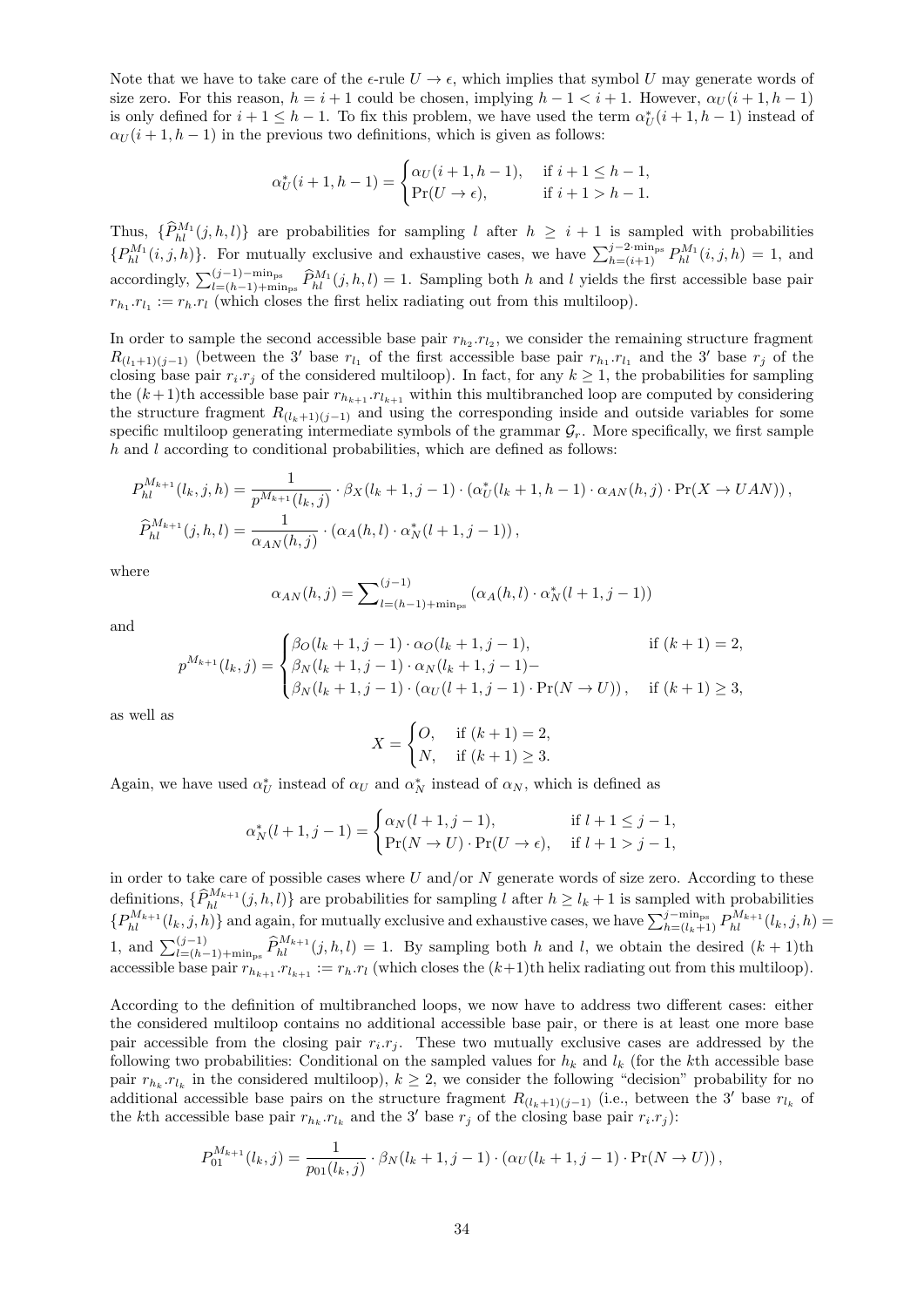Note that we have to take care of the $\epsilon$-rule $U \to \epsilon$, which implies that symbol $U$ may generate words of size zero. For this reason, $h = i+1$ could be chosen, implying $h-1 < i+1$. However, $\alpha_U(i+1, h-1)$ is only defined for $i+1 \leq h-1$. To fix this problem, we have used the term $\alpha^*_U(i+1, h-1)$ instead of $\alpha_U(i+1, h-1)$ in the previous two definitions, which is given as follows:

$$\alpha^*_U(i+1, h-1) = \begin{cases} \alpha_U(i+1, h-1), & \text{if } i+1 \leq h-1, \\ \Pr(U \to \epsilon), & \text{if } i+1 > h-1. \end{cases}$$

Thus, $\{\widehat{P}^{M_1}_{hl}(j, h, l)\}$ are probabilities for sampling $l$ after $h \geq i+1$ is sampled with probabilities $\{P^{M_1}_{hl}(i, j, h)\}$. For mutually exclusive and exhaustive cases, we have $\sum_{h=(i+1)}^{j-2\cdot \min_{\text{ps}}} P^{M_1}_{hl}(i, j, h) = 1$, and accordingly, $\sum_{l=(h-1)+\min_{\text{ps}}}^{(j-1)-\min_{\text{ps}}} \widehat{P}^{M_1}_{hl}(j, h, l) = 1$. Sampling both $h$ and $l$ yields the first accessible base pair $r_{h_1}.r_{l_1} := r_h.r_l$ (which closes the first helix radiating out from this multiloop).

In order to sample the second accessible base pair $r_{h_2}.r_{l_2}$, we consider the remaining structure fragment $R_{(l_1+1)(j-1)}$ (between the $3'$ base $r_{l_1}$ of the first accessible base pair $r_{h_1}.r_{l_1}$ and the $3'$ base $r_j$ of the closing base pair $r_i.r_j$ of the considered multiloop). In fact, for any $k \geq 1$, the probabilities for sampling the $(k+1)$th accessible base pair $r_{h_{k+1}}.r_{l_{k+1}}$ within this multibranched loop are computed by considering the structure fragment $R_{(l_k+1)(j-1)}$ and using the corresponding inside and outside variables for some specific multiloop generating intermediate symbols of the grammar $\mathcal{G}_r$. More specifically, we first sample $h$ and $l$ according to conditional probabilities, which are defined as follows:

$$P^{M_{k+1}}_{hl}(l_k, j, h) = \frac{1}{p^{M_{k+1}}(l_k, j)} \cdot \beta_X(l_k+1, j-1) \cdot (\alpha^*_U(l_k+1, h-1) \cdot \alpha_{AN}(h, j) \cdot \Pr(X \to UAN)),$$
$$\widehat{P}^{M_{k+1}}_{hl}(j, h, l) = \frac{1}{\alpha_{AN}(h, j)} \cdot (\alpha_A(h, l) \cdot \alpha^*_N(l+1, j-1)),$$

where

$$\alpha_{AN}(h, j) = \sum\nolimits_{l=(h-1)+\min_{\text{ps}}}^{(j-1)} (\alpha_A(h, l) \cdot \alpha^*_N(l+1, j-1))$$

and

$$p^{M_{k+1}}(l_k, j) = \begin{cases} \beta_O(l_k+1, j-1) \cdot \alpha_O(l_k+1, j-1), & \text{if } (k+1) = 2, \\ \beta_N(l_k+1, j-1) \cdot \alpha_N(l_k+1, j-1) - \\ \beta_N(l_k+1, j-1) \cdot (\alpha_U(l+1, j-1) \cdot \Pr(N \to U)), & \text{if } (k+1) \geq 3, \end{cases}$$

as well as

$$X = \begin{cases} O, & \text{if } (k+1) = 2, \\ N, & \text{if } (k+1) \geq 3. \end{cases}$$

Again, we have used $\alpha^*_U$ instead of $\alpha_U$ and $\alpha^*_N$ instead of $\alpha_N$, which is defined as

$$\alpha^*_N(l+1, j-1) = \begin{cases} \alpha_N(l+1, j-1), & \text{if } l+1 \leq j-1, \\ \Pr(N \to U) \cdot \Pr(U \to \epsilon), & \text{if } l+1 > j-1, \end{cases}$$

in order to take care of possible cases where $U$ and/or $N$ generate words of size zero. According to these definitions, $\{\widehat{P}^{M_{k+1}}_{hl}(j, h, l)\}$ are probabilities for sampling $l$ after $h \geq l_k+1$ is sampled with probabilities $\{P^{M_{k+1}}_{hl}(l_k, j, h)\}$ and again, for mutually exclusive and exhaustive cases, we have $\sum_{h=(l_k+1)}^{j-\min_{\text{ps}}} P^{M_{k+1}}_{hl}(l_k, j, h) = 1$, and $\sum_{l=(h-1)+\min_{\text{ps}}}^{(j-1)} \widehat{P}^{M_{k+1}}_{hl}(j, h, l) = 1$. By sampling both $h$ and $l$, we obtain the desired $(k+1)$th accessible base pair $r_{h_{k+1}}.r_{l_{k+1}} := r_h.r_l$ (which closes the $(k+1)$th helix radiating out from this multiloop).

According to the definition of multibranched loops, we now have to address two different cases: either the considered multiloop contains no additional accessible base pair, or there is at least one more base pair accessible from the closing pair $r_i.r_j$. These two mutually exclusive cases are addressed by the following two probabilities: Conditional on the sampled values for $h_k$ and $l_k$ (for the $k$th accessible base pair $r_{h_k}.r_{l_k}$ in the considered multiloop), $k \geq 2$, we consider the following "decision" probability for no additional accessible base pairs on the structure fragment $R_{(l_k+1)(j-1)}$ (i.e., between the $3'$ base $r_{l_k}$ of the $k$th accessible base pair $r_{h_k}.r_{l_k}$ and the $3'$ base $r_j$ of the closing base pair $r_i.r_j$):

$$P^{M_{k+1}}_{01}(l_k, j) = \frac{1}{p_{01}(l_k, j)} \cdot \beta_N(l_k+1, j-1) \cdot (\alpha_U(l_k+1, j-1) \cdot \Pr(N \to U)),$$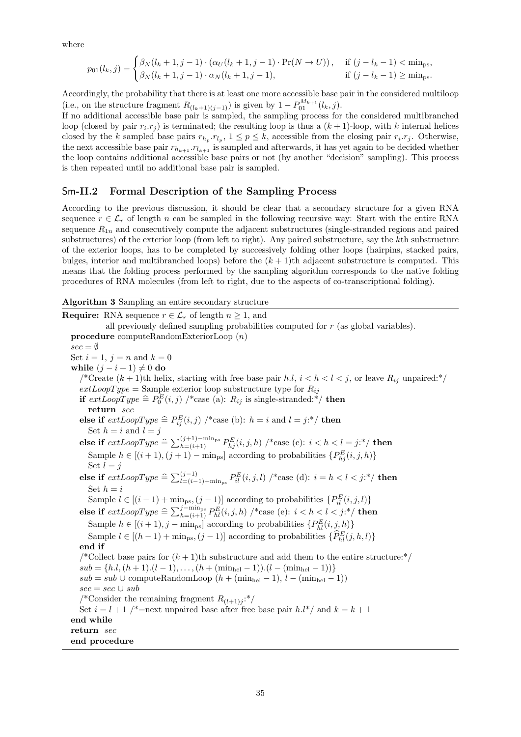where

$$p_{01}(l_k, j) = \begin{cases} \beta_N(l_k+1, j-1) \cdot (\alpha_U(l_k+1, j-1) \cdot \Pr(N \to U)), & \text{if } (j - l_k - 1) < \min_{\text{ps}}, \\ \beta_N(l_k+1, j-1) \cdot \alpha_N(l_k+1, j-1), & \text{if } (j - l_k - 1) \geq \min_{\text{ps}}. \end{cases}$$

Accordingly, the probability that there is at least one more accessible base pair in the considered multiloop (i.e., on the structure fragment $R_{(l_k+1)(j-1)}$) is given by $1 - P_{01}^{M_{k+1}}(l_k, j)$.

If no additional accessible base pair is sampled, the sampling process for the considered multibranched loop (closed by pair $r_i.r_j$) is terminated; the resulting loop is thus a $(k+1)$-loop, with $k$ internal helices closed by the $k$ sampled base pairs $r_{h_p}.r_{l_p}$, $1 \leq p \leq k$, accessible from the closing pair $r_i.r_j$. Otherwise, the next accessible base pair $r_{h_{k+1}}.r_{l_{k+1}}$ is sampled and afterwards, it has yet again to be decided whether the loop contains additional accessible base pairs or not (by another "decision" sampling). This process is then repeated until no additional base pair is sampled.

## Sm-II.2 Formal Description of the Sampling Process

According to the previous discussion, it should be clear that a secondary structure for a given RNA sequence $r \in \mathcal{L}_r$ of length $n$ can be sampled in the following recursive way: Start with the entire RNA sequence $R_{1n}$ and consecutively compute the adjacent substructures (single-stranded regions and paired substructures) of the exterior loop (from left to right). Any paired substructure, say the $k$th substructure of the exterior loops, has to be completed by successively folding other loops (hairpins, stacked pairs, bulges, interior and multibranched loops) before the $(k+1)$th adjacent substructure is computed. This means that the folding process performed by the sampling algorithm corresponds to the native folding procedures of RNA molecules (from left to right, due to the aspects of co-transcriptional folding).

**Algorithm 3** Sampling an entire secondary structure

**Require:** RNA sequence $r \in \mathcal{L}_r$ of length $n \geq 1$, and
all previously defined sampling probabilities computed for $r$ (as global variables).

**procedure** computeRandomExteriorLoop ($n$)
$sec = \emptyset$
Set $i = 1$, $j = n$ and $k = 0$
**while** $(j - i + 1) \neq 0$ **do**
/*Create $(k+1)$th helix, starting with free base pair $h.l$, $i < h < l < j$, or leave $R_{ij}$ unpaired:*/
*extLoopType* = Sample exterior loop substructure type for $R_{ij}$
**if** *extLoopType* $\widehat{=} P_0^E(i,j)$ /*case (a): $R_{ij}$ is single-stranded:*/ **then**
**return** *sec*
**else if** *extLoopType* $\widehat{=} P_{ij}^E(i,j)$ /*case (b): $h = i$ and $l = j$:*/ **then**
Set $h = i$ and $l = j$
**else if** *extLoopType* $\widehat{=} \sum_{h=(i+1)}^{(j+1)-\min_{\text{ps}}} P_{hj}^E(i,j,h)$ /*case (c): $i < h < l = j$:*/ **then**
Sample $h \in [(i+1), (j+1) - \min_{\text{ps}}]$ according to probabilities $\{P_{hj}^E(i,j,h)\}$
Set $l = j$
**else if** *extLoopType* $\widehat{=} \sum_{l=(i-1)+\min_{\text{ps}}}^{(j-1)} P_{il}^E(i,j,l)$ /*case (d): $i = h < l < j$:*/ **then**
Set $h = i$
Sample $l \in [(i-1) + \min_{\text{ps}}, (j-1)]$ according to probabilities $\{P_{il}^E(i,j,l)\}$
**else if** *extLoopType* $\widehat{=} \sum_{h=(i+1)}^{j-\min_{\text{ps}}} P_{hl}^E(i,j,h)$ /*case (e): $i < h < l < j$:*/ **then**
Sample $h \in [(i+1), j - \min_{\text{ps}}]$ according to probabilities $\{P_{hl}^E(i,j,h)\}$
Sample $l \in [(h-1) + \min_{\text{ps}}, (j-1)]$ according to probabilities $\{\widehat{P}_{hl}^E(j,h,l)\}$
**end if**
/*Collect base pairs for $(k+1)$th substructure and add them to the entire structure:*/
$sub = \{h.l, (h+1).(l-1), \ldots, (h + (\min_{\text{hel}} - 1)).(l - (\min_{\text{hel}} - 1))\}$
$sub = sub \cup$ computeRandomLoop $(h + (\min_{\text{hel}} - 1), l - (\min_{\text{hel}} - 1))$
$sec = sec \cup sub$
/*Consider the remaining fragment $R_{(l+1)j}$:*/
Set $i = l + 1$ /*=next unpaired base after free base pair $h.l$*/ and $k = k + 1$
**end while**
**return** *sec*
**end procedure**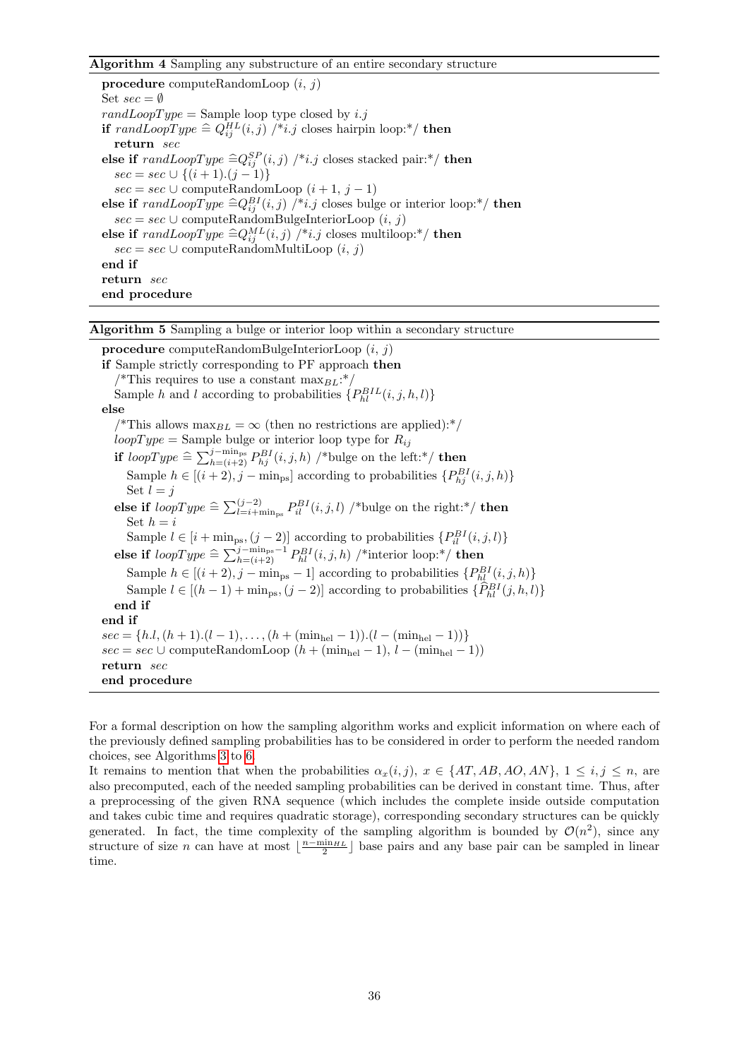**Algorithm 4** Sampling any substructure of an entire secondary structure

```
procedure computeRandomLoop (i, j)
Set sec = ∅
randLoopType = Sample loop type closed by i.j
if randLoopType ≙ Q^HL_ij(i, j) /*i.j closes hairpin loop:*/ then
    return sec
else if randLoopType ≙ Q^SP_ij(i, j) /*i.j closes stacked pair:*/ then
    sec = sec ∪ {(i+1).(j−1)}
    sec = sec ∪ computeRandomLoop (i+1, j−1)
else if randLoopType ≙ Q^BI_ij(i, j) /*i.j closes bulge or interior loop:*/ then
    sec = sec ∪ computeRandomBulgeInteriorLoop (i, j)
else if randLoopType ≙ Q^ML_ij(i, j) /*i.j closes multiloop:*/ then
    sec = sec ∪ computeRandomMultiLoop (i, j)
end if
return sec
end procedure
```

**Algorithm 5** Sampling a bulge or interior loop within a secondary structure

```
procedure computeRandomBulgeInteriorLoop (i, j)
if Sample strictly corresponding to PF approach then
    /*This requires to use a constant max_BL:*/
    Sample h and l according to probabilities {P^BIL_hl(i, j, h, l)}
else
    /*This allows max_BL = ∞ (then no restrictions are applied):*/
    loopType = Sample bulge or interior loop type for R_ij
    if loopType ≙ Σ_{h=(i+2)}^{j−min_ps} P^BI_hj(i, j, h) /*bulge on the left:*/ then
        Sample h ∈ [(i+2), j − min_ps] according to probabilities {P^BI_hj(i, j, h)}
        Set l = j
    else if loopType ≙ Σ_{l=i+min_ps}^{(j−2)} P^BI_il(i, j, l) /*bulge on the right:*/ then
        Set h = i
        Sample l ∈ [i + min_ps, (j−2)] according to probabilities {P^BI_il(i, j, l)}
    else if loopType ≙ Σ_{h=(i+2)}^{j−min_ps−1} P^BI_hl(i, j, h) /*interior loop:*/ then
        Sample h ∈ [(i+2), j − min_ps − 1] according to probabilities {P^BI_hl(i, j, h)}
        Sample l ∈ [(h−1) + min_ps, (j−2)] according to probabilities {P̂^BI_hl(j, h, l)}
    end if
end if
sec = {h.l, (h+1).(l−1), ..., (h + (min_hel − 1)).(l − (min_hel − 1))}
sec = sec ∪ computeRandomLoop (h + (min_hel − 1), l − (min_hel − 1))
return sec
end procedure
```

For a formal description on how the sampling algorithm works and explicit information on where each of the previously defined sampling probabilities has to be considered in order to perform the needed random choices, see Algorithms 3 to 6.

It remains to mention that when the probabilities $\alpha_x(i,j)$, $x \in \{AT, AB, AO, AN\}$, $1 \leq i,j \leq n$, are also precomputed, each of the needed sampling probabilities can be derived in constant time. Thus, after a preprocessing of the given RNA sequence (which includes the complete inside outside computation and takes cubic time and requires quadratic storage), corresponding secondary structures can be quickly generated. In fact, the time complexity of the sampling algorithm is bounded by $\mathcal{O}(n^2)$, since any structure of size $n$ can have at most $\lfloor \frac{n-\min_{HL}}{2} \rfloor$ base pairs and any base pair can be sampled in linear time.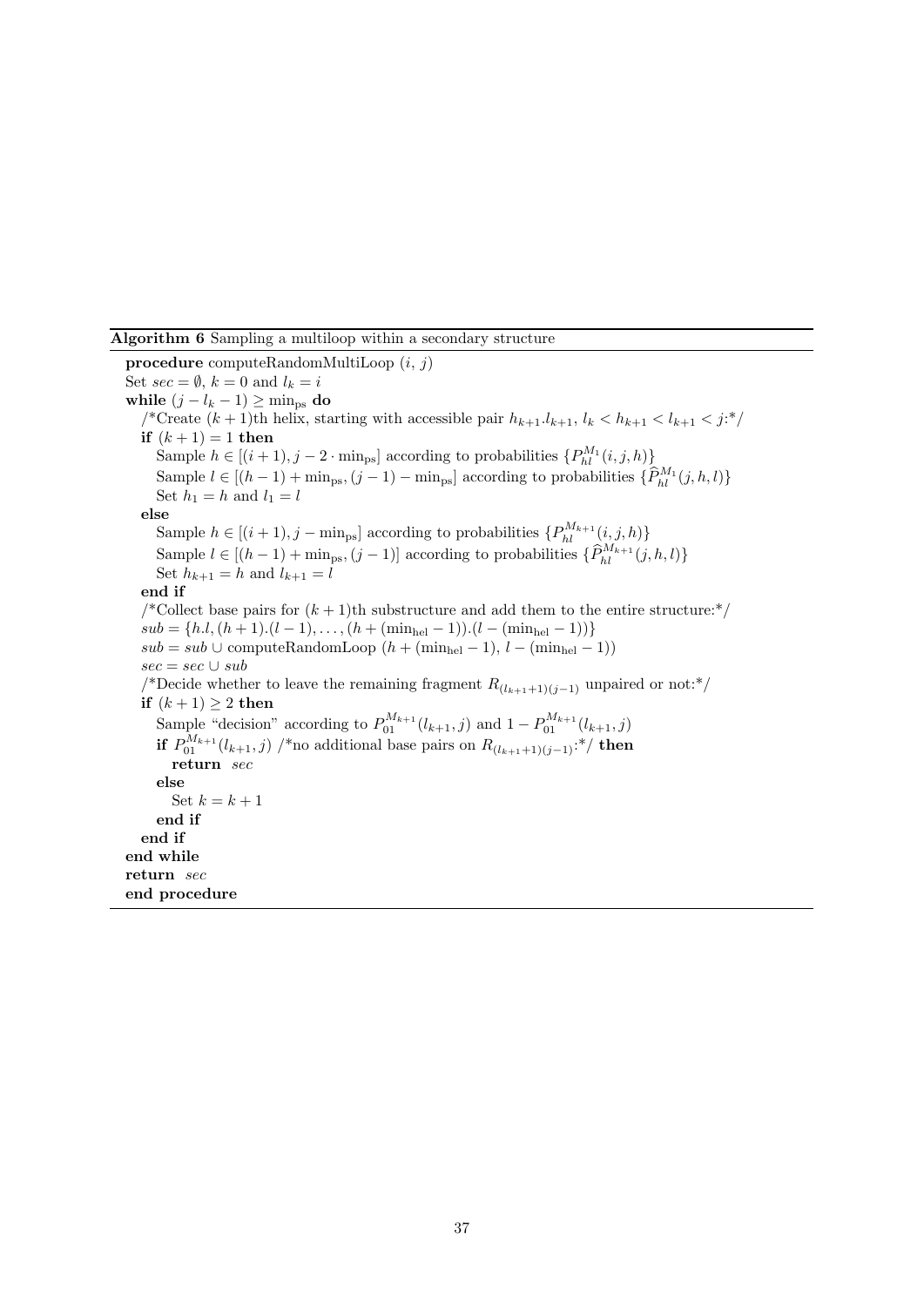**Algorithm 6** Sampling a multiloop within a secondary structure

**procedure** computeRandomMultiLoop $(i,\, j)$
Set $sec = \emptyset$, $k = 0$ and $l_k = i$
**while** $(j - l_k - 1) \geq \min_{\text{ps}}$ **do**
  /*Create $(k+1)$th helix, starting with accessible pair $h_{k+1}.l_{k+1}$, $l_k < h_{k+1} < l_{k+1} < j$:*/
  **if** $(k+1) = 1$ **then**
    Sample $h \in [(i+1), j - 2 \cdot \min_{\text{ps}}]$ according to probabilities $\{P_{hl}^{M_1}(i,j,h)\}$
    Sample $l \in [(h-1) + \min_{\text{ps}}, (j-1) - \min_{\text{ps}}]$ according to probabilities $\{\widehat{P}_{hl}^{M_1}(j,h,l)\}$
    Set $h_1 = h$ and $l_1 = l$
  **else**
    Sample $h \in [(i+1), j - \min_{\text{ps}}]$ according to probabilities $\{P_{hl}^{M_{k+1}}(i,j,h)\}$
    Sample $l \in [(h-1) + \min_{\text{ps}}, (j-1)]$ according to probabilities $\{\widehat{P}_{hl}^{M_{k+1}}(j,h,l)\}$
    Set $h_{k+1} = h$ and $l_{k+1} = l$
  **end if**
  /*Collect base pairs for $(k+1)$th substructure and add them to the entire structure:*/
  $sub = \{h.l, (h+1).(l-1), \ldots, (h + (\min_{\text{hel}} - 1)).(l - (\min_{\text{hel}} - 1))\}$
  $sub = sub \cup$ computeRandomLoop $(h + (\min_{\text{hel}} - 1),\, l - (\min_{\text{hel}} - 1))$
  $sec = sec \cup sub$
  /*Decide whether to leave the remaining fragment $R_{(l_{k+1}+1)(j-1)}$ unpaired or not:*/
  **if** $(k+1) \geq 2$ **then**
    Sample "decision" according to $P_{01}^{M_{k+1}}(l_{k+1}, j)$ and $1 - P_{01}^{M_{k+1}}(l_{k+1}, j)$
    **if** $P_{01}^{M_{k+1}}(l_{k+1}, j)$ /*no additional base pairs on $R_{(l_{k+1}+1)(j-1)}$:*/ **then**
      **return** $sec$
    **else**
      Set $k = k + 1$
    **end if**
  **end if**
**end while**
**return** $sec$
**end procedure**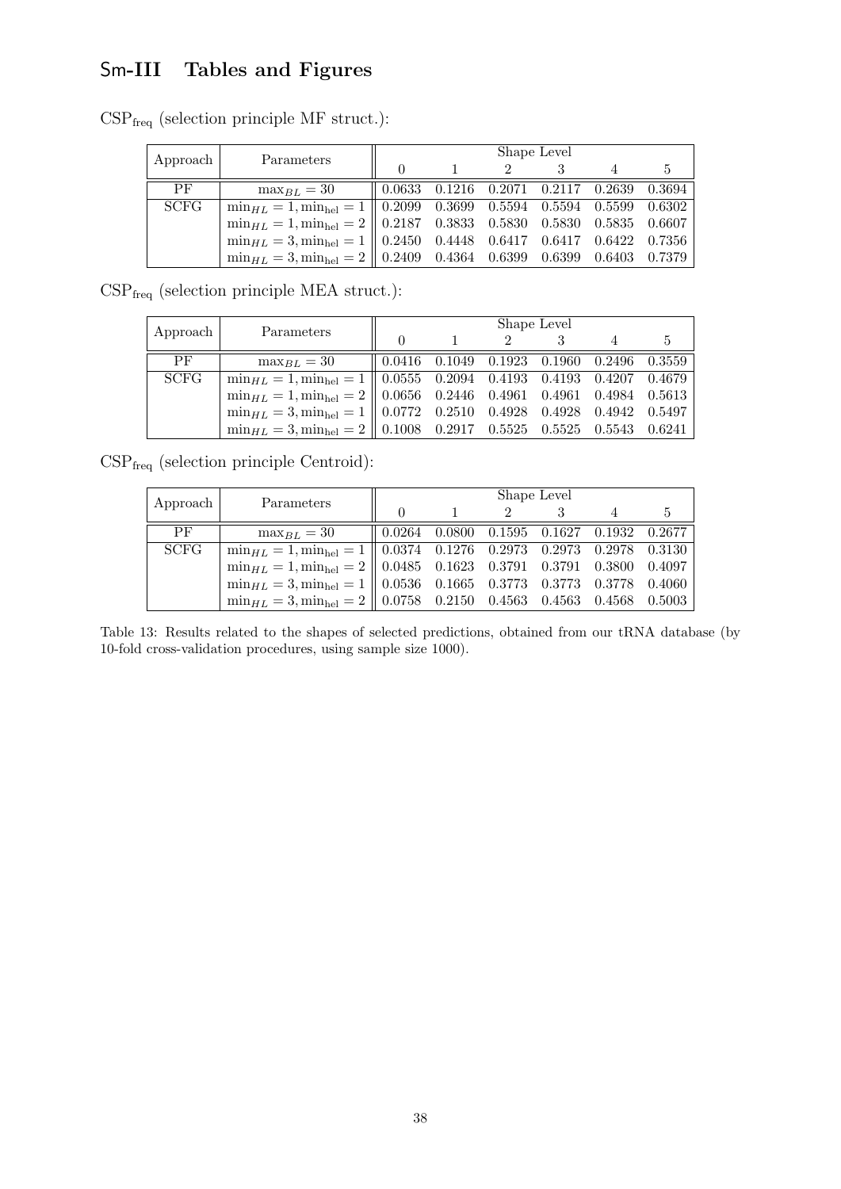## Sm-III Tables and Figures

$\text{CSP}_{\text{freq}}$ (selection principle MF struct.):

| Approach | Parameters | Shape Level | | | | | |
|---|---|---|---|---|---|---|---|
| | | 0 | 1 | 2 | 3 | 4 | 5 |
| PF | $\max_{BL} = 30$ | 0.0633 | 0.1216 | 0.2071 | 0.2117 | 0.2639 | 0.3694 |
| SCFG | $\min_{HL} = 1, \min_{\text{hel}} = 1$ | 0.2099 | 0.3699 | 0.5594 | 0.5594 | 0.5599 | 0.6302 |
| | $\min_{HL} = 1, \min_{\text{hel}} = 2$ | 0.2187 | 0.3833 | 0.5830 | 0.5830 | 0.5835 | 0.6607 |
| | $\min_{HL} = 3, \min_{\text{hel}} = 1$ | 0.2450 | 0.4448 | 0.6417 | 0.6417 | 0.6422 | 0.7356 |
| | $\min_{HL} = 3, \min_{\text{hel}} = 2$ | 0.2409 | 0.4364 | 0.6399 | 0.6399 | 0.6403 | 0.7379 |

$\text{CSP}_{\text{freq}}$ (selection principle MEA struct.):

| Approach | Parameters | Shape Level | | | | | |
|---|---|---|---|---|---|---|---|
| | | 0 | 1 | 2 | 3 | 4 | 5 |
| PF | $\max_{BL} = 30$ | 0.0416 | 0.1049 | 0.1923 | 0.1960 | 0.2496 | 0.3559 |
| SCFG | $\min_{HL} = 1, \min_{\text{hel}} = 1$ | 0.0555 | 0.2094 | 0.4193 | 0.4193 | 0.4207 | 0.4679 |
| | $\min_{HL} = 1, \min_{\text{hel}} = 2$ | 0.0656 | 0.2446 | 0.4961 | 0.4961 | 0.4984 | 0.5613 |
| | $\min_{HL} = 3, \min_{\text{hel}} = 1$ | 0.0772 | 0.2510 | 0.4928 | 0.4928 | 0.4942 | 0.5497 |
| | $\min_{HL} = 3, \min_{\text{hel}} = 2$ | 0.1008 | 0.2917 | 0.5525 | 0.5525 | 0.5543 | 0.6241 |

$\text{CSP}_{\text{freq}}$ (selection principle Centroid):

| Approach | Parameters | Shape Level | | | | | |
|---|---|---|---|---|---|---|---|
| | | 0 | 1 | 2 | 3 | 4 | 5 |
| PF | $\max_{BL} = 30$ | 0.0264 | 0.0800 | 0.1595 | 0.1627 | 0.1932 | 0.2677 |
| SCFG | $\min_{HL} = 1, \min_{\text{hel}} = 1$ | 0.0374 | 0.1276 | 0.2973 | 0.2973 | 0.2978 | 0.3130 |
| | $\min_{HL} = 1, \min_{\text{hel}} = 2$ | 0.0485 | 0.1623 | 0.3791 | 0.3791 | 0.3800 | 0.4097 |
| | $\min_{HL} = 3, \min_{\text{hel}} = 1$ | 0.0536 | 0.1665 | 0.3773 | 0.3773 | 0.3778 | 0.4060 |
| | $\min_{HL} = 3, \min_{\text{hel}} = 2$ | 0.0758 | 0.2150 | 0.4563 | 0.4563 | 0.4568 | 0.5003 |

Table 13: Results related to the shapes of selected predictions, obtained from our tRNA database (by 10-fold cross-validation procedures, using sample size 1000).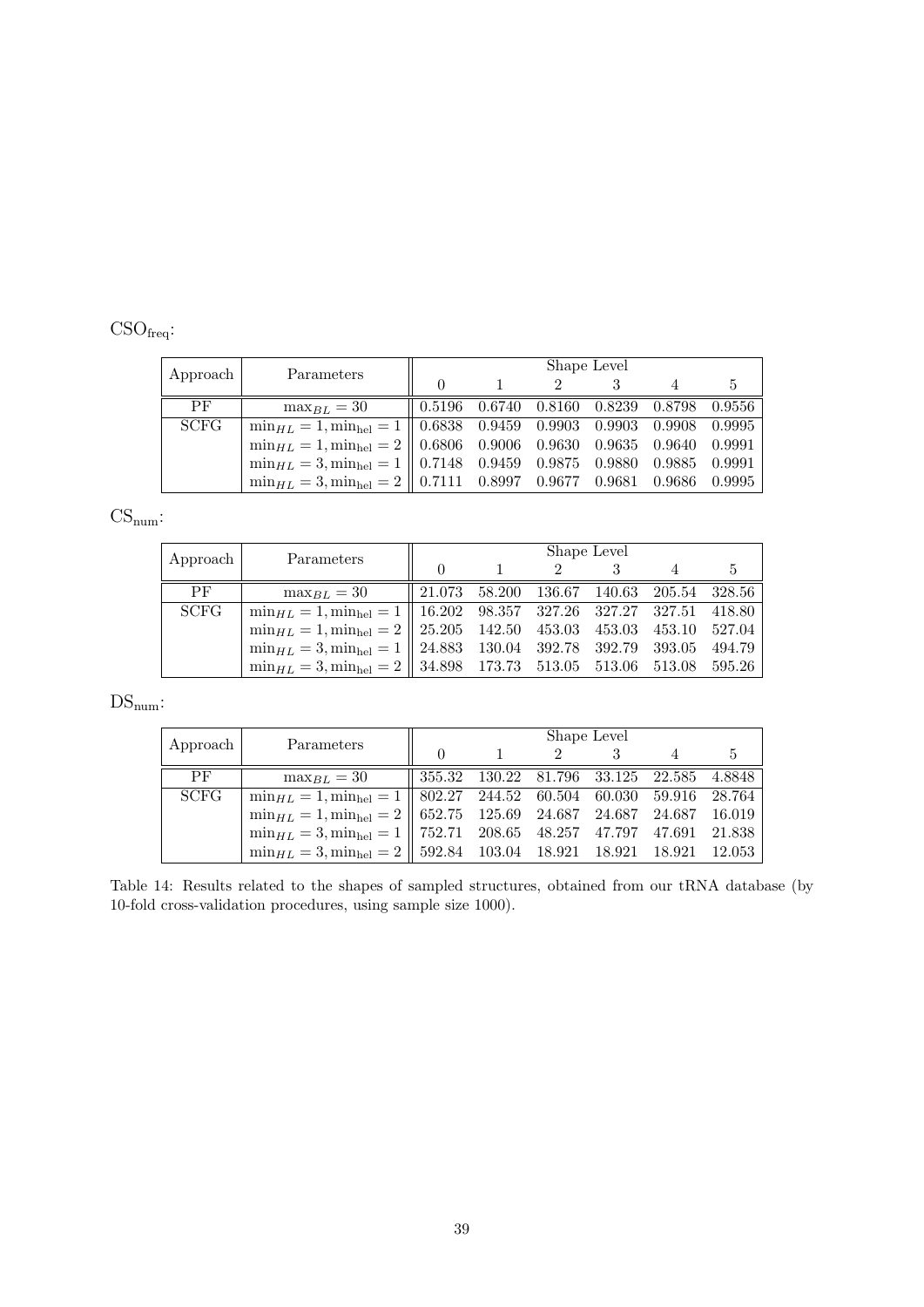$\text{CSO}_{\text{freq}}$:

| Approach | Parameters | Shape Level | | | | | |
|---|---|---|---|---|---|---|---|
| | | 0 | 1 | 2 | 3 | 4 | 5 |
| PF | $\max_{BL} = 30$ | 0.5196 | 0.6740 | 0.8160 | 0.8239 | 0.8798 | 0.9556 |
| SCFG | $\min_{HL} = 1, \min_{\text{hel}} = 1$ | 0.6838 | 0.9459 | 0.9903 | 0.9903 | 0.9908 | 0.9995 |
| | $\min_{HL} = 1, \min_{\text{hel}} = 2$ | 0.6806 | 0.9006 | 0.9630 | 0.9635 | 0.9640 | 0.9991 |
| | $\min_{HL} = 3, \min_{\text{hel}} = 1$ | 0.7148 | 0.9459 | 0.9875 | 0.9880 | 0.9885 | 0.9991 |
| | $\min_{HL} = 3, \min_{\text{hel}} = 2$ | 0.7111 | 0.8997 | 0.9677 | 0.9681 | 0.9686 | 0.9995 |

$\text{CS}_{\text{num}}$:

| Approach | Parameters | Shape Level | | | | | |
|---|---|---|---|---|---|---|---|
| | | 0 | 1 | 2 | 3 | 4 | 5 |
| PF | $\max_{BL} = 30$ | 21.073 | 58.200 | 136.67 | 140.63 | 205.54 | 328.56 |
| SCFG | $\min_{HL} = 1, \min_{\text{hel}} = 1$ | 16.202 | 98.357 | 327.26 | 327.27 | 327.51 | 418.80 |
| | $\min_{HL} = 1, \min_{\text{hel}} = 2$ | 25.205 | 142.50 | 453.03 | 453.03 | 453.10 | 527.04 |
| | $\min_{HL} = 3, \min_{\text{hel}} = 1$ | 24.883 | 130.04 | 392.78 | 392.79 | 393.05 | 494.79 |
| | $\min_{HL} = 3, \min_{\text{hel}} = 2$ | 34.898 | 173.73 | 513.05 | 513.06 | 513.08 | 595.26 |

$\text{DS}_{\text{num}}$:

| Approach | Parameters | Shape Level | | | | | |
|---|---|---|---|---|---|---|---|
| | | 0 | 1 | 2 | 3 | 4 | 5 |
| PF | $\max_{BL} = 30$ | 355.32 | 130.22 | 81.796 | 33.125 | 22.585 | 4.8848 |
| SCFG | $\min_{HL} = 1, \min_{\text{hel}} = 1$ | 802.27 | 244.52 | 60.504 | 60.030 | 59.916 | 28.764 |
| | $\min_{HL} = 1, \min_{\text{hel}} = 2$ | 652.75 | 125.69 | 24.687 | 24.687 | 24.687 | 16.019 |
| | $\min_{HL} = 3, \min_{\text{hel}} = 1$ | 752.71 | 208.65 | 48.257 | 47.797 | 47.691 | 21.838 |
| | $\min_{HL} = 3, \min_{\text{hel}} = 2$ | 592.84 | 103.04 | 18.921 | 18.921 | 18.921 | 12.053 |

Table 14: Results related to the shapes of sampled structures, obtained from our tRNA database (by 10-fold cross-validation procedures, using sample size 1000).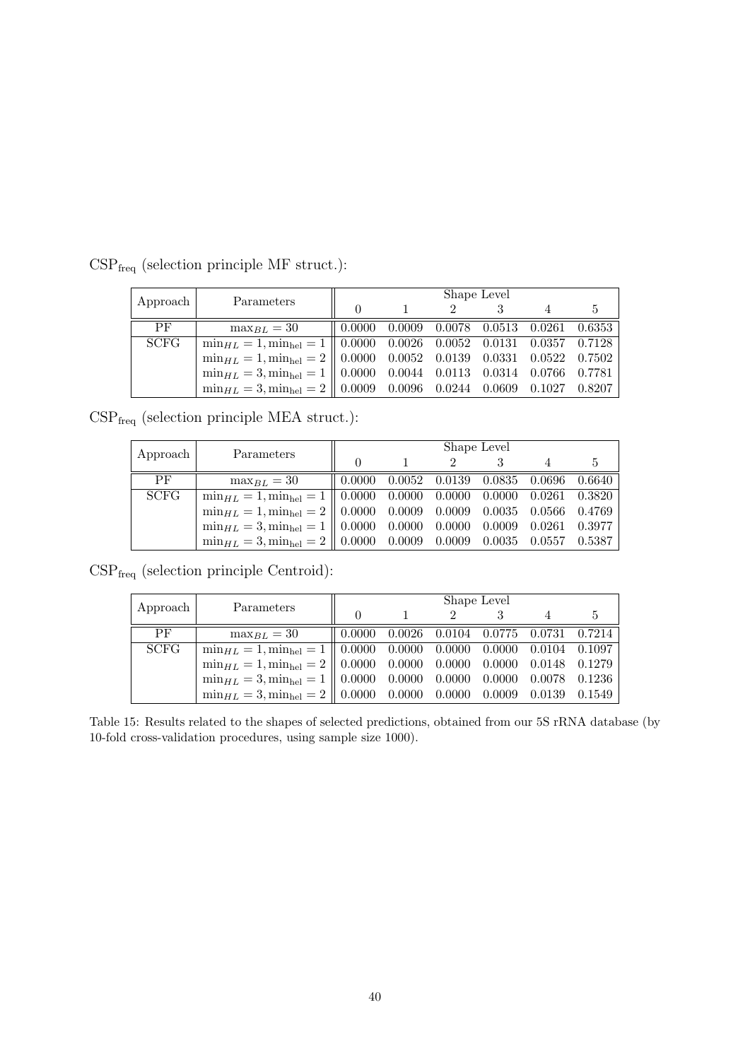$\mathrm{CSP}_{\mathrm{freq}}$ (selection principle MF struct.):

| Approach | Parameters | Shape Level | | | | | |
|---|---|---|---|---|---|---|---|
| | | 0 | 1 | 2 | 3 | 4 | 5 |
| PF | $\max_{BL} = 30$ | 0.0000 | 0.0009 | 0.0078 | 0.0513 | 0.0261 | 0.6353 |
| SCFG | $\min_{HL} = 1, \min_{\mathrm{hel}} = 1$ | 0.0000 | 0.0026 | 0.0052 | 0.0131 | 0.0357 | 0.7128 |
| | $\min_{HL} = 1, \min_{\mathrm{hel}} = 2$ | 0.0000 | 0.0052 | 0.0139 | 0.0331 | 0.0522 | 0.7502 |
| | $\min_{HL} = 3, \min_{\mathrm{hel}} = 1$ | 0.0000 | 0.0044 | 0.0113 | 0.0314 | 0.0766 | 0.7781 |
| | $\min_{HL} = 3, \min_{\mathrm{hel}} = 2$ | 0.0009 | 0.0096 | 0.0244 | 0.0609 | 0.1027 | 0.8207 |

$\mathrm{CSP}_{\mathrm{freq}}$ (selection principle MEA struct.):

| Approach | Parameters | Shape Level | | | | | |
|---|---|---|---|---|---|---|---|
| | | 0 | 1 | 2 | 3 | 4 | 5 |
| PF | $\max_{BL} = 30$ | 0.0000 | 0.0052 | 0.0139 | 0.0835 | 0.0696 | 0.6640 |
| SCFG | $\min_{HL} = 1, \min_{\mathrm{hel}} = 1$ | 0.0000 | 0.0000 | 0.0000 | 0.0000 | 0.0261 | 0.3820 |
| | $\min_{HL} = 1, \min_{\mathrm{hel}} = 2$ | 0.0000 | 0.0009 | 0.0009 | 0.0035 | 0.0566 | 0.4769 |
| | $\min_{HL} = 3, \min_{\mathrm{hel}} = 1$ | 0.0000 | 0.0000 | 0.0000 | 0.0009 | 0.0261 | 0.3977 |
| | $\min_{HL} = 3, \min_{\mathrm{hel}} = 2$ | 0.0000 | 0.0009 | 0.0009 | 0.0035 | 0.0557 | 0.5387 |

$\mathrm{CSP}_{\mathrm{freq}}$ (selection principle Centroid):

| Approach | Parameters | Shape Level | | | | | |
|---|---|---|---|---|---|---|---|
| | | 0 | 1 | 2 | 3 | 4 | 5 |
| PF | $\max_{BL} = 30$ | 0.0000 | 0.0026 | 0.0104 | 0.0775 | 0.0731 | 0.7214 |
| SCFG | $\min_{HL} = 1, \min_{\mathrm{hel}} = 1$ | 0.0000 | 0.0000 | 0.0000 | 0.0000 | 0.0104 | 0.1097 |
| | $\min_{HL} = 1, \min_{\mathrm{hel}} = 2$ | 0.0000 | 0.0000 | 0.0000 | 0.0000 | 0.0148 | 0.1279 |
| | $\min_{HL} = 3, \min_{\mathrm{hel}} = 1$ | 0.0000 | 0.0000 | 0.0000 | 0.0000 | 0.0078 | 0.1236 |
| | $\min_{HL} = 3, \min_{\mathrm{hel}} = 2$ | 0.0000 | 0.0000 | 0.0000 | 0.0009 | 0.0139 | 0.1549 |

Table 15: Results related to the shapes of selected predictions, obtained from our 5S rRNA database (by 10-fold cross-validation procedures, using sample size 1000).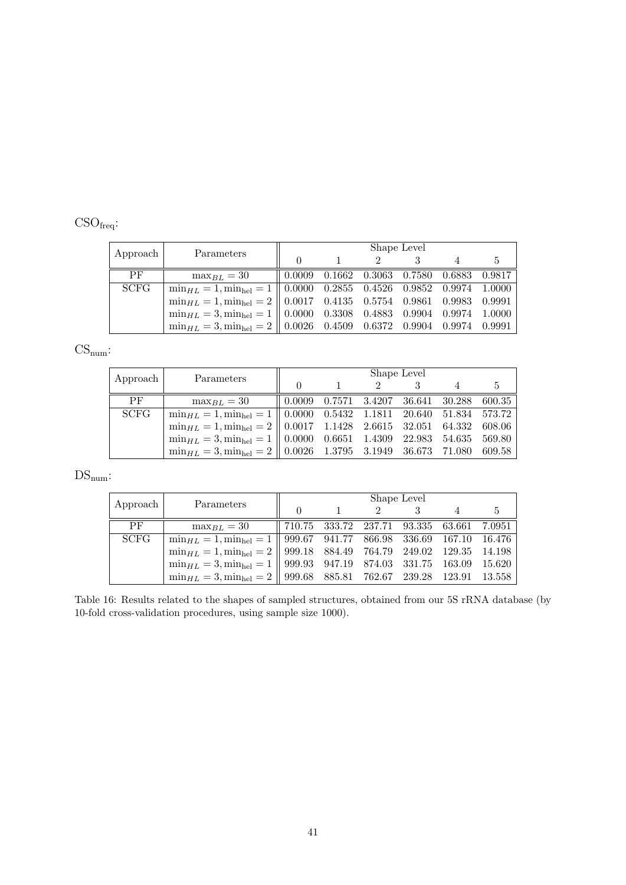$\mathrm{CSO}_{\mathrm{freq}}$:

| Approach | Parameters | Shape Level | | | | | |
|---|---|---|---|---|---|---|---|
| | | 0 | 1 | 2 | 3 | 4 | 5 |
| PF | $\max_{BL} = 30$ | 0.0009 | 0.1662 | 0.3063 | 0.7580 | 0.6883 | 0.9817 |
| SCFG | $\min_{HL} = 1, \min_{\mathrm{hel}} = 1$ | 0.0000 | 0.2855 | 0.4526 | 0.9852 | 0.9974 | 1.0000 |
| | $\min_{HL} = 1, \min_{\mathrm{hel}} = 2$ | 0.0017 | 0.4135 | 0.5754 | 0.9861 | 0.9983 | 0.9991 |
| | $\min_{HL} = 3, \min_{\mathrm{hel}} = 1$ | 0.0000 | 0.3308 | 0.4883 | 0.9904 | 0.9974 | 1.0000 |
| | $\min_{HL} = 3, \min_{\mathrm{hel}} = 2$ | 0.0026 | 0.4509 | 0.6372 | 0.9904 | 0.9974 | 0.9991 |

$\mathrm{CS}_{\mathrm{num}}$:

| Approach | Parameters | Shape Level | | | | | |
|---|---|---|---|---|---|---|---|
| | | 0 | 1 | 2 | 3 | 4 | 5 |
| PF | $\max_{BL} = 30$ | 0.0009 | 0.7571 | 3.4207 | 36.641 | 30.288 | 600.35 |
| SCFG | $\min_{HL} = 1, \min_{\mathrm{hel}} = 1$ | 0.0000 | 0.5432 | 1.1811 | 20.640 | 51.834 | 573.72 |
| | $\min_{HL} = 1, \min_{\mathrm{hel}} = 2$ | 0.0017 | 1.1428 | 2.6615 | 32.051 | 64.332 | 608.06 |
| | $\min_{HL} = 3, \min_{\mathrm{hel}} = 1$ | 0.0000 | 0.6651 | 1.4309 | 22.983 | 54.635 | 569.80 |
| | $\min_{HL} = 3, \min_{\mathrm{hel}} = 2$ | 0.0026 | 1.3795 | 3.1949 | 36.673 | 71.080 | 609.58 |

$\mathrm{DS}_{\mathrm{num}}$:

| Approach | Parameters | Shape Level | | | | | |
|---|---|---|---|---|---|---|---|
| | | 0 | 1 | 2 | 3 | 4 | 5 |
| PF | $\max_{BL} = 30$ | 710.75 | 333.72 | 237.71 | 93.335 | 63.661 | 7.0951 |
| SCFG | $\min_{HL} = 1, \min_{\mathrm{hel}} = 1$ | 999.67 | 941.77 | 866.98 | 336.69 | 167.10 | 16.476 |
| | $\min_{HL} = 1, \min_{\mathrm{hel}} = 2$ | 999.18 | 884.49 | 764.79 | 249.02 | 129.35 | 14.198 |
| | $\min_{HL} = 3, \min_{\mathrm{hel}} = 1$ | 999.93 | 947.19 | 874.03 | 331.75 | 163.09 | 15.620 |
| | $\min_{HL} = 3, \min_{\mathrm{hel}} = 2$ | 999.68 | 885.81 | 762.67 | 239.28 | 123.91 | 13.558 |

Table 16: Results related to the shapes of sampled structures, obtained from our 5S rRNA database (by 10-fold cross-validation procedures, using sample size 1000).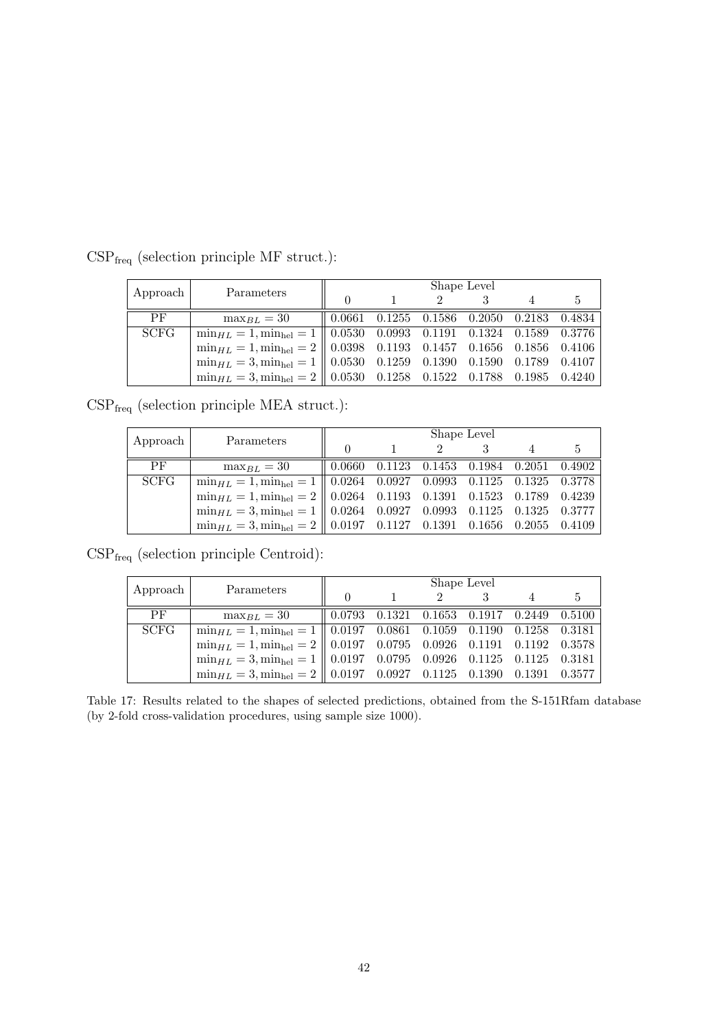$\text{CSP}_{\text{freq}}$ (selection principle MF struct.):

| Approach | Parameters | Shape Level | | | | | |
|---|---|---|---|---|---|---|---|
| | | 0 | 1 | 2 | 3 | 4 | 5 |
| PF | $\max_{BL} = 30$ | 0.0661 | 0.1255 | 0.1586 | 0.2050 | 0.2183 | 0.4834 |
| SCFG | $\min_{HL} = 1, \min_{\text{hel}} = 1$ | 0.0530 | 0.0993 | 0.1191 | 0.1324 | 0.1589 | 0.3776 |
| | $\min_{HL} = 1, \min_{\text{hel}} = 2$ | 0.0398 | 0.1193 | 0.1457 | 0.1656 | 0.1856 | 0.4106 |
| | $\min_{HL} = 3, \min_{\text{hel}} = 1$ | 0.0530 | 0.1259 | 0.1390 | 0.1590 | 0.1789 | 0.4107 |
| | $\min_{HL} = 3, \min_{\text{hel}} = 2$ | 0.0530 | 0.1258 | 0.1522 | 0.1788 | 0.1985 | 0.4240 |

$\text{CSP}_{\text{freq}}$ (selection principle MEA struct.):

| Approach | Parameters | Shape Level | | | | | |
|---|---|---|---|---|---|---|---|
| | | 0 | 1 | 2 | 3 | 4 | 5 |
| PF | $\max_{BL} = 30$ | 0.0660 | 0.1123 | 0.1453 | 0.1984 | 0.2051 | 0.4902 |
| SCFG | $\min_{HL} = 1, \min_{\text{hel}} = 1$ | 0.0264 | 0.0927 | 0.0993 | 0.1125 | 0.1325 | 0.3778 |
| | $\min_{HL} = 1, \min_{\text{hel}} = 2$ | 0.0264 | 0.1193 | 0.1391 | 0.1523 | 0.1789 | 0.4239 |
| | $\min_{HL} = 3, \min_{\text{hel}} = 1$ | 0.0264 | 0.0927 | 0.0993 | 0.1125 | 0.1325 | 0.3777 |
| | $\min_{HL} = 3, \min_{\text{hel}} = 2$ | 0.0197 | 0.1127 | 0.1391 | 0.1656 | 0.2055 | 0.4109 |

$\text{CSP}_{\text{freq}}$ (selection principle Centroid):

| Approach | Parameters | Shape Level | | | | | |
|---|---|---|---|---|---|---|---|
| | | 0 | 1 | 2 | 3 | 4 | 5 |
| PF | $\max_{BL} = 30$ | 0.0793 | 0.1321 | 0.1653 | 0.1917 | 0.2449 | 0.5100 |
| SCFG | $\min_{HL} = 1, \min_{\text{hel}} = 1$ | 0.0197 | 0.0861 | 0.1059 | 0.1190 | 0.1258 | 0.3181 |
| | $\min_{HL} = 1, \min_{\text{hel}} = 2$ | 0.0197 | 0.0795 | 0.0926 | 0.1191 | 0.1192 | 0.3578 |
| | $\min_{HL} = 3, \min_{\text{hel}} = 1$ | 0.0197 | 0.0795 | 0.0926 | 0.1125 | 0.1125 | 0.3181 |
| | $\min_{HL} = 3, \min_{\text{hel}} = 2$ | 0.0197 | 0.0927 | 0.1125 | 0.1390 | 0.1391 | 0.3577 |

Table 17: Results related to the shapes of selected predictions, obtained from the S-151Rfam database (by 2-fold cross-validation procedures, using sample size 1000).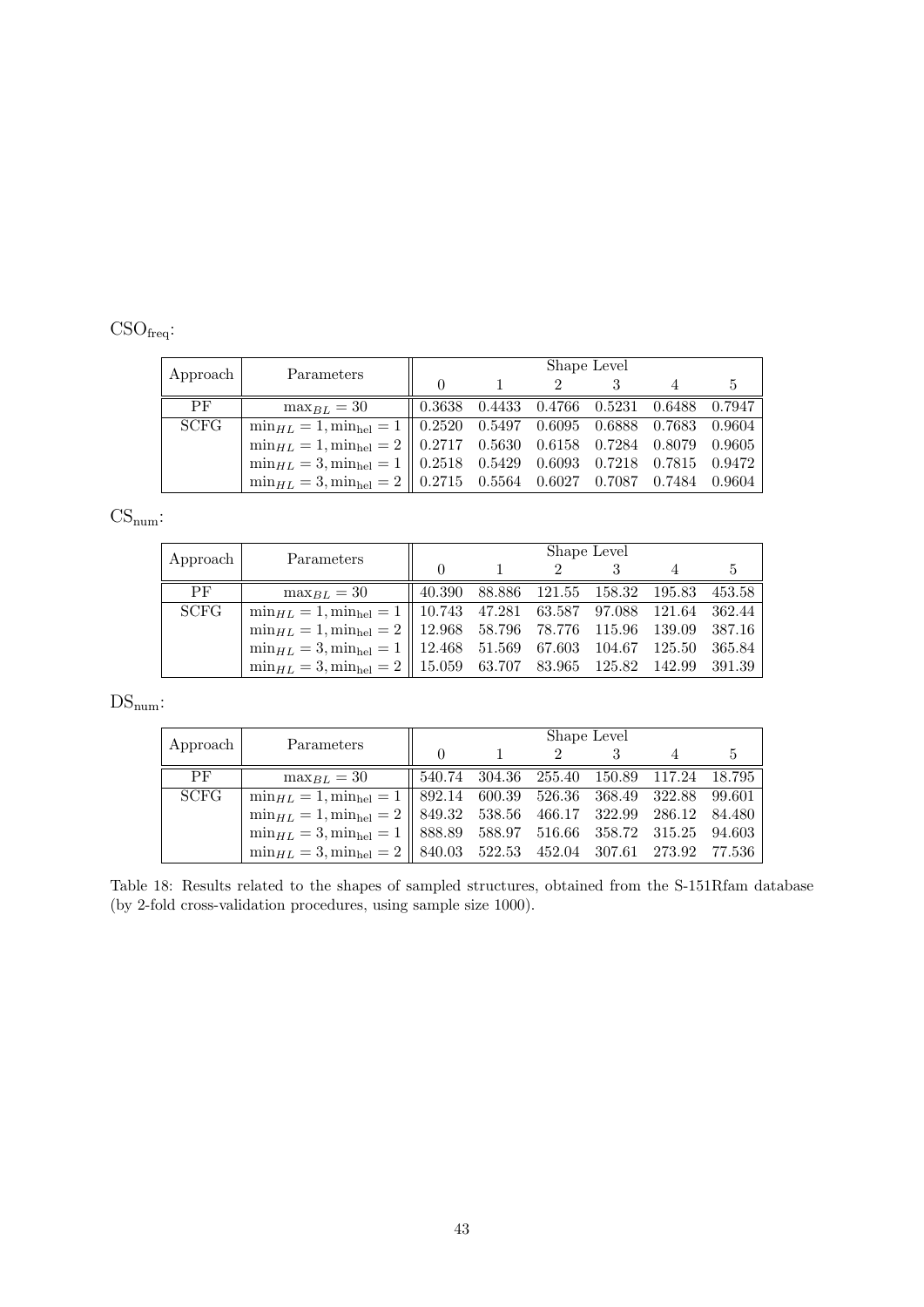$\mathrm{CSO}_{\mathrm{freq}}$:

| Approach | Parameters | Shape Level | | | | | |
|---|---|---|---|---|---|---|---|
| | | 0 | 1 | 2 | 3 | 4 | 5 |
| PF | $\max_{BL} = 30$ | 0.3638 | 0.4433 | 0.4766 | 0.5231 | 0.6488 | 0.7947 |
| SCFG | $\min_{HL} = 1, \min_{\mathrm{hel}} = 1$ | 0.2520 | 0.5497 | 0.6095 | 0.6888 | 0.7683 | 0.9604 |
| | $\min_{HL} = 1, \min_{\mathrm{hel}} = 2$ | 0.2717 | 0.5630 | 0.6158 | 0.7284 | 0.8079 | 0.9605 |
| | $\min_{HL} = 3, \min_{\mathrm{hel}} = 1$ | 0.2518 | 0.5429 | 0.6093 | 0.7218 | 0.7815 | 0.9472 |
| | $\min_{HL} = 3, \min_{\mathrm{hel}} = 2$ | 0.2715 | 0.5564 | 0.6027 | 0.7087 | 0.7484 | 0.9604 |

$\mathrm{CS}_{\mathrm{num}}$:

| Approach | Parameters | Shape Level | | | | | |
|---|---|---|---|---|---|---|---|
| | | 0 | 1 | 2 | 3 | 4 | 5 |
| PF | $\max_{BL} = 30$ | 40.390 | 88.886 | 121.55 | 158.32 | 195.83 | 453.58 |
| SCFG | $\min_{HL} = 1, \min_{\mathrm{hel}} = 1$ | 10.743 | 47.281 | 63.587 | 97.088 | 121.64 | 362.44 |
| | $\min_{HL} = 1, \min_{\mathrm{hel}} = 2$ | 12.968 | 58.796 | 78.776 | 115.96 | 139.09 | 387.16 |
| | $\min_{HL} = 3, \min_{\mathrm{hel}} = 1$ | 12.468 | 51.569 | 67.603 | 104.67 | 125.50 | 365.84 |
| | $\min_{HL} = 3, \min_{\mathrm{hel}} = 2$ | 15.059 | 63.707 | 83.965 | 125.82 | 142.99 | 391.39 |

$\mathrm{DS}_{\mathrm{num}}$:

| Approach | Parameters | Shape Level | | | | | |
|---|---|---|---|---|---|---|---|
| | | 0 | 1 | 2 | 3 | 4 | 5 |
| PF | $\max_{BL} = 30$ | 540.74 | 304.36 | 255.40 | 150.89 | 117.24 | 18.795 |
| SCFG | $\min_{HL} = 1, \min_{\mathrm{hel}} = 1$ | 892.14 | 600.39 | 526.36 | 368.49 | 322.88 | 99.601 |
| | $\min_{HL} = 1, \min_{\mathrm{hel}} = 2$ | 849.32 | 538.56 | 466.17 | 322.99 | 286.12 | 84.480 |
| | $\min_{HL} = 3, \min_{\mathrm{hel}} = 1$ | 888.89 | 588.97 | 516.66 | 358.72 | 315.25 | 94.603 |
| | $\min_{HL} = 3, \min_{\mathrm{hel}} = 2$ | 840.03 | 522.53 | 452.04 | 307.61 | 273.92 | 77.536 |

Table 18: Results related to the shapes of sampled structures, obtained from the S-151Rfam database (by 2-fold cross-validation procedures, using sample size 1000).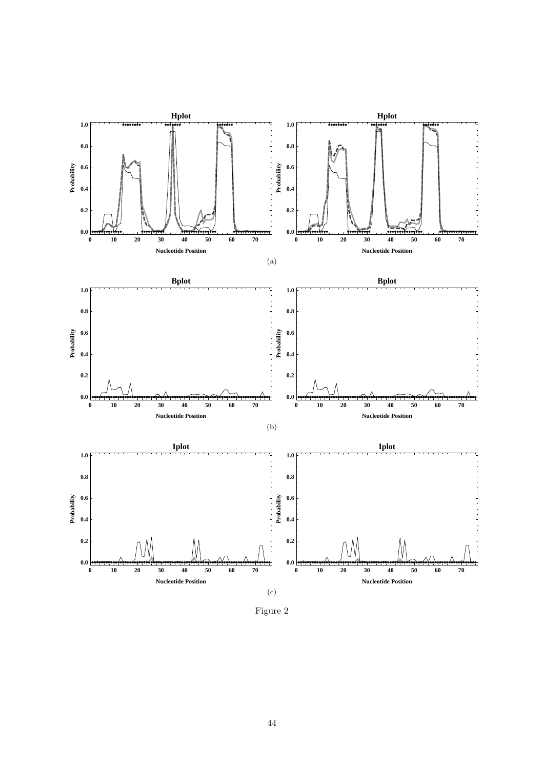(a)

(b)

(c)

Figure 2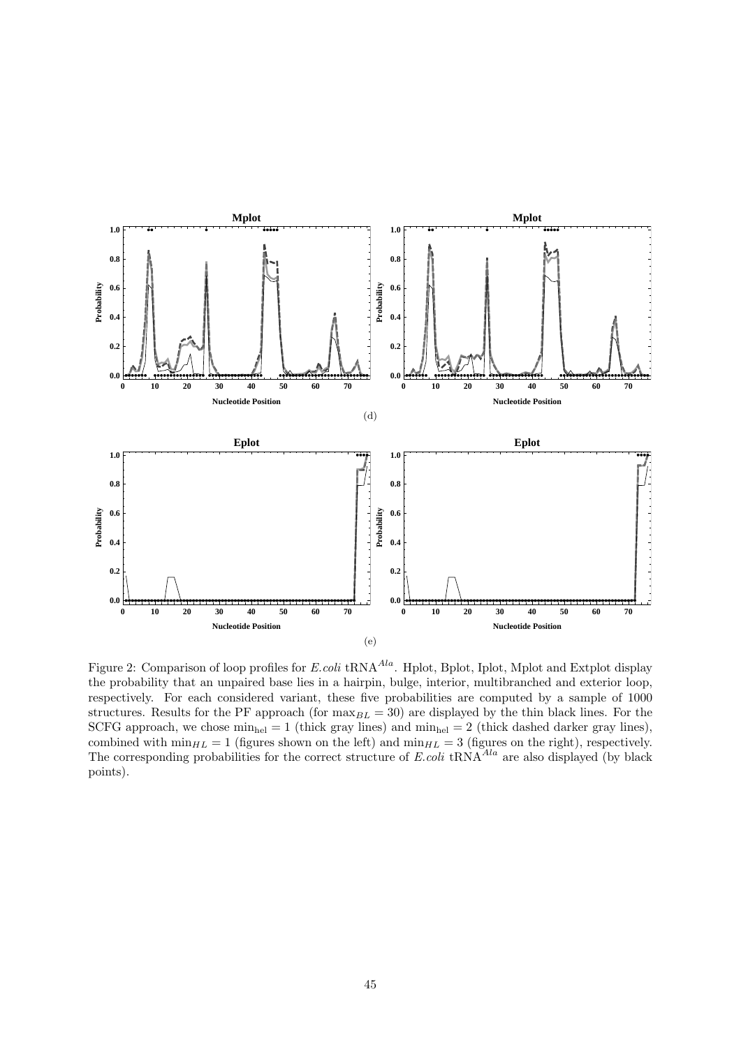(d)

(e)

Figure 2: Comparison of loop profiles for *E.coli* tRNA$^{Ala}$. Hplot, Bplot, Iplot, Mplot and Extplot display the probability that an unpaired base lies in a hairpin, bulge, interior, multibranched and exterior loop, respectively. For each considered variant, these five probabilities are computed by a sample of 1000 structures. Results for the PF approach (for $\max_{BL} = 30$) are displayed by the thin black lines. For the SCFG approach, we chose $\min_{\text{hel}} = 1$ (thick gray lines) and $\min_{\text{hel}} = 2$ (thick dashed darker gray lines), combined with $\min_{HL} = 1$ (figures shown on the left) and $\min_{HL} = 3$ (figures on the right), respectively. The corresponding probabilities for the correct structure of *E.coli* tRNA$^{Ala}$ are also displayed (by black points).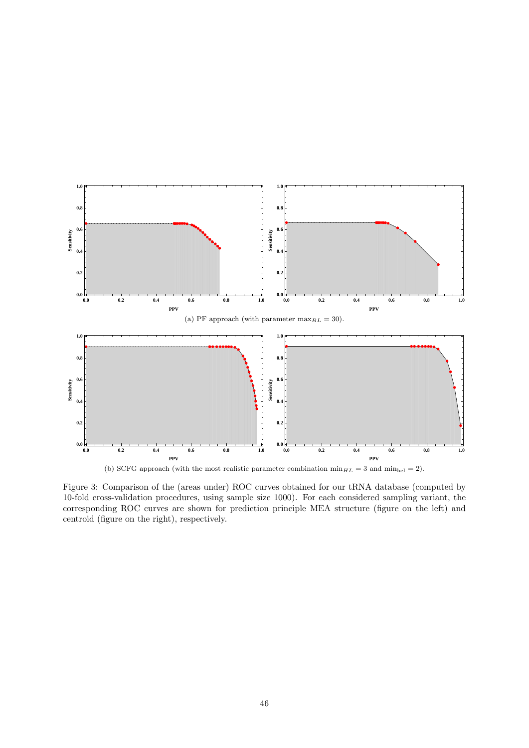(a) PF approach (with parameter $\max_{BL} = 30$).

(b) SCFG approach (with the most realistic parameter combination $\min_{HL} = 3$ and $\min_{\text{hel}} = 2$).

Figure 3: Comparison of the (areas under) ROC curves obtained for our tRNA database (computed by 10-fold cross-validation procedures, using sample size 1000). For each considered sampling variant, the corresponding ROC curves are shown for prediction principle MEA structure (figure on the left) and centroid (figure on the right), respectively.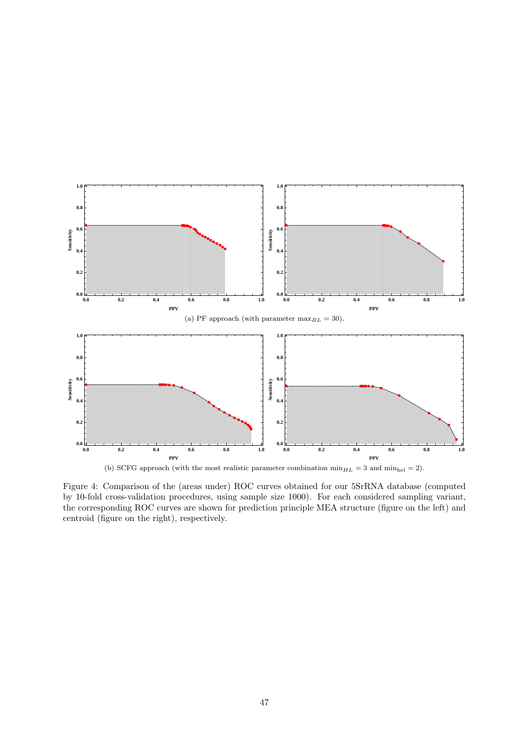(a) PF approach (with parameter $\max_{BL} = 30$).

(b) SCFG approach (with the most realistic parameter combination $\min_{HL} = 3$ and $\min_{\text{hel}} = 2$).

Figure 4: Comparison of the (areas under) ROC curves obtained for our 5SrRNA database (computed by 10-fold cross-validation procedures, using sample size 1000). For each considered sampling variant, the corresponding ROC curves are shown for prediction principle MEA structure (figure on the left) and centroid (figure on the right), respectively.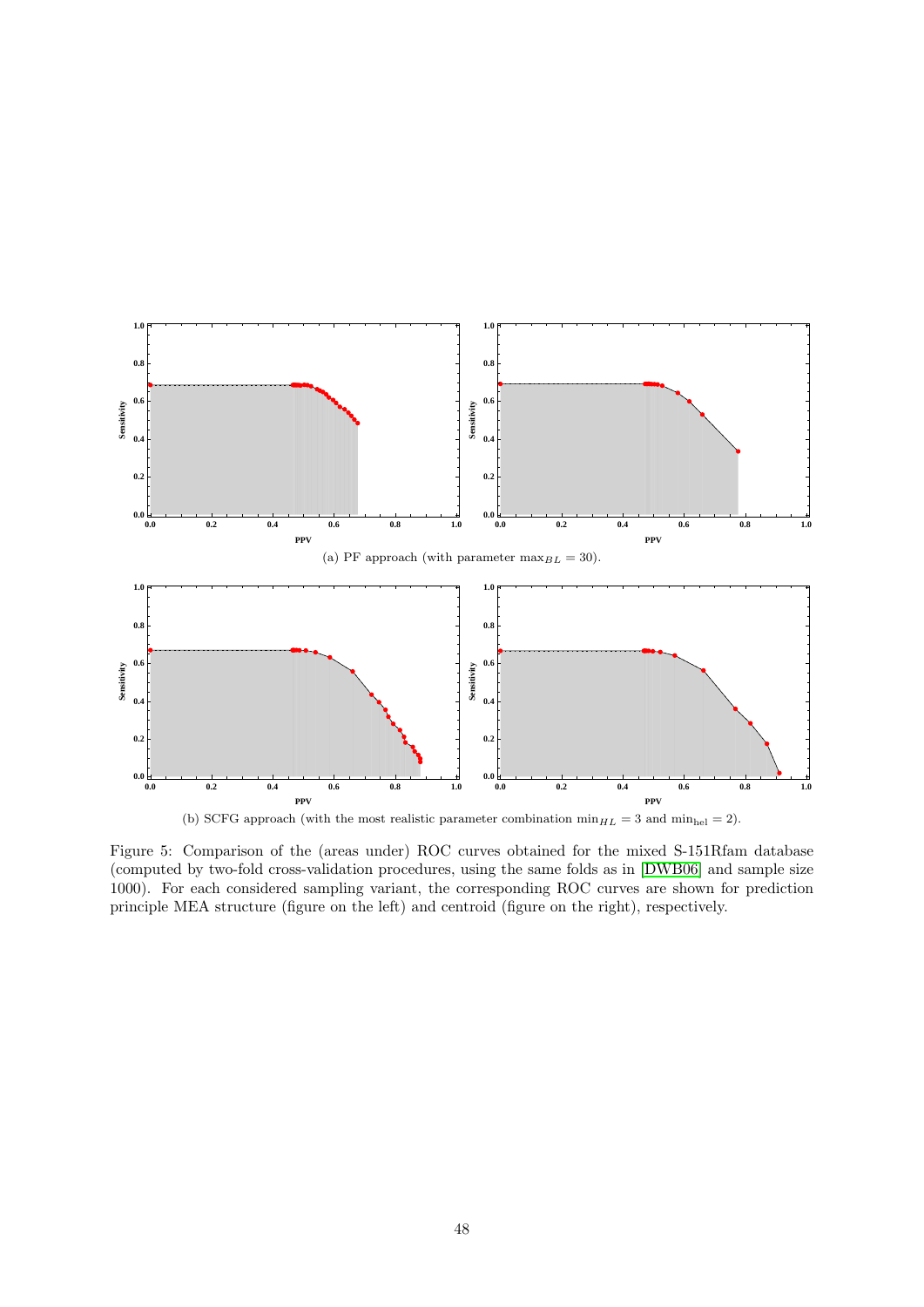Sensitivity

PPV

0.0 0.2 0.4 0.6 0.8 1.0

(a) PF approach (with parameter $\max_{BL} = 30$).

Sensitivity

PPV

0.0 0.2 0.4 0.6 0.8 1.0

(b) SCFG approach (with the most realistic parameter combination $\min_{HL} = 3$ and $\min_{\text{hel}} = 2$).

Figure 5: Comparison of the (areas under) ROC curves obtained for the mixed S-151Rfam database (computed by two-fold cross-validation procedures, using the same folds as in [DWB06] and sample size 1000). For each considered sampling variant, the corresponding ROC curves are shown for prediction principle MEA structure (figure on the left) and centroid (figure on the right), respectively.